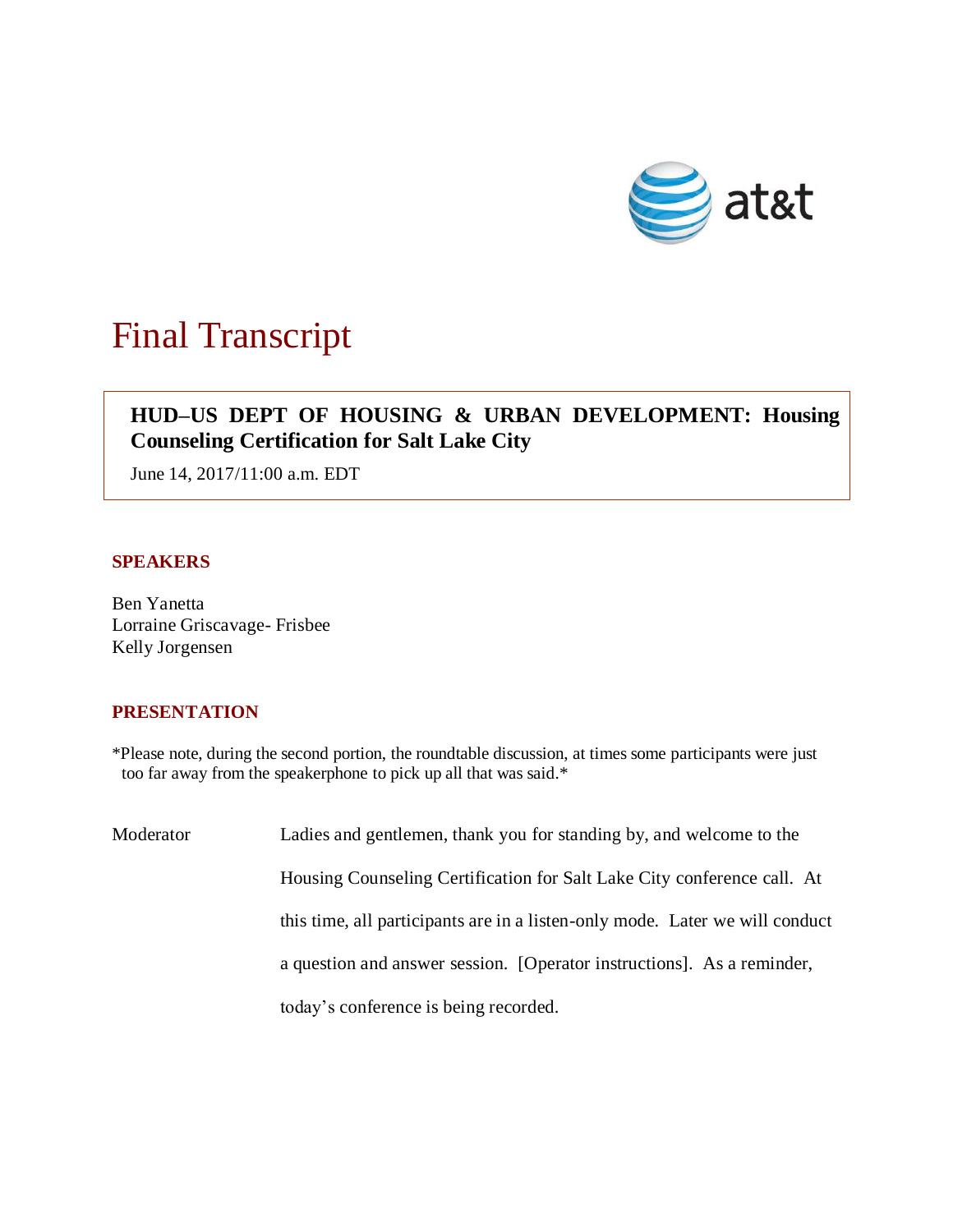# Final Transcript

**HUD–US DEPT OF HOUSING & URBAN DEVELOPMENT: Housing Counseling Certification for Salt Lake City**

June 14, 2017/11:00 a.m. EDT

## SPEAKERS

Ben Yanetta
Lorraine Griscavage- Frisbee
Kelly Jorgensen

## PRESENTATION

*Please note, during the second portion, the roundtable discussion, at times some participants were just too far away from the speakerphone to pick up all that was said.*

Moderator: Ladies and gentlemen, thank you for standing by, and welcome to the Housing Counseling Certification for Salt Lake City conference call. At this time, all participants are in a listen-only mode. Later we will conduct a question and answer session. [Operator instructions]. As a reminder, today's conference is being recorded.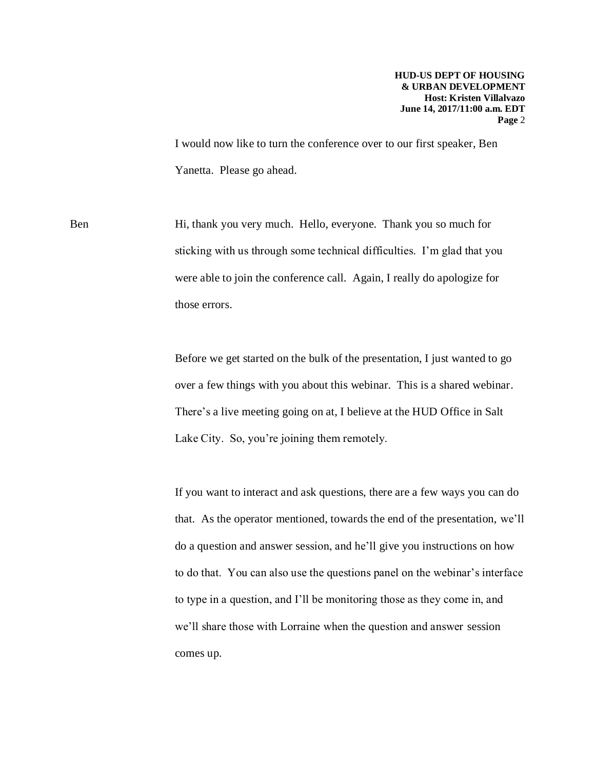I would now like to turn the conference over to our first speaker, Ben Yanetta. Please go ahead.

Ben

Hi, thank you very much. Hello, everyone. Thank you so much for sticking with us through some technical difficulties. I'm glad that you were able to join the conference call. Again, I really do apologize for those errors.

Before we get started on the bulk of the presentation, I just wanted to go over a few things with you about this webinar. This is a shared webinar. There's a live meeting going on at, I believe at the HUD Office in Salt Lake City. So, you're joining them remotely.

If you want to interact and ask questions, there are a few ways you can do that. As the operator mentioned, towards the end of the presentation, we'll do a question and answer session, and he'll give you instructions on how to do that. You can also use the questions panel on the webinar's interface to type in a question, and I'll be monitoring those as they come in, and we'll share those with Lorraine when the question and answer session comes up.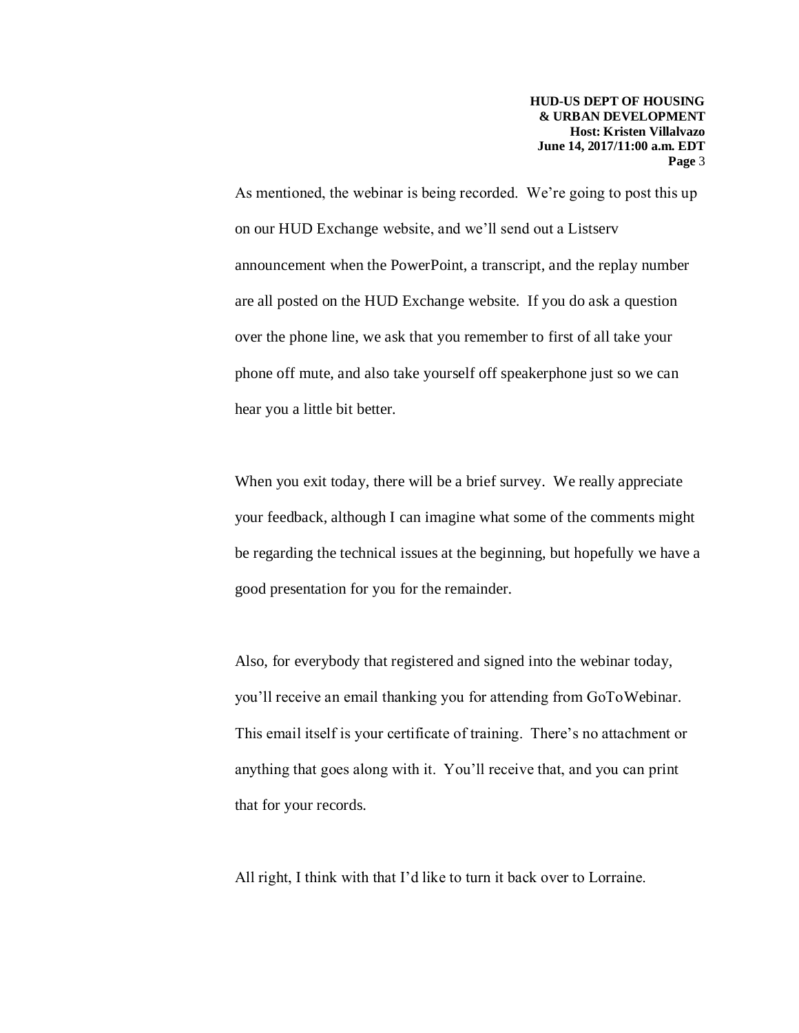As mentioned, the webinar is being recorded. We're going to post this up on our HUD Exchange website, and we'll send out a Listserv announcement when the PowerPoint, a transcript, and the replay number are all posted on the HUD Exchange website. If you do ask a question over the phone line, we ask that you remember to first of all take your phone off mute, and also take yourself off speakerphone just so we can hear you a little bit better.

When you exit today, there will be a brief survey. We really appreciate your feedback, although I can imagine what some of the comments might be regarding the technical issues at the beginning, but hopefully we have a good presentation for you for the remainder.

Also, for everybody that registered and signed into the webinar today, you'll receive an email thanking you for attending from GoToWebinar. This email itself is your certificate of training. There's no attachment or anything that goes along with it. You'll receive that, and you can print that for your records.

All right, I think with that I'd like to turn it back over to Lorraine.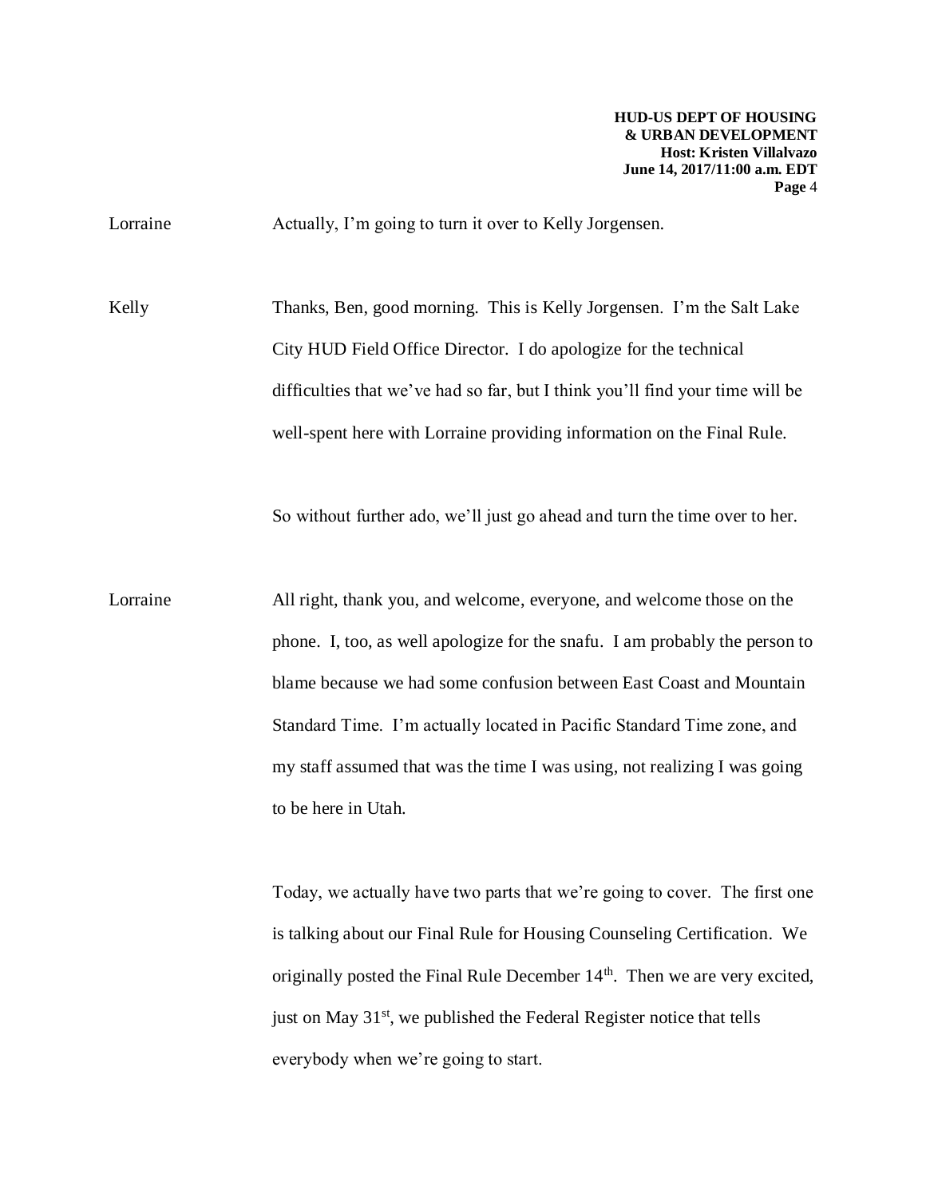Lorraine Actually, I'm going to turn it over to Kelly Jorgensen.

Kelly Thanks, Ben, good morning. This is Kelly Jorgensen. I'm the Salt Lake City HUD Field Office Director. I do apologize for the technical difficulties that we've had so far, but I think you'll find your time will be well-spent here with Lorraine providing information on the Final Rule.

So without further ado, we'll just go ahead and turn the time over to her.

Lorraine All right, thank you, and welcome, everyone, and welcome those on the phone. I, too, as well apologize for the snafu. I am probably the person to blame because we had some confusion between East Coast and Mountain Standard Time. I'm actually located in Pacific Standard Time zone, and my staff assumed that was the time I was using, not realizing I was going to be here in Utah.

Today, we actually have two parts that we're going to cover. The first one is talking about our Final Rule for Housing Counseling Certification. We originally posted the Final Rule December 14th. Then we are very excited, just on May 31st, we published the Federal Register notice that tells everybody when we're going to start.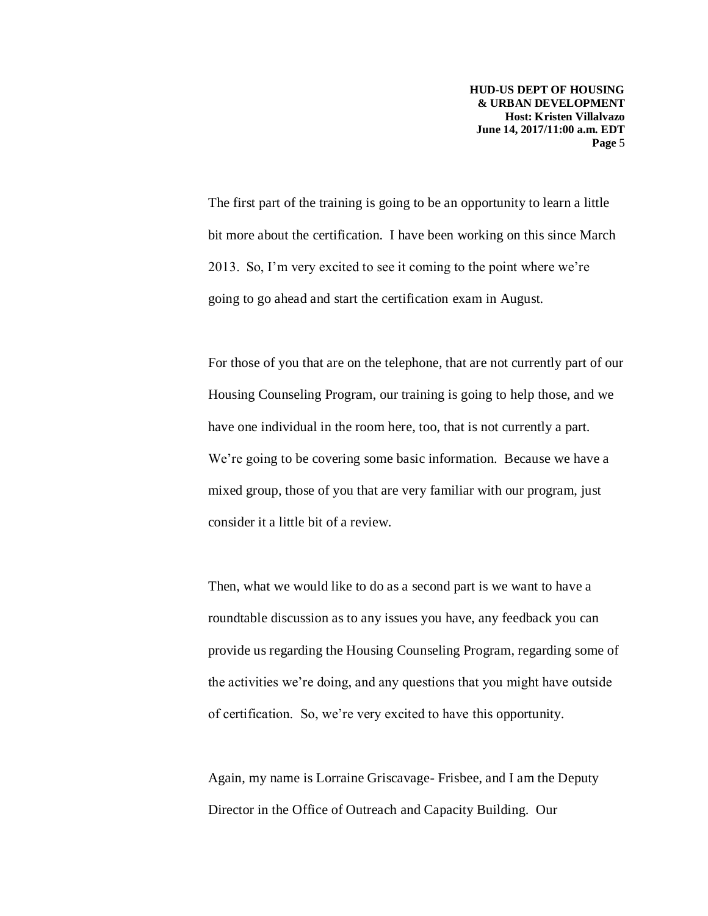The first part of the training is going to be an opportunity to learn a little bit more about the certification. I have been working on this since March 2013. So, I'm very excited to see it coming to the point where we're going to go ahead and start the certification exam in August.

For those of you that are on the telephone, that are not currently part of our Housing Counseling Program, our training is going to help those, and we have one individual in the room here, too, that is not currently a part. We're going to be covering some basic information. Because we have a mixed group, those of you that are very familiar with our program, just consider it a little bit of a review.

Then, what we would like to do as a second part is we want to have a roundtable discussion as to any issues you have, any feedback you can provide us regarding the Housing Counseling Program, regarding some of the activities we're doing, and any questions that you might have outside of certification. So, we're very excited to have this opportunity.

Again, my name is Lorraine Griscavage- Frisbee, and I am the Deputy Director in the Office of Outreach and Capacity Building. Our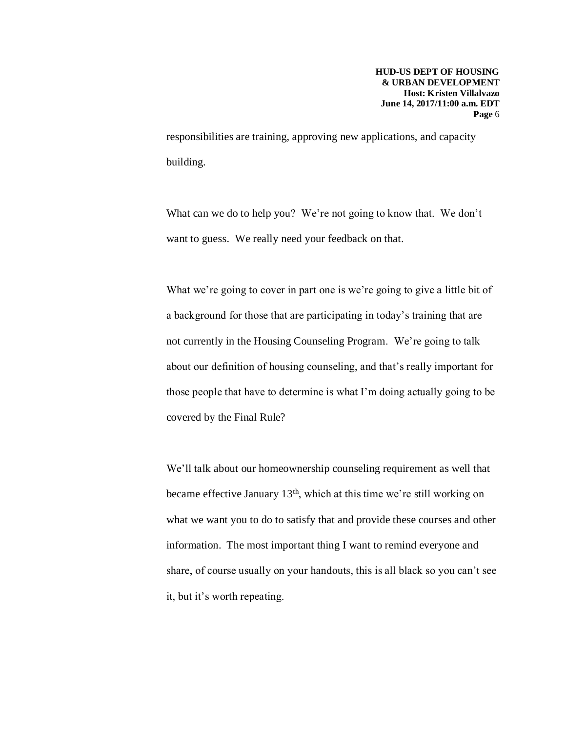responsibilities are training, approving new applications, and capacity building.

What can we do to help you? We're not going to know that. We don't want to guess. We really need your feedback on that.

What we're going to cover in part one is we're going to give a little bit of a background for those that are participating in today's training that are not currently in the Housing Counseling Program. We're going to talk about our definition of housing counseling, and that's really important for those people that have to determine is what I'm doing actually going to be covered by the Final Rule?

We'll talk about our homeownership counseling requirement as well that became effective January 13th, which at this time we're still working on what we want you to do to satisfy that and provide these courses and other information. The most important thing I want to remind everyone and share, of course usually on your handouts, this is all black so you can't see it, but it's worth repeating.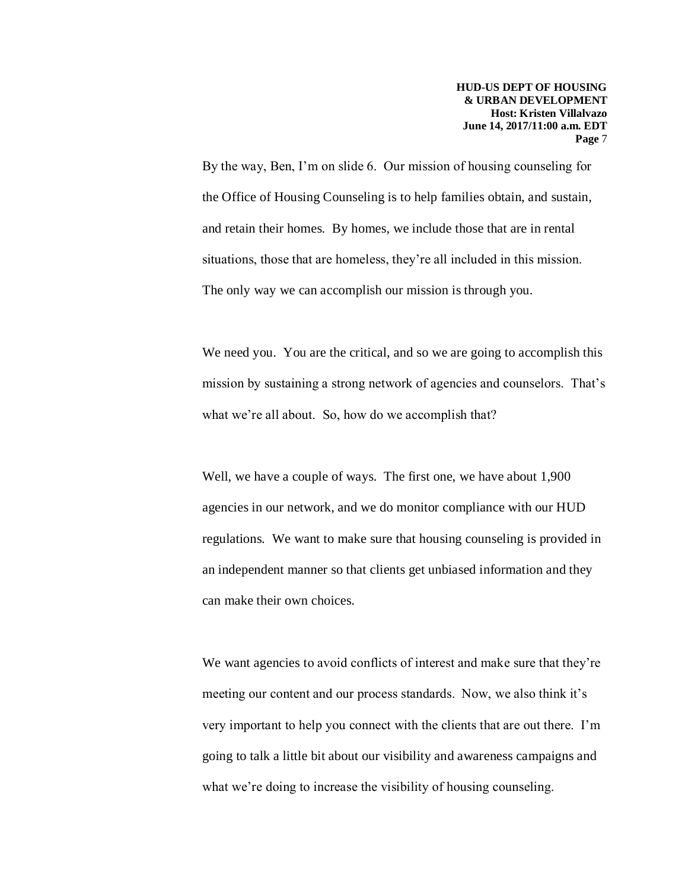By the way, Ben, I'm on slide 6. Our mission of housing counseling for the Office of Housing Counseling is to help families obtain, and sustain, and retain their homes. By homes, we include those that are in rental situations, those that are homeless, they're all included in this mission. The only way we can accomplish our mission is through you.

We need you. You are the critical, and so we are going to accomplish this mission by sustaining a strong network of agencies and counselors. That's what we're all about. So, how do we accomplish that?

Well, we have a couple of ways. The first one, we have about 1,900 agencies in our network, and we do monitor compliance with our HUD regulations. We want to make sure that housing counseling is provided in an independent manner so that clients get unbiased information and they can make their own choices.

We want agencies to avoid conflicts of interest and make sure that they're meeting our content and our process standards. Now, we also think it's very important to help you connect with the clients that are out there. I'm going to talk a little bit about our visibility and awareness campaigns and what we're doing to increase the visibility of housing counseling.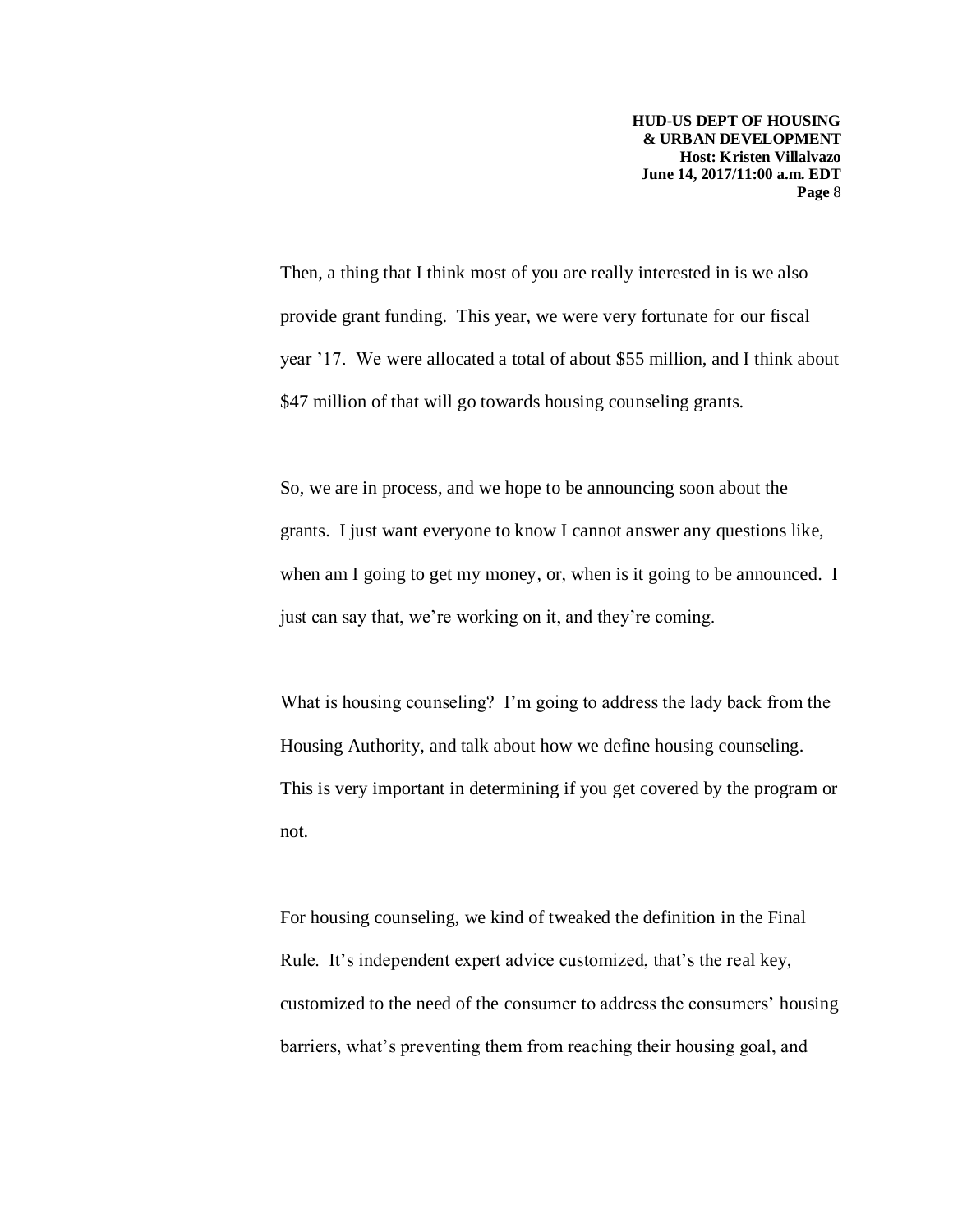Then, a thing that I think most of you are really interested in is we also provide grant funding. This year, we were very fortunate for our fiscal year '17. We were allocated a total of about $55 million, and I think about $47 million of that will go towards housing counseling grants.

So, we are in process, and we hope to be announcing soon about the grants. I just want everyone to know I cannot answer any questions like, when am I going to get my money, or, when is it going to be announced. I just can say that, we're working on it, and they're coming.

What is housing counseling? I'm going to address the lady back from the Housing Authority, and talk about how we define housing counseling. This is very important in determining if you get covered by the program or not.

For housing counseling, we kind of tweaked the definition in the Final Rule. It's independent expert advice customized, that's the real key, customized to the need of the consumer to address the consumers' housing barriers, what's preventing them from reaching their housing goal, and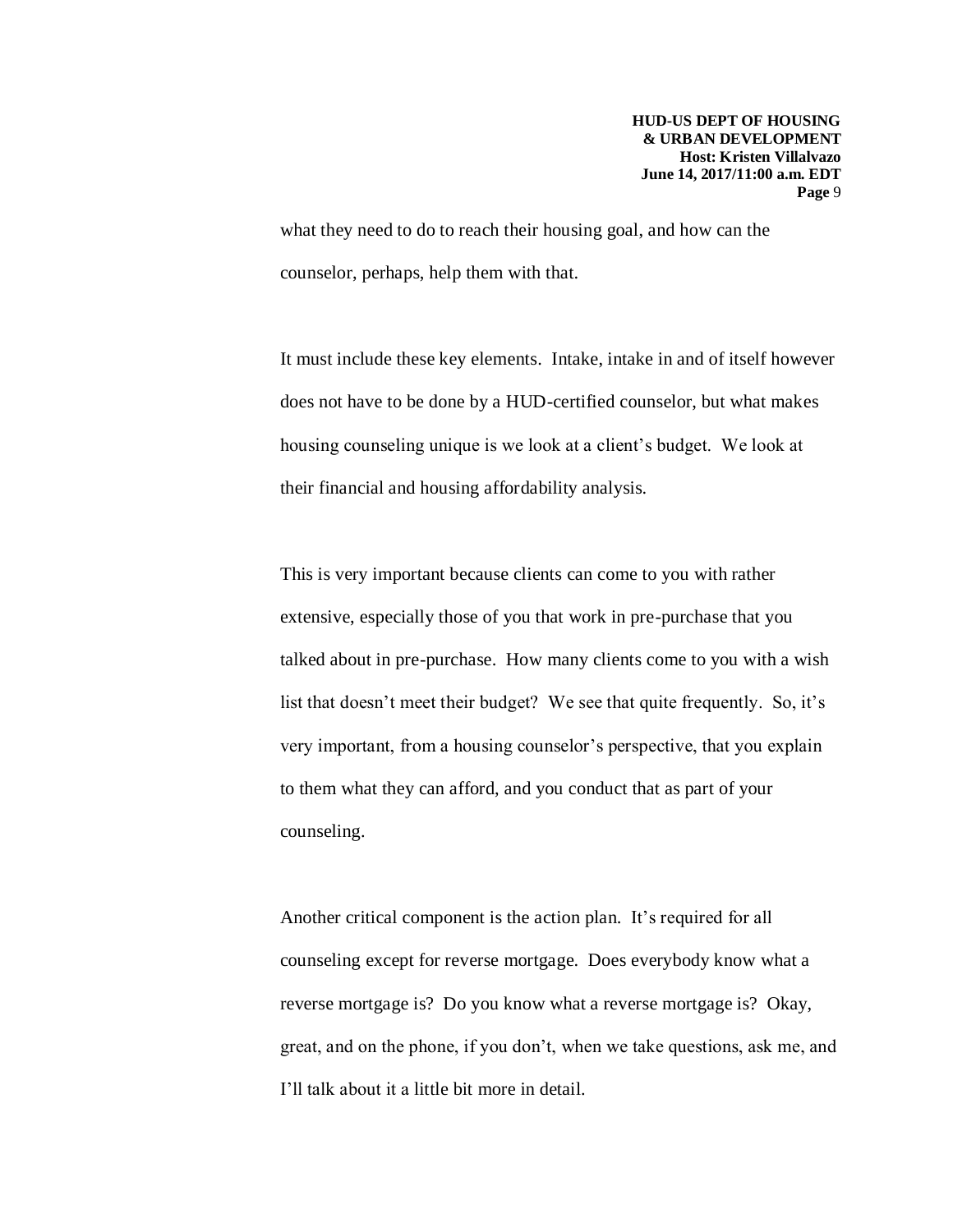what they need to do to reach their housing goal, and how can the counselor, perhaps, help them with that.

It must include these key elements. Intake, intake in and of itself however does not have to be done by a HUD-certified counselor, but what makes housing counseling unique is we look at a client's budget. We look at their financial and housing affordability analysis.

This is very important because clients can come to you with rather extensive, especially those of you that work in pre-purchase that you talked about in pre-purchase. How many clients come to you with a wish list that doesn't meet their budget? We see that quite frequently. So, it's very important, from a housing counselor's perspective, that you explain to them what they can afford, and you conduct that as part of your counseling.

Another critical component is the action plan. It's required for all counseling except for reverse mortgage. Does everybody know what a reverse mortgage is? Do you know what a reverse mortgage is? Okay, great, and on the phone, if you don't, when we take questions, ask me, and I'll talk about it a little bit more in detail.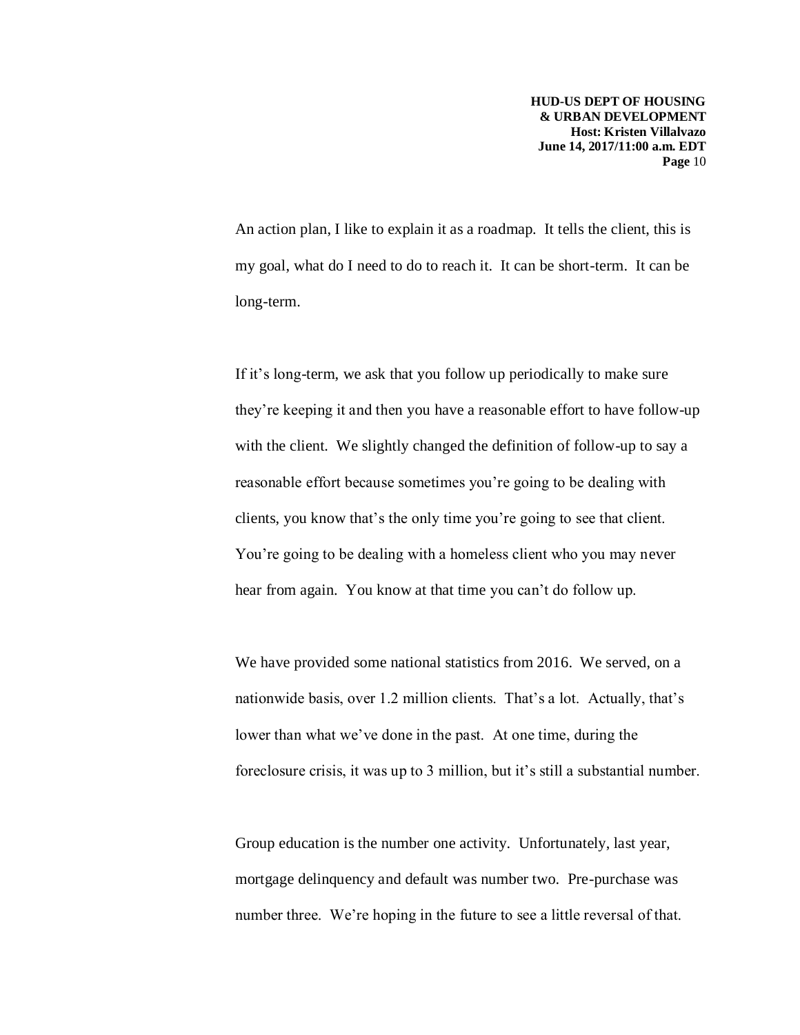An action plan, I like to explain it as a roadmap. It tells the client, this is my goal, what do I need to do to reach it. It can be short-term. It can be long-term.

If it's long-term, we ask that you follow up periodically to make sure they're keeping it and then you have a reasonable effort to have follow-up with the client. We slightly changed the definition of follow-up to say a reasonable effort because sometimes you're going to be dealing with clients, you know that's the only time you're going to see that client. You're going to be dealing with a homeless client who you may never hear from again. You know at that time you can't do follow up.

We have provided some national statistics from 2016. We served, on a nationwide basis, over 1.2 million clients. That's a lot. Actually, that's lower than what we've done in the past. At one time, during the foreclosure crisis, it was up to 3 million, but it's still a substantial number.

Group education is the number one activity. Unfortunately, last year, mortgage delinquency and default was number two. Pre-purchase was number three. We're hoping in the future to see a little reversal of that.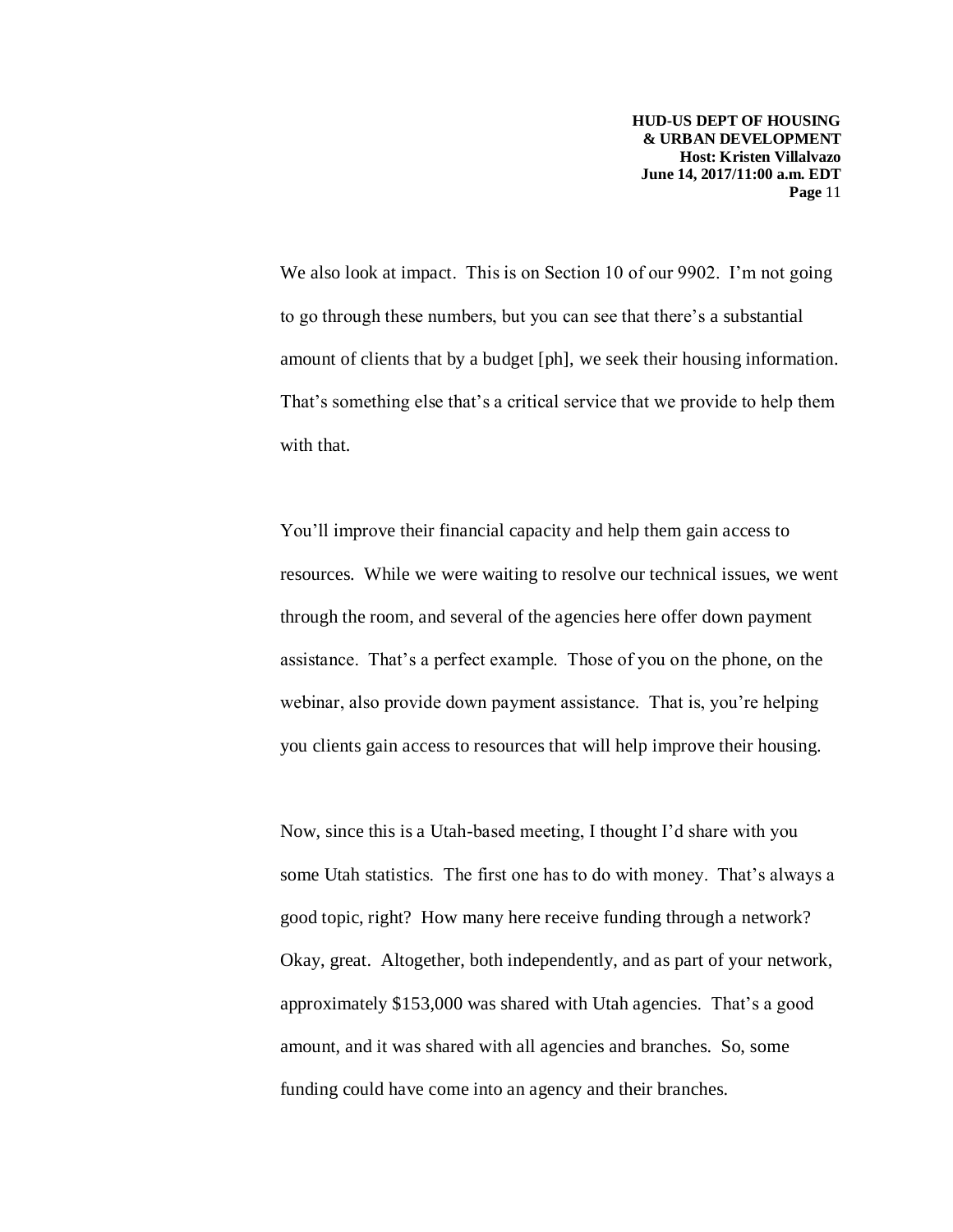We also look at impact. This is on Section 10 of our 9902. I'm not going to go through these numbers, but you can see that there's a substantial amount of clients that by a budget [ph], we seek their housing information. That's something else that's a critical service that we provide to help them with that.

You'll improve their financial capacity and help them gain access to resources. While we were waiting to resolve our technical issues, we went through the room, and several of the agencies here offer down payment assistance. That's a perfect example. Those of you on the phone, on the webinar, also provide down payment assistance. That is, you're helping you clients gain access to resources that will help improve their housing.

Now, since this is a Utah-based meeting, I thought I'd share with you some Utah statistics. The first one has to do with money. That's always a good topic, right? How many here receive funding through a network? Okay, great. Altogether, both independently, and as part of your network, approximately $153,000 was shared with Utah agencies. That's a good amount, and it was shared with all agencies and branches. So, some funding could have come into an agency and their branches.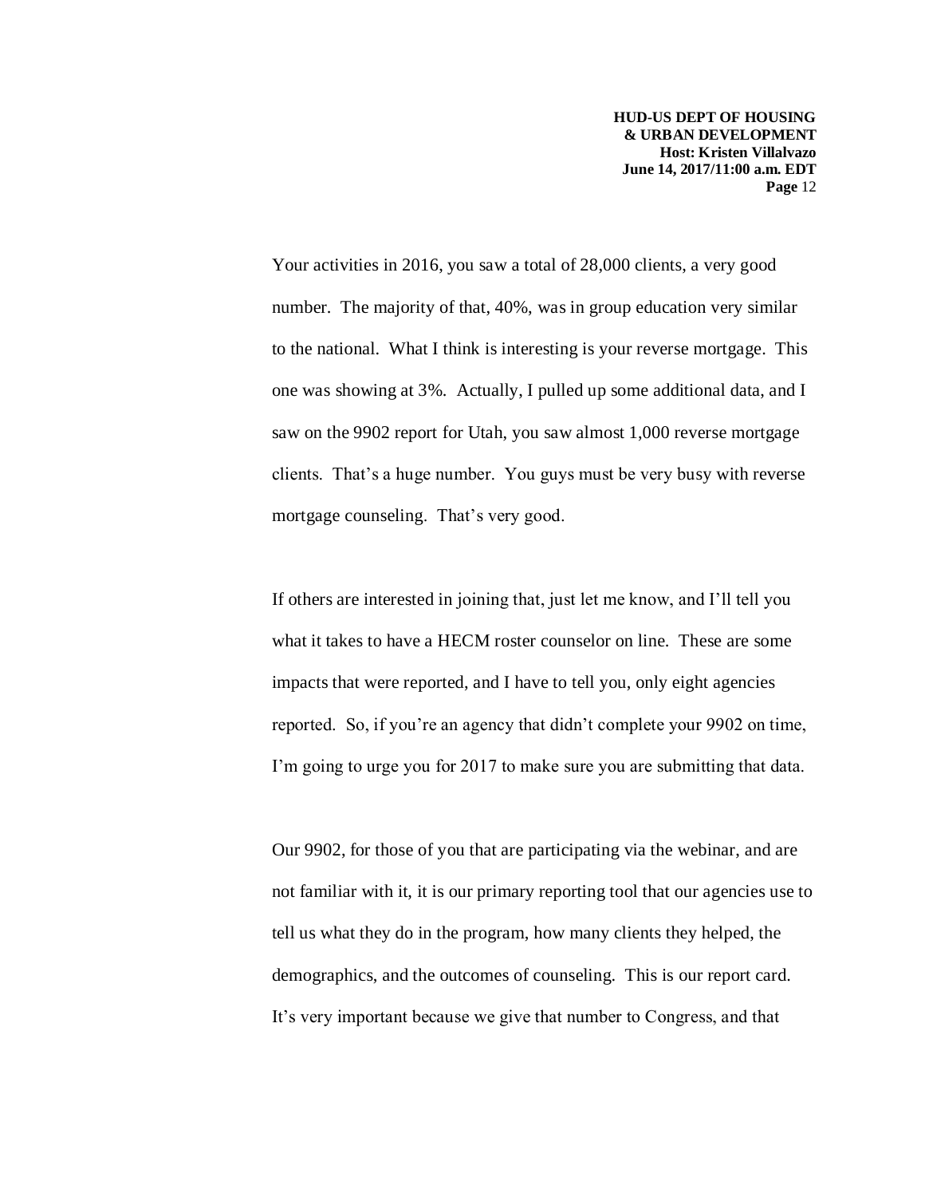Your activities in 2016, you saw a total of 28,000 clients, a very good number. The majority of that, 40%, was in group education very similar to the national. What I think is interesting is your reverse mortgage. This one was showing at 3%. Actually, I pulled up some additional data, and I saw on the 9902 report for Utah, you saw almost 1,000 reverse mortgage clients. That's a huge number. You guys must be very busy with reverse mortgage counseling. That's very good.

If others are interested in joining that, just let me know, and I'll tell you what it takes to have a HECM roster counselor on line. These are some impacts that were reported, and I have to tell you, only eight agencies reported. So, if you're an agency that didn't complete your 9902 on time, I'm going to urge you for 2017 to make sure you are submitting that data.

Our 9902, for those of you that are participating via the webinar, and are not familiar with it, it is our primary reporting tool that our agencies use to tell us what they do in the program, how many clients they helped, the demographics, and the outcomes of counseling. This is our report card. It's very important because we give that number to Congress, and that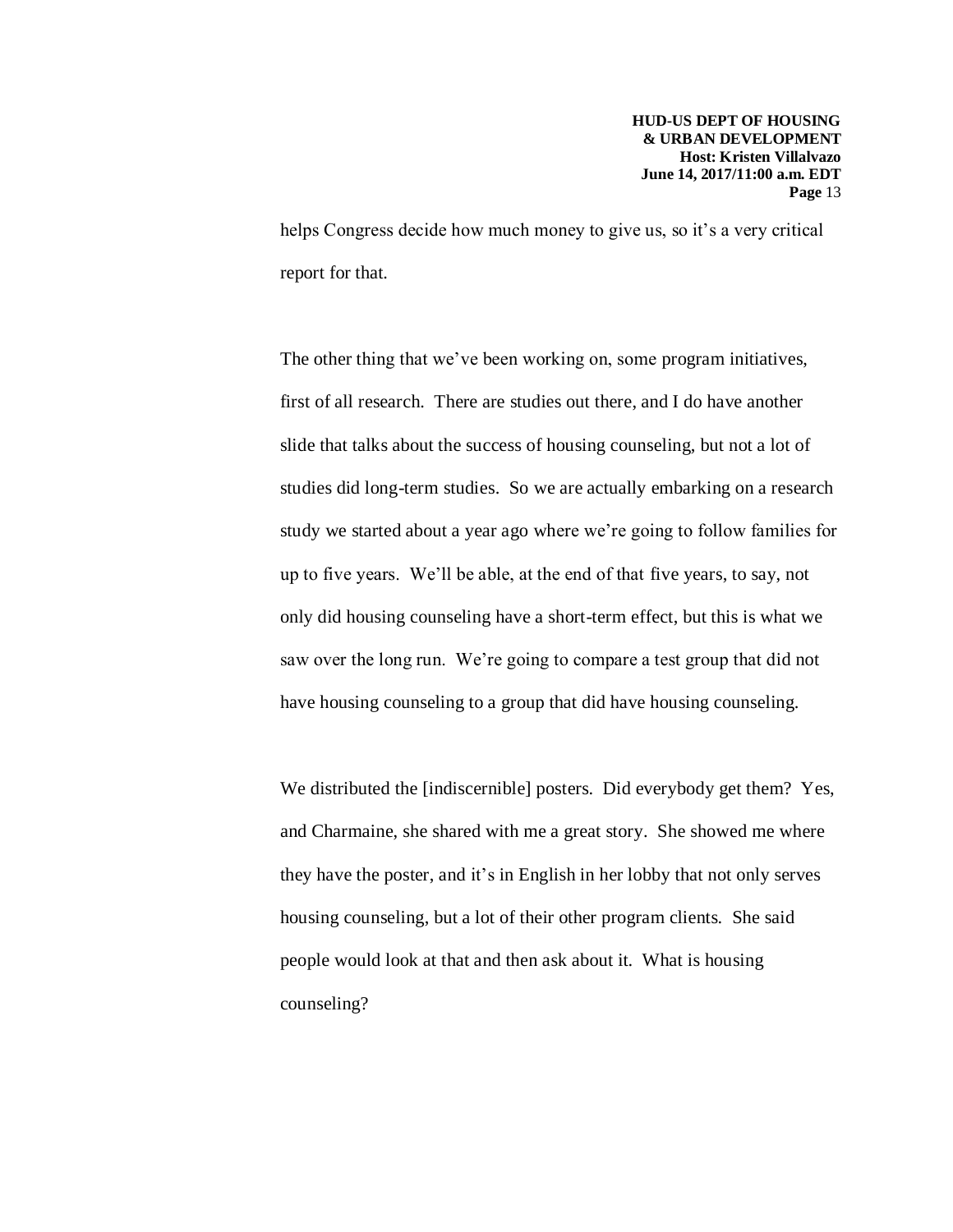helps Congress decide how much money to give us, so it's a very critical report for that.

The other thing that we've been working on, some program initiatives, first of all research. There are studies out there, and I do have another slide that talks about the success of housing counseling, but not a lot of studies did long-term studies. So we are actually embarking on a research study we started about a year ago where we're going to follow families for up to five years. We'll be able, at the end of that five years, to say, not only did housing counseling have a short-term effect, but this is what we saw over the long run. We're going to compare a test group that did not have housing counseling to a group that did have housing counseling.

We distributed the [indiscernible] posters. Did everybody get them? Yes, and Charmaine, she shared with me a great story. She showed me where they have the poster, and it's in English in her lobby that not only serves housing counseling, but a lot of their other program clients. She said people would look at that and then ask about it. What is housing counseling?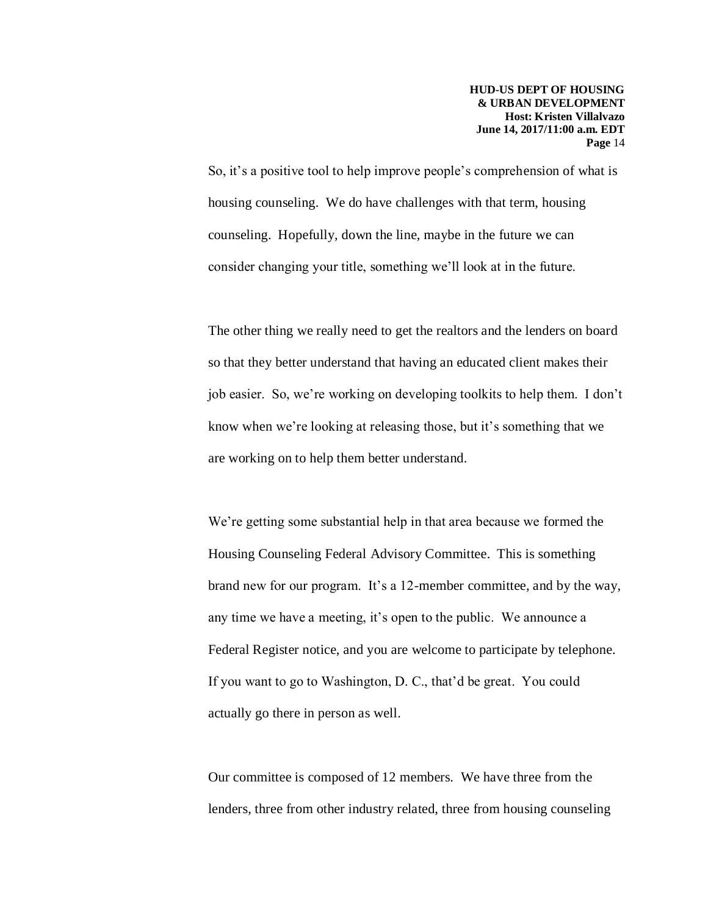So, it's a positive tool to help improve people's comprehension of what is housing counseling. We do have challenges with that term, housing counseling. Hopefully, down the line, maybe in the future we can consider changing your title, something we'll look at in the future.

The other thing we really need to get the realtors and the lenders on board so that they better understand that having an educated client makes their job easier. So, we're working on developing toolkits to help them. I don't know when we're looking at releasing those, but it's something that we are working on to help them better understand.

We're getting some substantial help in that area because we formed the Housing Counseling Federal Advisory Committee. This is something brand new for our program. It's a 12-member committee, and by the way, any time we have a meeting, it's open to the public. We announce a Federal Register notice, and you are welcome to participate by telephone. If you want to go to Washington, D. C., that'd be great. You could actually go there in person as well.

Our committee is composed of 12 members. We have three from the lenders, three from other industry related, three from housing counseling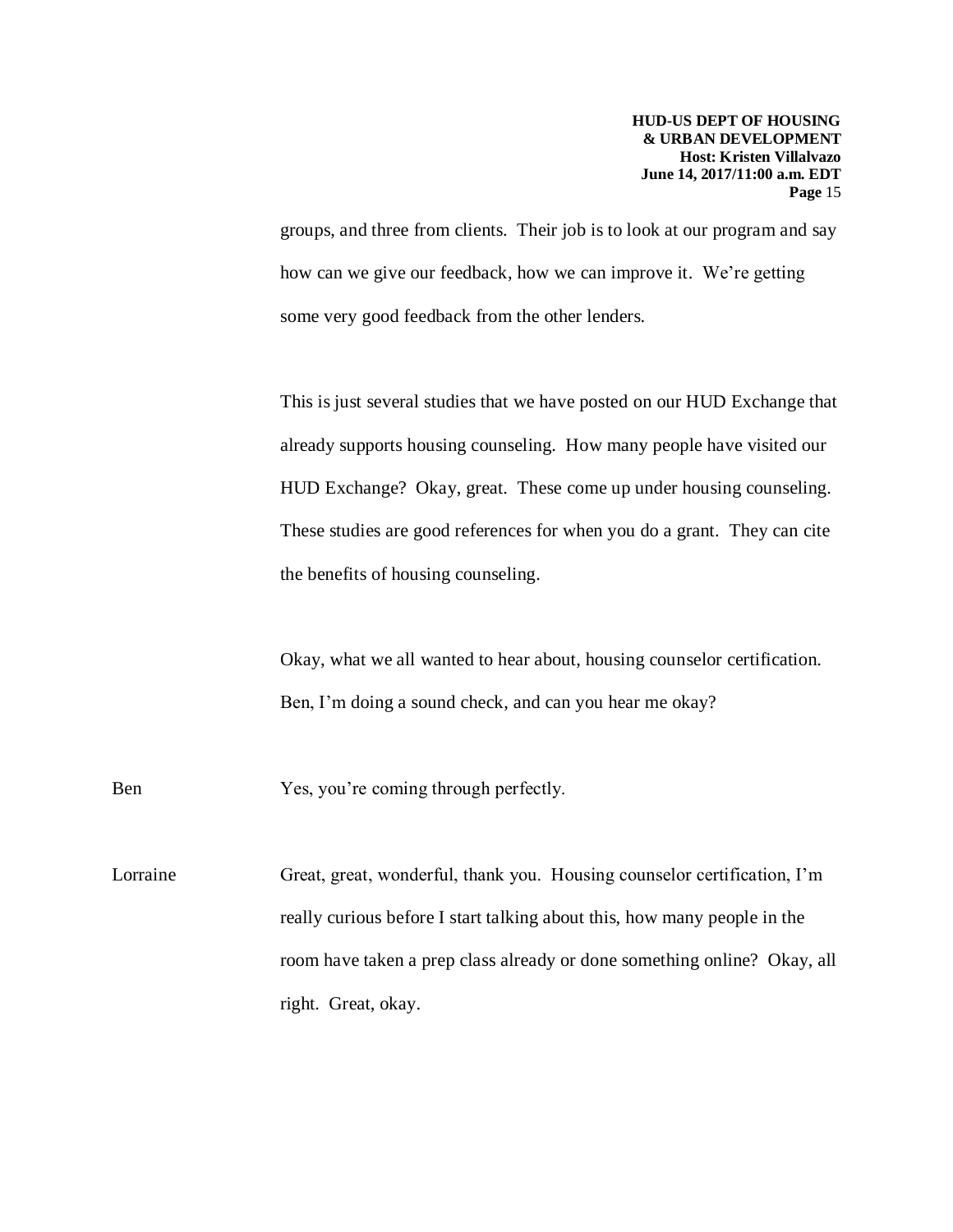groups, and three from clients. Their job is to look at our program and say how can we give our feedback, how we can improve it. We're getting some very good feedback from the other lenders.

This is just several studies that we have posted on our HUD Exchange that already supports housing counseling. How many people have visited our HUD Exchange? Okay, great. These come up under housing counseling. These studies are good references for when you do a grant. They can cite the benefits of housing counseling.

Okay, what we all wanted to hear about, housing counselor certification. Ben, I'm doing a sound check, and can you hear me okay?

Ben: Yes, you're coming through perfectly.

Lorraine: Great, great, wonderful, thank you. Housing counselor certification, I'm really curious before I start talking about this, how many people in the room have taken a prep class already or done something online? Okay, all right. Great, okay.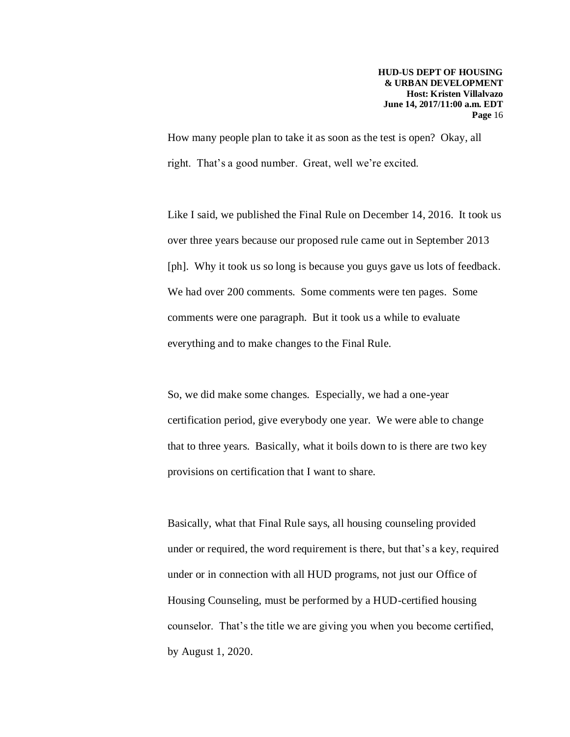How many people plan to take it as soon as the test is open? Okay, all right. That's a good number. Great, well we're excited.

Like I said, we published the Final Rule on December 14, 2016. It took us over three years because our proposed rule came out in September 2013 [ph]. Why it took us so long is because you guys gave us lots of feedback. We had over 200 comments. Some comments were ten pages. Some comments were one paragraph. But it took us a while to evaluate everything and to make changes to the Final Rule.

So, we did make some changes. Especially, we had a one-year certification period, give everybody one year. We were able to change that to three years. Basically, what it boils down to is there are two key provisions on certification that I want to share.

Basically, what that Final Rule says, all housing counseling provided under or required, the word requirement is there, but that's a key, required under or in connection with all HUD programs, not just our Office of Housing Counseling, must be performed by a HUD-certified housing counselor. That's the title we are giving you when you become certified, by August 1, 2020.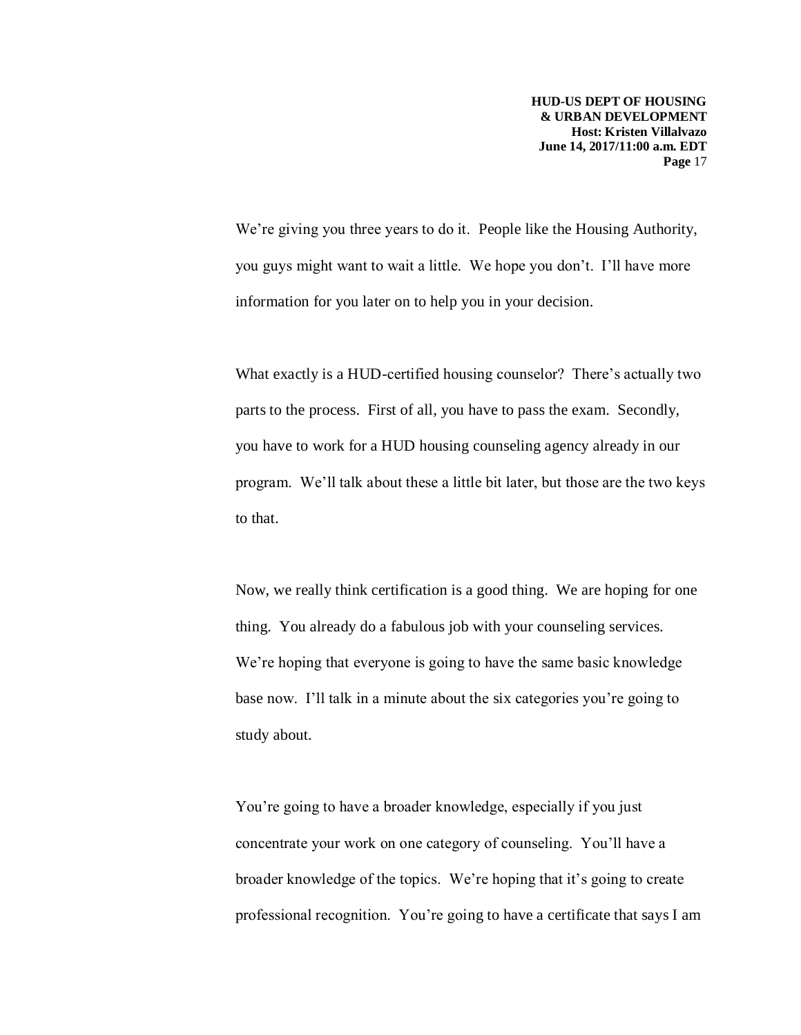We're giving you three years to do it. People like the Housing Authority, you guys might want to wait a little. We hope you don't. I'll have more information for you later on to help you in your decision.

What exactly is a HUD-certified housing counselor? There's actually two parts to the process. First of all, you have to pass the exam. Secondly, you have to work for a HUD housing counseling agency already in our program. We'll talk about these a little bit later, but those are the two keys to that.

Now, we really think certification is a good thing. We are hoping for one thing. You already do a fabulous job with your counseling services. We're hoping that everyone is going to have the same basic knowledge base now. I'll talk in a minute about the six categories you're going to study about.

You're going to have a broader knowledge, especially if you just concentrate your work on one category of counseling. You'll have a broader knowledge of the topics. We're hoping that it's going to create professional recognition. You're going to have a certificate that says I am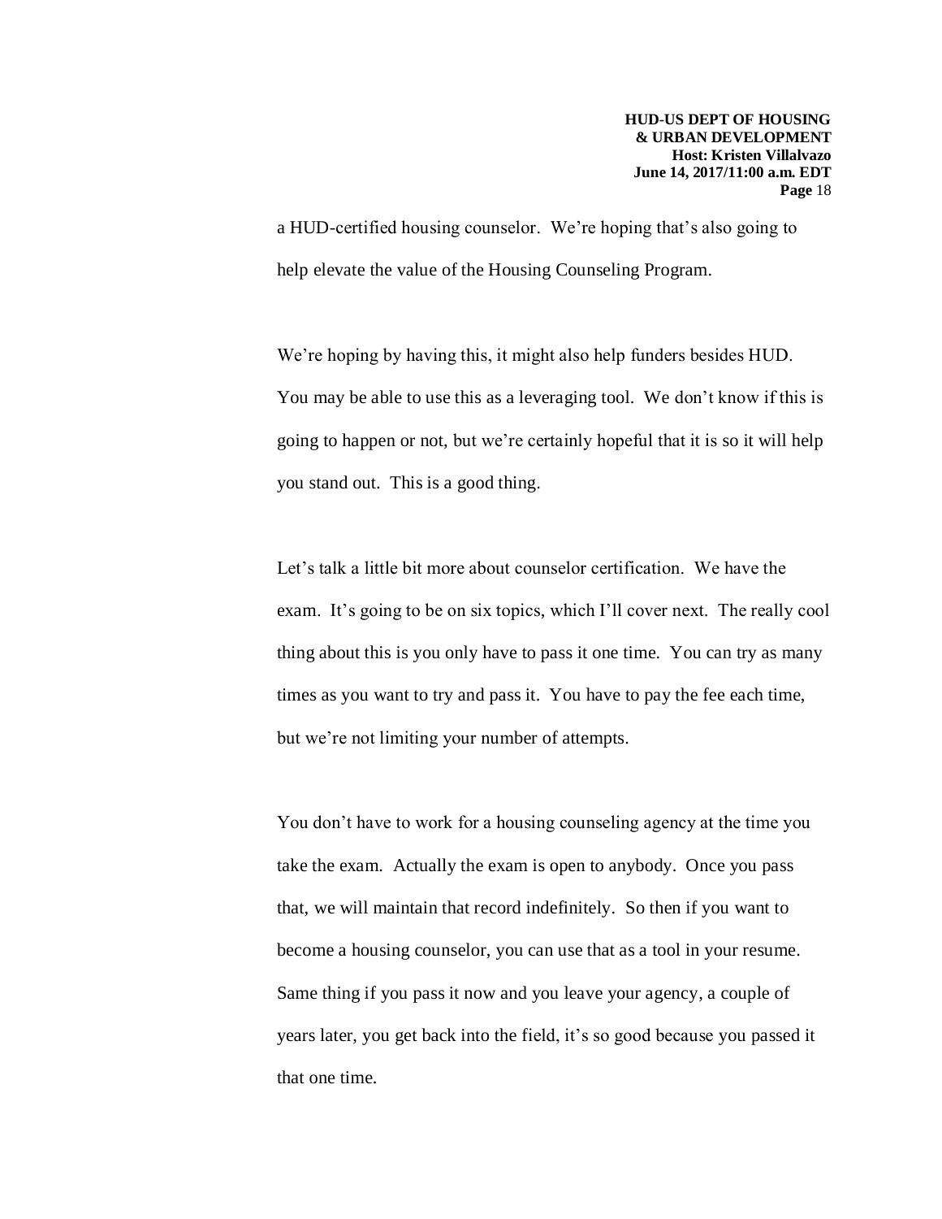a HUD-certified housing counselor. We're hoping that's also going to help elevate the value of the Housing Counseling Program.

We're hoping by having this, it might also help funders besides HUD. You may be able to use this as a leveraging tool. We don't know if this is going to happen or not, but we're certainly hopeful that it is so it will help you stand out. This is a good thing.

Let's talk a little bit more about counselor certification. We have the exam. It's going to be on six topics, which I'll cover next. The really cool thing about this is you only have to pass it one time. You can try as many times as you want to try and pass it. You have to pay the fee each time, but we're not limiting your number of attempts.

You don't have to work for a housing counseling agency at the time you take the exam. Actually the exam is open to anybody. Once you pass that, we will maintain that record indefinitely. So then if you want to become a housing counselor, you can use that as a tool in your resume. Same thing if you pass it now and you leave your agency, a couple of years later, you get back into the field, it's so good because you passed it that one time.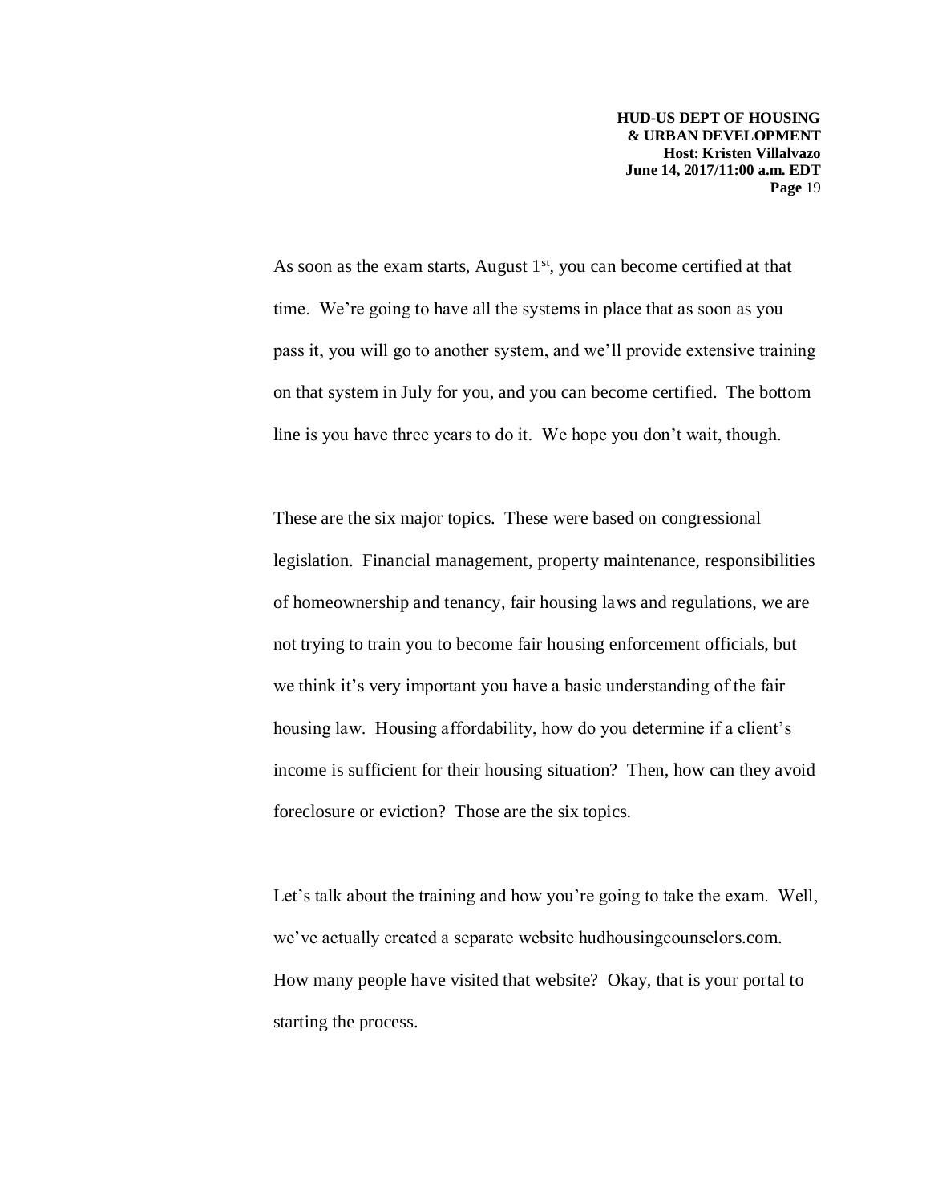As soon as the exam starts, August 1st, you can become certified at that time. We're going to have all the systems in place that as soon as you pass it, you will go to another system, and we'll provide extensive training on that system in July for you, and you can become certified. The bottom line is you have three years to do it. We hope you don't wait, though.

These are the six major topics. These were based on congressional legislation. Financial management, property maintenance, responsibilities of homeownership and tenancy, fair housing laws and regulations, we are not trying to train you to become fair housing enforcement officials, but we think it's very important you have a basic understanding of the fair housing law. Housing affordability, how do you determine if a client's income is sufficient for their housing situation? Then, how can they avoid foreclosure or eviction? Those are the six topics.

Let's talk about the training and how you're going to take the exam. Well, we've actually created a separate website hudhousingcounselors.com. How many people have visited that website? Okay, that is your portal to starting the process.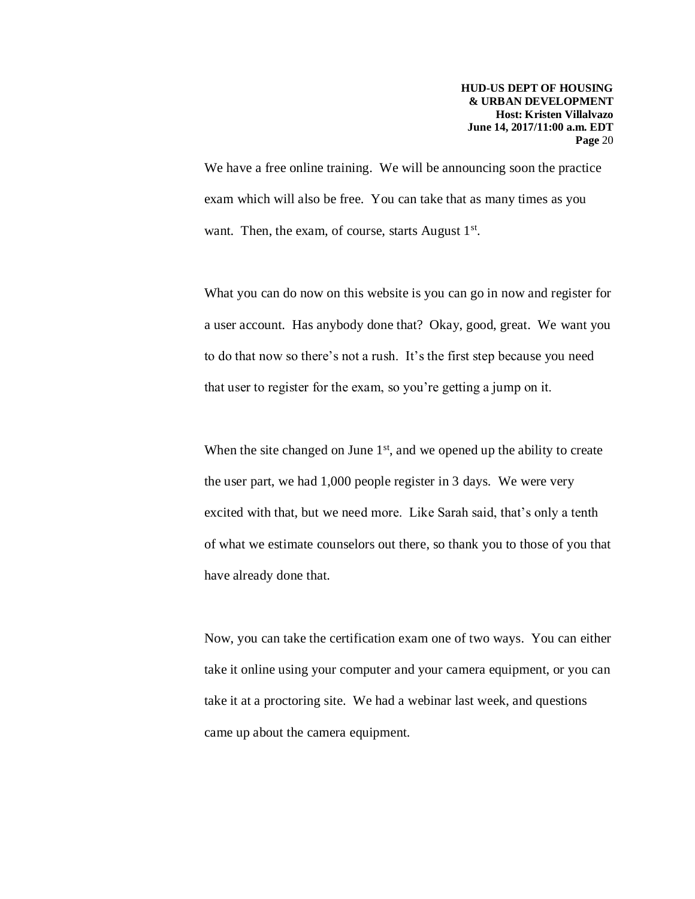We have a free online training. We will be announcing soon the practice exam which will also be free. You can take that as many times as you want. Then, the exam, of course, starts August 1st.

What you can do now on this website is you can go in now and register for a user account. Has anybody done that? Okay, good, great. We want you to do that now so there's not a rush. It's the first step because you need that user to register for the exam, so you're getting a jump on it.

When the site changed on June 1st, and we opened up the ability to create the user part, we had 1,000 people register in 3 days. We were very excited with that, but we need more. Like Sarah said, that's only a tenth of what we estimate counselors out there, so thank you to those of you that have already done that.

Now, you can take the certification exam one of two ways. You can either take it online using your computer and your camera equipment, or you can take it at a proctoring site. We had a webinar last week, and questions came up about the camera equipment.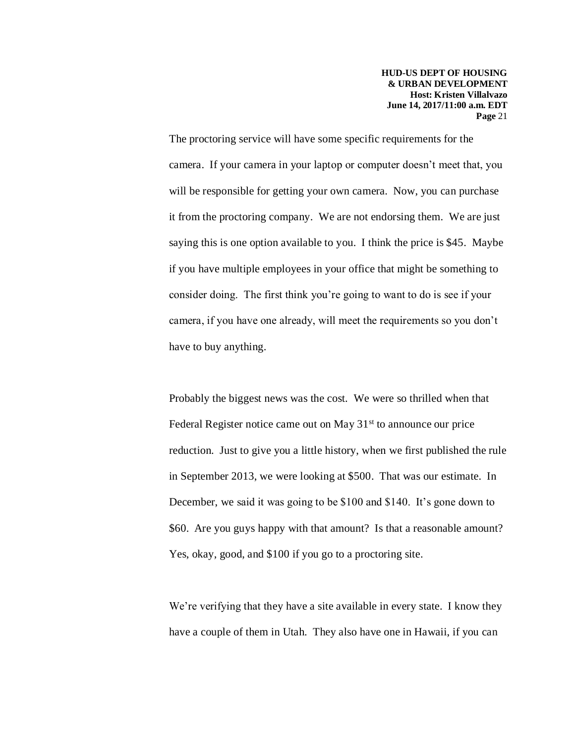The proctoring service will have some specific requirements for the camera. If your camera in your laptop or computer doesn't meet that, you will be responsible for getting your own camera. Now, you can purchase it from the proctoring company. We are not endorsing them. We are just saying this is one option available to you. I think the price is $45. Maybe if you have multiple employees in your office that might be something to consider doing. The first think you're going to want to do is see if your camera, if you have one already, will meet the requirements so you don't have to buy anything.

Probably the biggest news was the cost. We were so thrilled when that Federal Register notice came out on May 31st to announce our price reduction. Just to give you a little history, when we first published the rule in September 2013, we were looking at $500. That was our estimate. In December, we said it was going to be $100 and $140. It's gone down to $60. Are you guys happy with that amount? Is that a reasonable amount? Yes, okay, good, and $100 if you go to a proctoring site.

We're verifying that they have a site available in every state. I know they have a couple of them in Utah. They also have one in Hawaii, if you can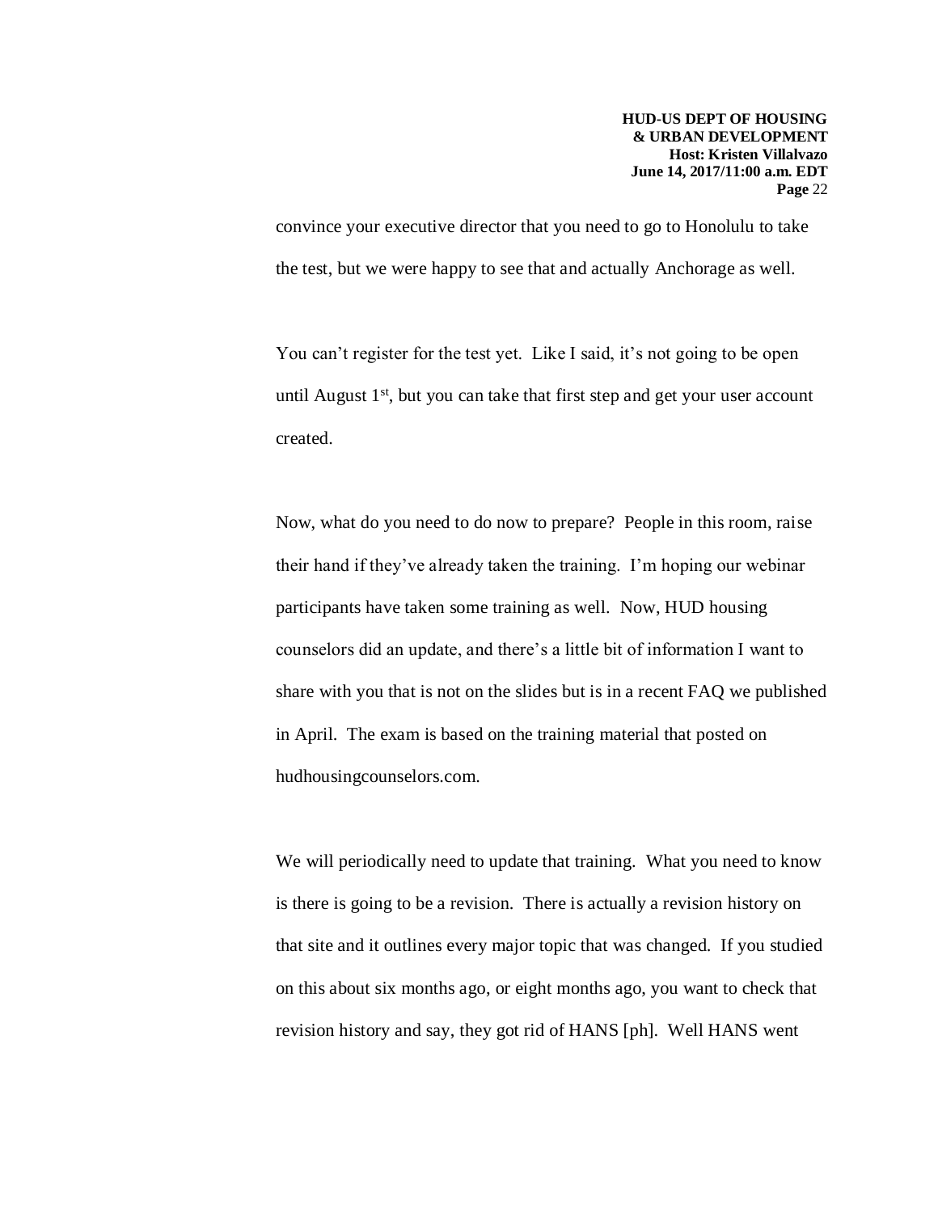convince your executive director that you need to go to Honolulu to take the test, but we were happy to see that and actually Anchorage as well.

You can't register for the test yet. Like I said, it's not going to be open until August 1st, but you can take that first step and get your user account created.

Now, what do you need to do now to prepare? People in this room, raise their hand if they've already taken the training. I'm hoping our webinar participants have taken some training as well. Now, HUD housing counselors did an update, and there's a little bit of information I want to share with you that is not on the slides but is in a recent FAQ we published in April. The exam is based on the training material that posted on hudhousingcounselors.com.

We will periodically need to update that training. What you need to know is there is going to be a revision. There is actually a revision history on that site and it outlines every major topic that was changed. If you studied on this about six months ago, or eight months ago, you want to check that revision history and say, they got rid of HANS [ph]. Well HANS went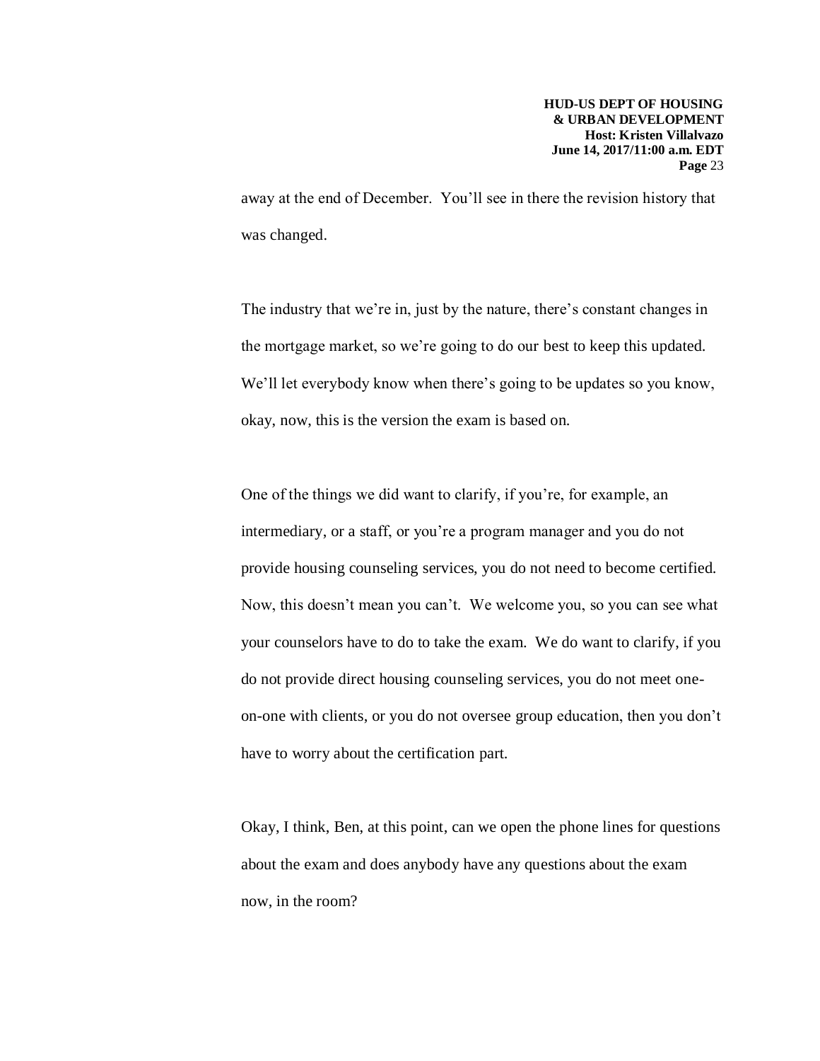away at the end of December. You'll see in there the revision history that was changed.

The industry that we're in, just by the nature, there's constant changes in the mortgage market, so we're going to do our best to keep this updated. We'll let everybody know when there's going to be updates so you know, okay, now, this is the version the exam is based on.

One of the things we did want to clarify, if you're, for example, an intermediary, or a staff, or you're a program manager and you do not provide housing counseling services, you do not need to become certified. Now, this doesn't mean you can't. We welcome you, so you can see what your counselors have to do to take the exam. We do want to clarify, if you do not provide direct housing counseling services, you do not meet one-on-one with clients, or you do not oversee group education, then you don't have to worry about the certification part.

Okay, I think, Ben, at this point, can we open the phone lines for questions about the exam and does anybody have any questions about the exam now, in the room?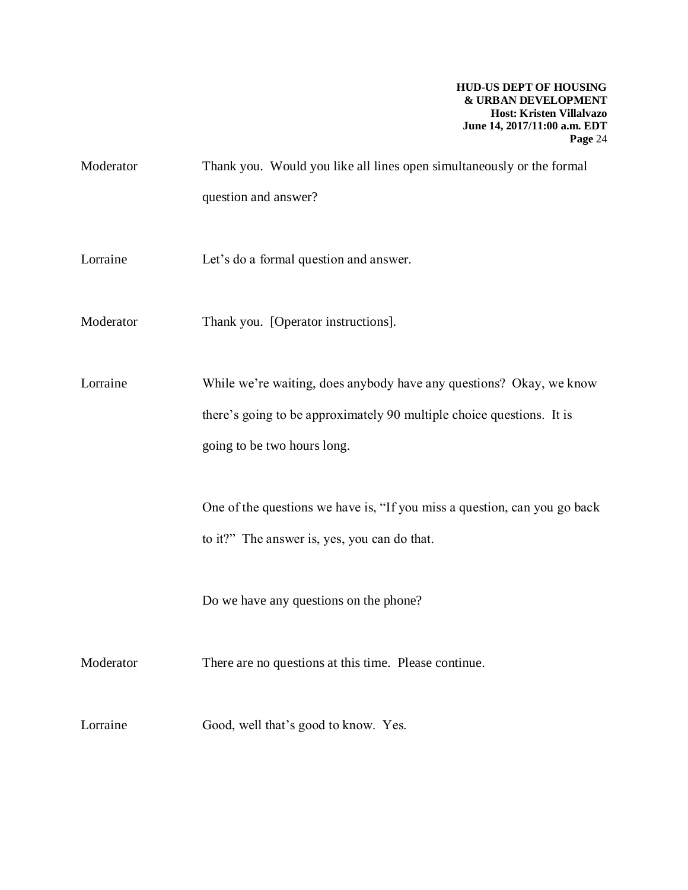Moderator Thank you. Would you like all lines open simultaneously or the formal question and answer?

Lorraine Let's do a formal question and answer.

Moderator Thank you. [Operator instructions].

Lorraine While we're waiting, does anybody have any questions? Okay, we know there's going to be approximately 90 multiple choice questions. It is going to be two hours long.

One of the questions we have is, "If you miss a question, can you go back to it?" The answer is, yes, you can do that.

Do we have any questions on the phone?

Moderator There are no questions at this time. Please continue.

Lorraine Good, well that's good to know. Yes.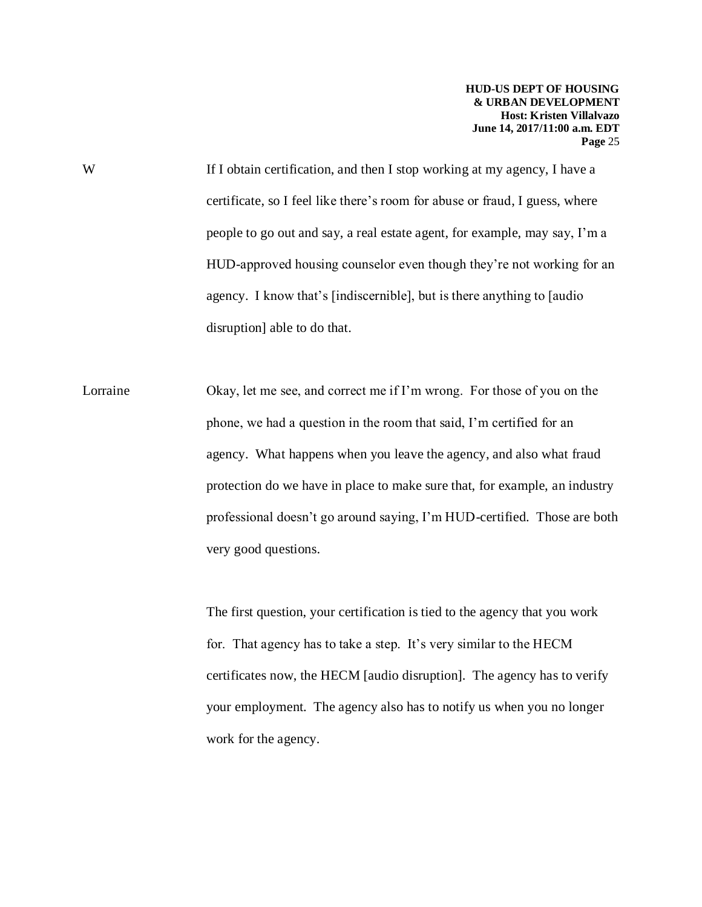W If I obtain certification, and then I stop working at my agency, I have a certificate, so I feel like there's room for abuse or fraud, I guess, where people to go out and say, a real estate agent, for example, may say, I'm a HUD-approved housing counselor even though they're not working for an agency. I know that's [indiscernible], but is there anything to [audio disruption] able to do that.

Lorraine Okay, let me see, and correct me if I'm wrong. For those of you on the phone, we had a question in the room that said, I'm certified for an agency. What happens when you leave the agency, and also what fraud protection do we have in place to make sure that, for example, an industry professional doesn't go around saying, I'm HUD-certified. Those are both very good questions.

The first question, your certification is tied to the agency that you work for. That agency has to take a step. It's very similar to the HECM certificates now, the HECM [audio disruption]. The agency has to verify your employment. The agency also has to notify us when you no longer work for the agency.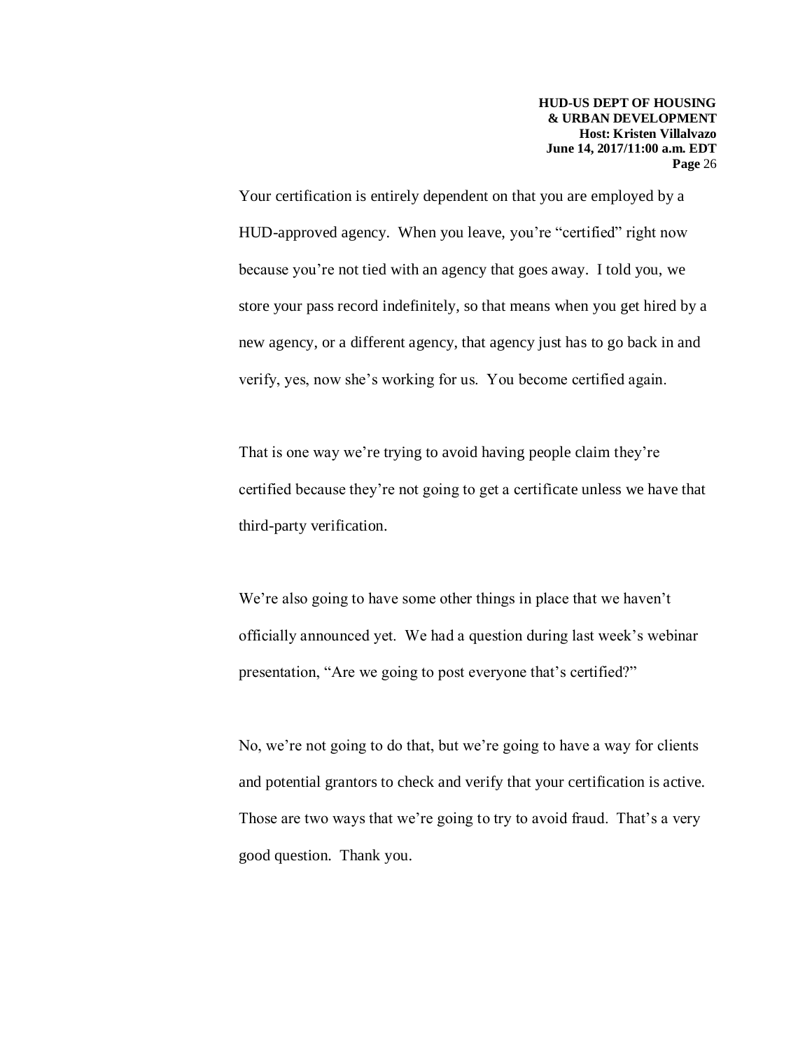Your certification is entirely dependent on that you are employed by a HUD-approved agency. When you leave, you're "certified" right now because you're not tied with an agency that goes away. I told you, we store your pass record indefinitely, so that means when you get hired by a new agency, or a different agency, that agency just has to go back in and verify, yes, now she's working for us. You become certified again.

That is one way we're trying to avoid having people claim they're certified because they're not going to get a certificate unless we have that third-party verification.

We're also going to have some other things in place that we haven't officially announced yet. We had a question during last week's webinar presentation, "Are we going to post everyone that's certified?"

No, we're not going to do that, but we're going to have a way for clients and potential grantors to check and verify that your certification is active. Those are two ways that we're going to try to avoid fraud. That's a very good question. Thank you.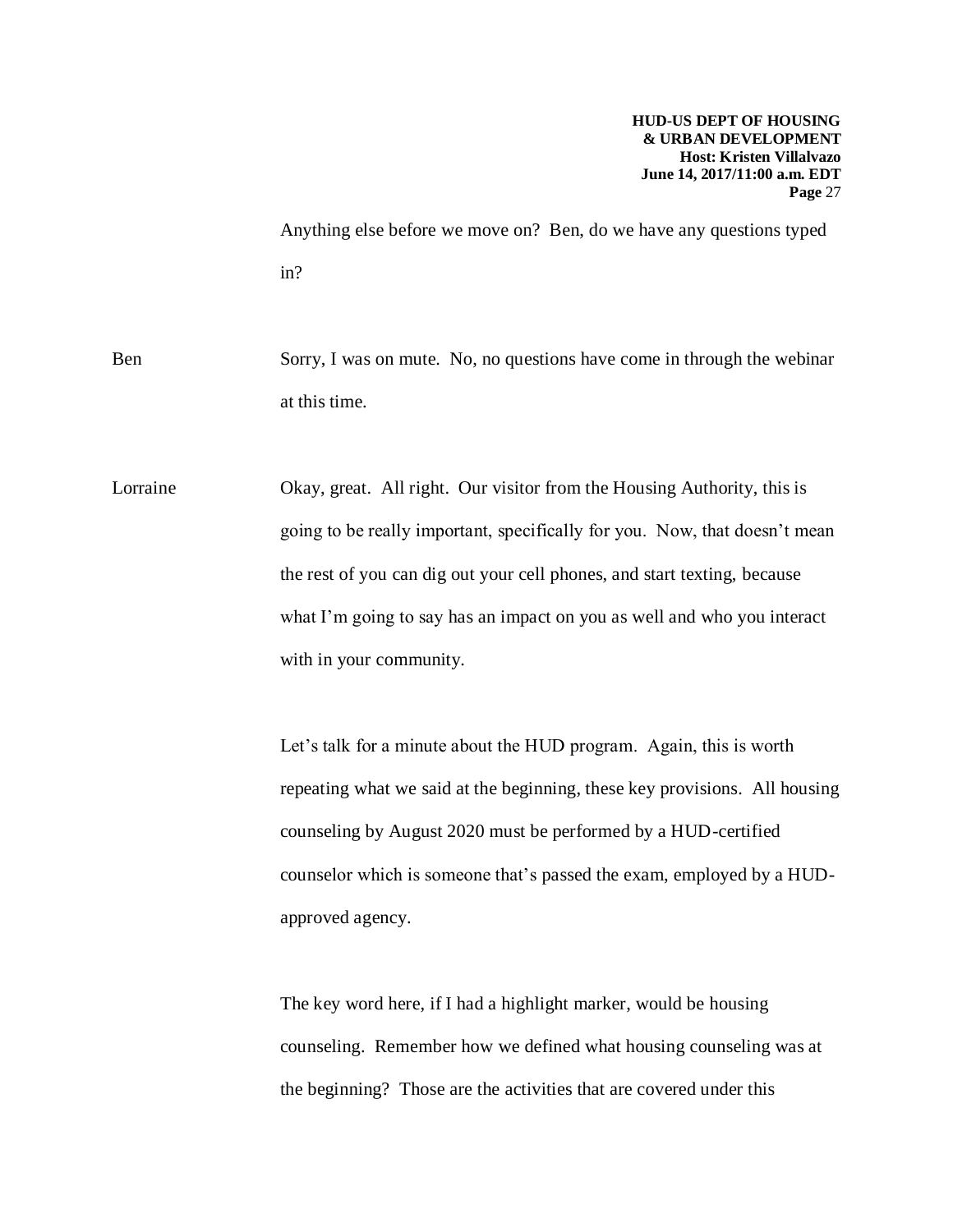Anything else before we move on? Ben, do we have any questions typed in?

Ben Sorry, I was on mute. No, no questions have come in through the webinar at this time.

Lorraine Okay, great. All right. Our visitor from the Housing Authority, this is going to be really important, specifically for you. Now, that doesn't mean the rest of you can dig out your cell phones, and start texting, because what I'm going to say has an impact on you as well and who you interact with in your community.

Let's talk for a minute about the HUD program. Again, this is worth repeating what we said at the beginning, these key provisions. All housing counseling by August 2020 must be performed by a HUD-certified counselor which is someone that's passed the exam, employed by a HUD-approved agency.

The key word here, if I had a highlight marker, would be housing counseling. Remember how we defined what housing counseling was at the beginning? Those are the activities that are covered under this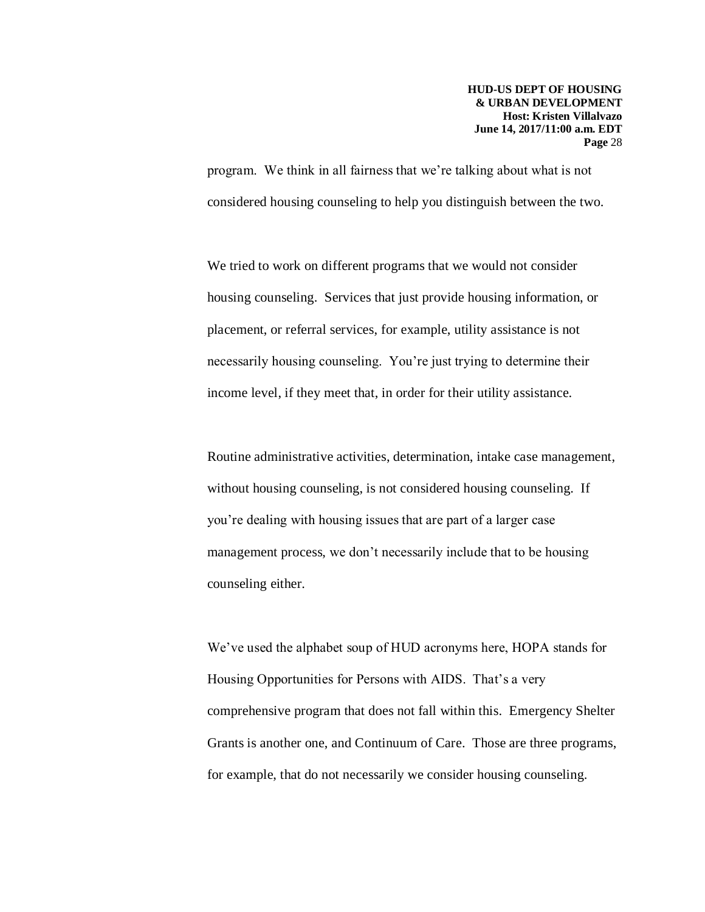program. We think in all fairness that we're talking about what is not considered housing counseling to help you distinguish between the two.

We tried to work on different programs that we would not consider housing counseling. Services that just provide housing information, or placement, or referral services, for example, utility assistance is not necessarily housing counseling. You're just trying to determine their income level, if they meet that, in order for their utility assistance.

Routine administrative activities, determination, intake case management, without housing counseling, is not considered housing counseling. If you're dealing with housing issues that are part of a larger case management process, we don't necessarily include that to be housing counseling either.

We've used the alphabet soup of HUD acronyms here, HOPA stands for Housing Opportunities for Persons with AIDS. That's a very comprehensive program that does not fall within this. Emergency Shelter Grants is another one, and Continuum of Care. Those are three programs, for example, that do not necessarily we consider housing counseling.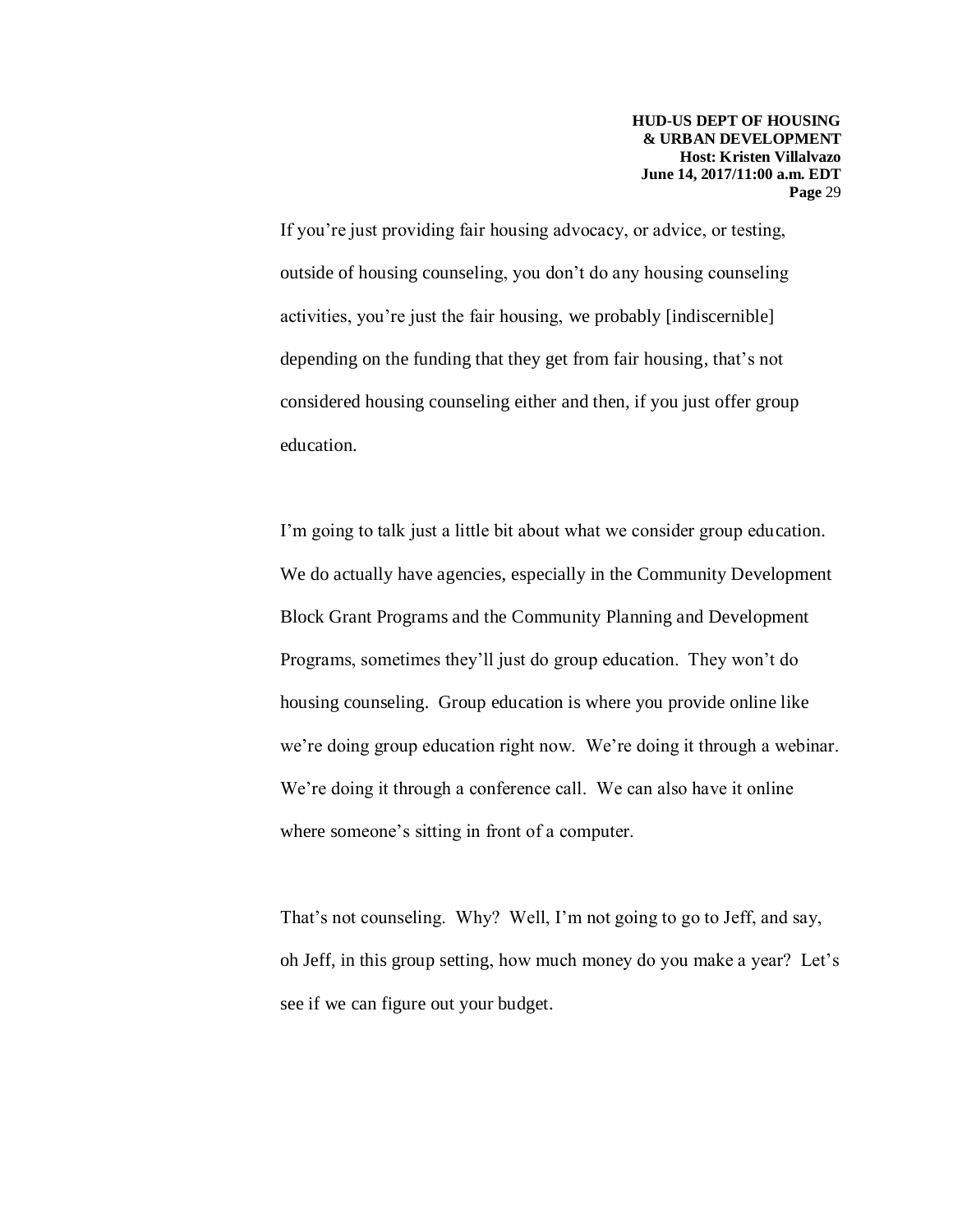If you're just providing fair housing advocacy, or advice, or testing, outside of housing counseling, you don't do any housing counseling activities, you're just the fair housing, we probably [indiscernible] depending on the funding that they get from fair housing, that's not considered housing counseling either and then, if you just offer group education.

I'm going to talk just a little bit about what we consider group education. We do actually have agencies, especially in the Community Development Block Grant Programs and the Community Planning and Development Programs, sometimes they'll just do group education. They won't do housing counseling. Group education is where you provide online like we're doing group education right now. We're doing it through a webinar. We're doing it through a conference call. We can also have it online where someone's sitting in front of a computer.

That's not counseling. Why? Well, I'm not going to go to Jeff, and say, oh Jeff, in this group setting, how much money do you make a year? Let's see if we can figure out your budget.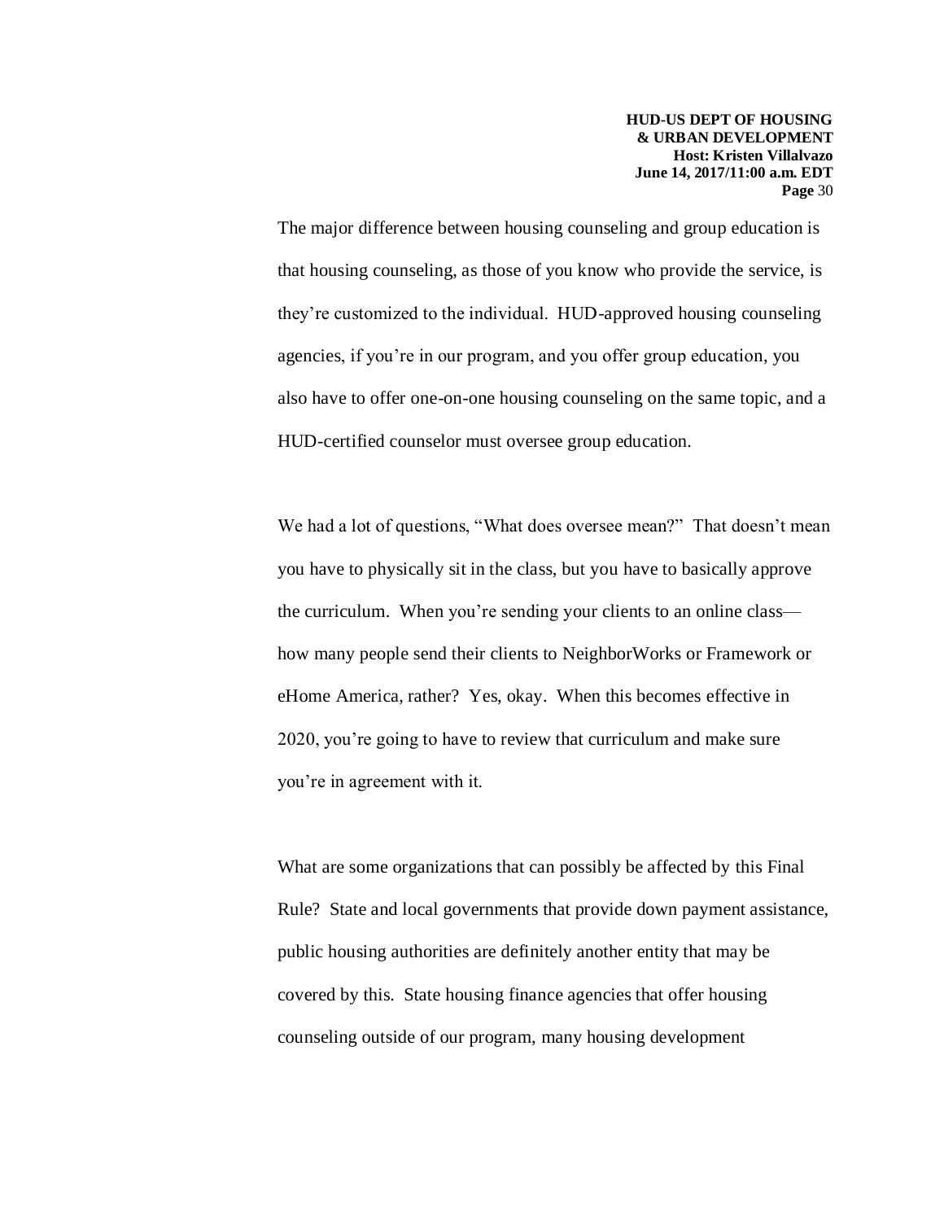The major difference between housing counseling and group education is that housing counseling, as those of you know who provide the service, is they're customized to the individual. HUD-approved housing counseling agencies, if you're in our program, and you offer group education, you also have to offer one-on-one housing counseling on the same topic, and a HUD-certified counselor must oversee group education.

We had a lot of questions, "What does oversee mean?" That doesn't mean you have to physically sit in the class, but you have to basically approve the curriculum. When you're sending your clients to an online class—how many people send their clients to NeighborWorks or Framework or eHome America, rather? Yes, okay. When this becomes effective in 2020, you're going to have to review that curriculum and make sure you're in agreement with it.

What are some organizations that can possibly be affected by this Final Rule? State and local governments that provide down payment assistance, public housing authorities are definitely another entity that may be covered by this. State housing finance agencies that offer housing counseling outside of our program, many housing development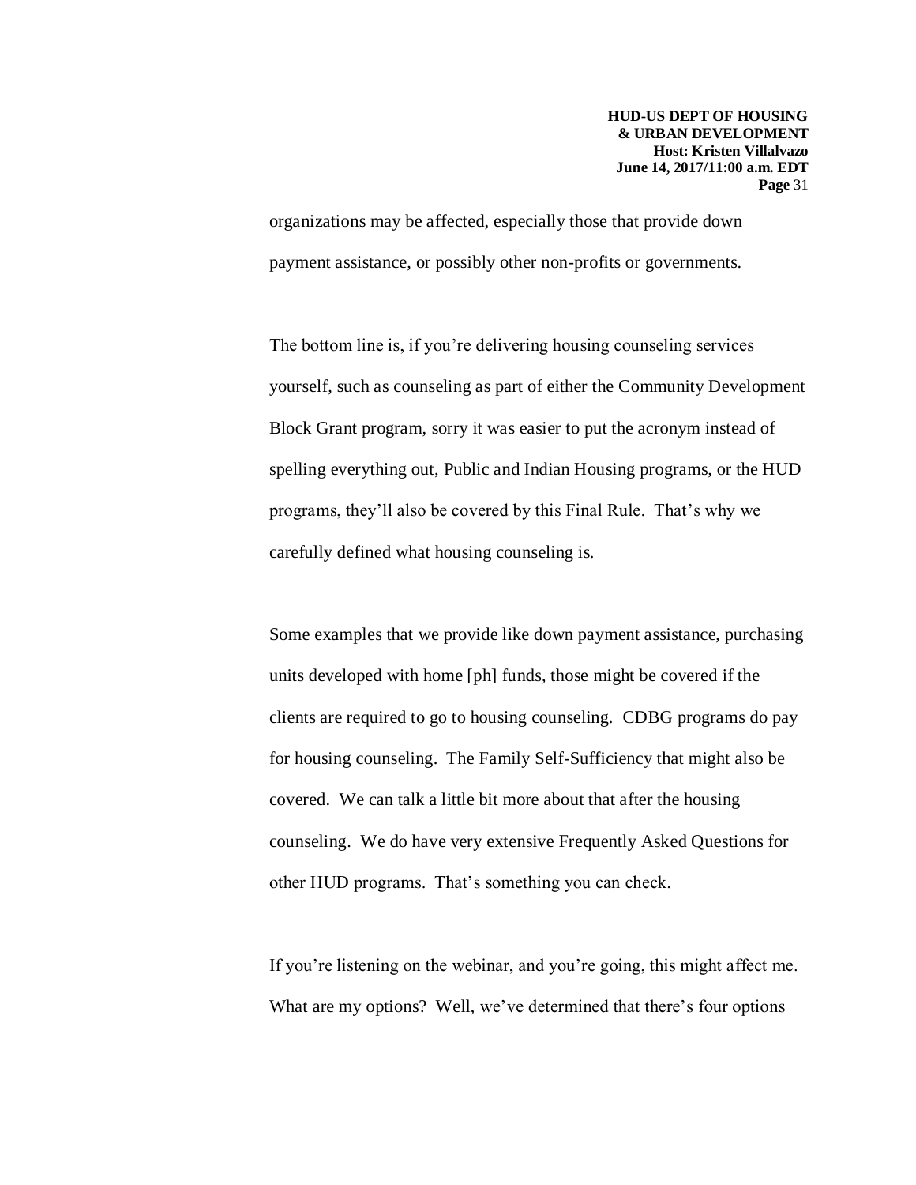organizations may be affected, especially those that provide down payment assistance, or possibly other non-profits or governments.

The bottom line is, if you're delivering housing counseling services yourself, such as counseling as part of either the Community Development Block Grant program, sorry it was easier to put the acronym instead of spelling everything out, Public and Indian Housing programs, or the HUD programs, they'll also be covered by this Final Rule. That's why we carefully defined what housing counseling is.

Some examples that we provide like down payment assistance, purchasing units developed with home [ph] funds, those might be covered if the clients are required to go to housing counseling. CDBG programs do pay for housing counseling. The Family Self-Sufficiency that might also be covered. We can talk a little bit more about that after the housing counseling. We do have very extensive Frequently Asked Questions for other HUD programs. That's something you can check.

If you're listening on the webinar, and you're going, this might affect me. What are my options? Well, we've determined that there's four options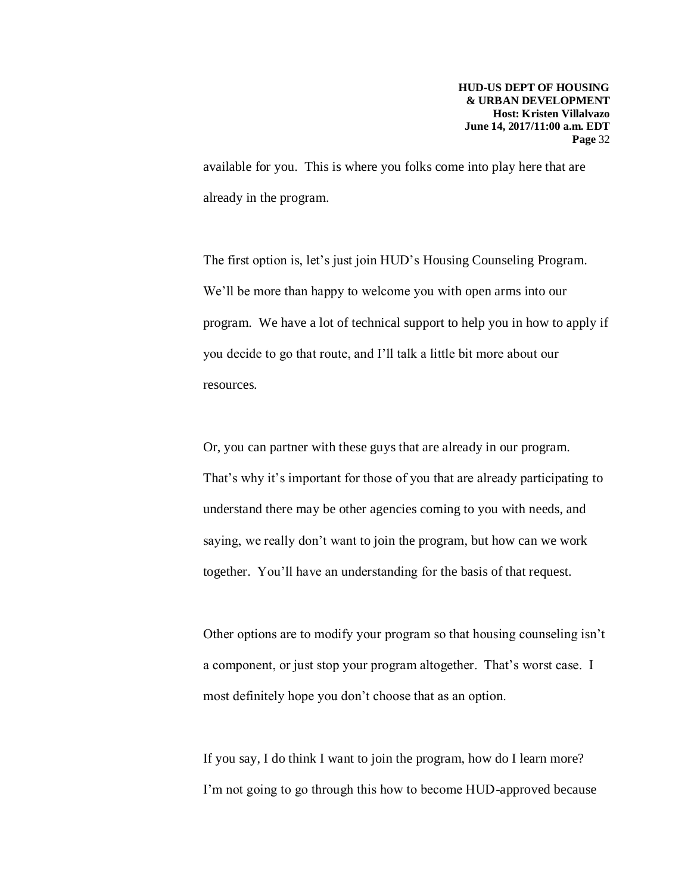available for you. This is where you folks come into play here that are already in the program.

The first option is, let's just join HUD's Housing Counseling Program. We'll be more than happy to welcome you with open arms into our program. We have a lot of technical support to help you in how to apply if you decide to go that route, and I'll talk a little bit more about our resources.

Or, you can partner with these guys that are already in our program. That's why it's important for those of you that are already participating to understand there may be other agencies coming to you with needs, and saying, we really don't want to join the program, but how can we work together. You'll have an understanding for the basis of that request.

Other options are to modify your program so that housing counseling isn't a component, or just stop your program altogether. That's worst case. I most definitely hope you don't choose that as an option.

If you say, I do think I want to join the program, how do I learn more? I'm not going to go through this how to become HUD-approved because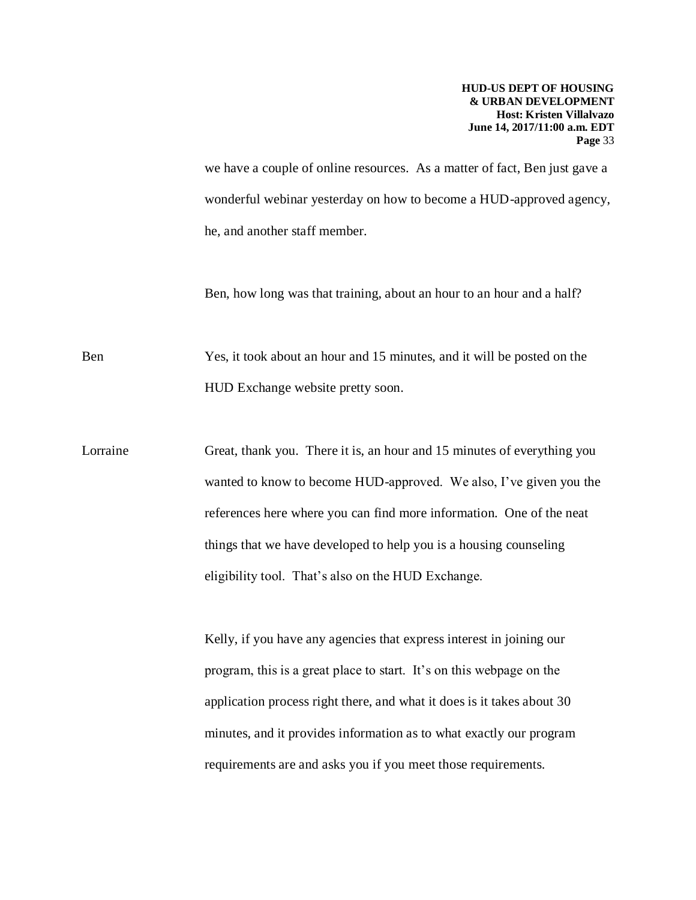we have a couple of online resources. As a matter of fact, Ben just gave a wonderful webinar yesterday on how to become a HUD-approved agency, he, and another staff member.

Ben, how long was that training, about an hour to an hour and a half?

Ben Yes, it took about an hour and 15 minutes, and it will be posted on the HUD Exchange website pretty soon.

Lorraine Great, thank you. There it is, an hour and 15 minutes of everything you wanted to know to become HUD-approved. We also, I've given you the references here where you can find more information. One of the neat things that we have developed to help you is a housing counseling eligibility tool. That's also on the HUD Exchange.

Kelly, if you have any agencies that express interest in joining our program, this is a great place to start. It's on this webpage on the application process right there, and what it does is it takes about 30 minutes, and it provides information as to what exactly our program requirements are and asks you if you meet those requirements.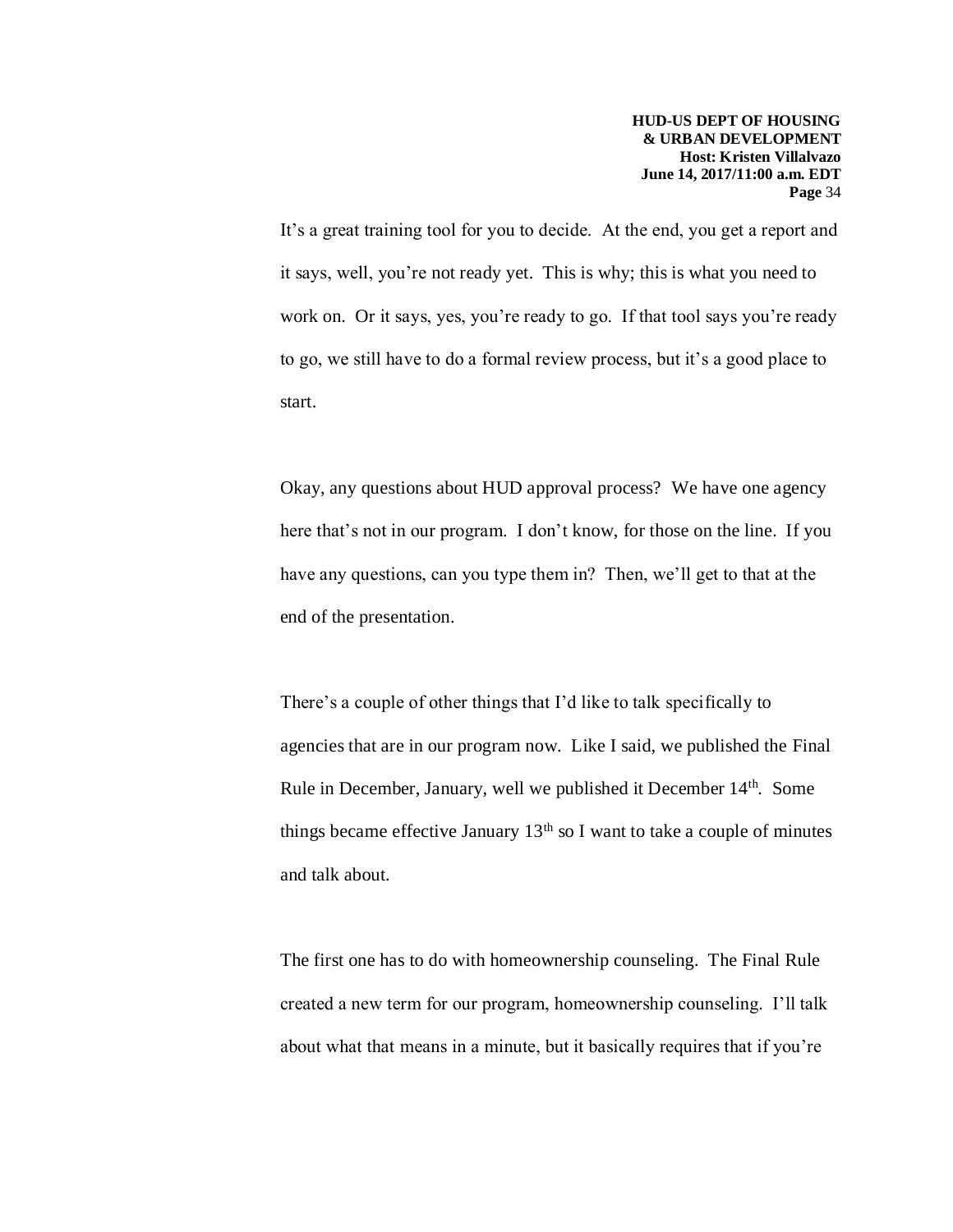It's a great training tool for you to decide. At the end, you get a report and it says, well, you're not ready yet. This is why; this is what you need to work on. Or it says, yes, you're ready to go. If that tool says you're ready to go, we still have to do a formal review process, but it's a good place to start.

Okay, any questions about HUD approval process? We have one agency here that's not in our program. I don't know, for those on the line. If you have any questions, can you type them in? Then, we'll get to that at the end of the presentation.

There's a couple of other things that I'd like to talk specifically to agencies that are in our program now. Like I said, we published the Final Rule in December, January, well we published it December 14th. Some things became effective January 13th so I want to take a couple of minutes and talk about.

The first one has to do with homeownership counseling. The Final Rule created a new term for our program, homeownership counseling. I'll talk about what that means in a minute, but it basically requires that if you're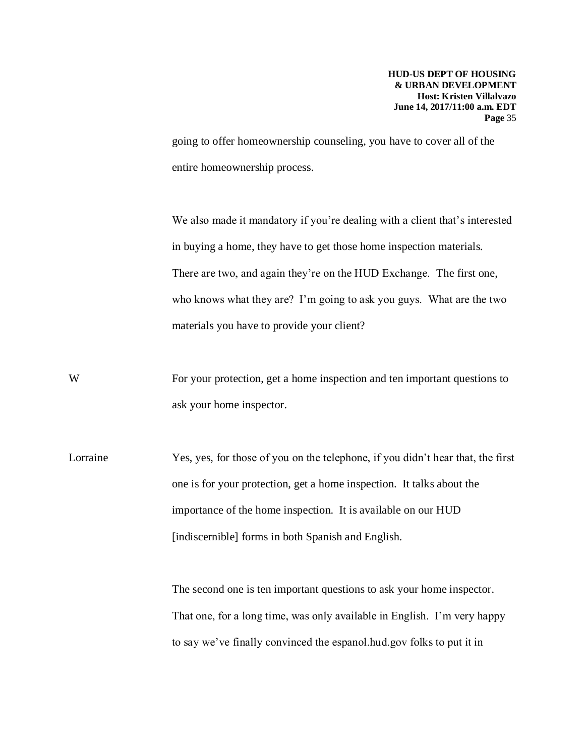going to offer homeownership counseling, you have to cover all of the entire homeownership process.

We also made it mandatory if you're dealing with a client that's interested in buying a home, they have to get those home inspection materials. There are two, and again they're on the HUD Exchange. The first one, who knows what they are? I'm going to ask you guys. What are the two materials you have to provide your client?

W For your protection, get a home inspection and ten important questions to ask your home inspector.

Lorraine Yes, yes, for those of you on the telephone, if you didn't hear that, the first one is for your protection, get a home inspection. It talks about the importance of the home inspection. It is available on our HUD [indiscernible] forms in both Spanish and English.

The second one is ten important questions to ask your home inspector. That one, for a long time, was only available in English. I'm very happy to say we've finally convinced the espanol.hud.gov folks to put it in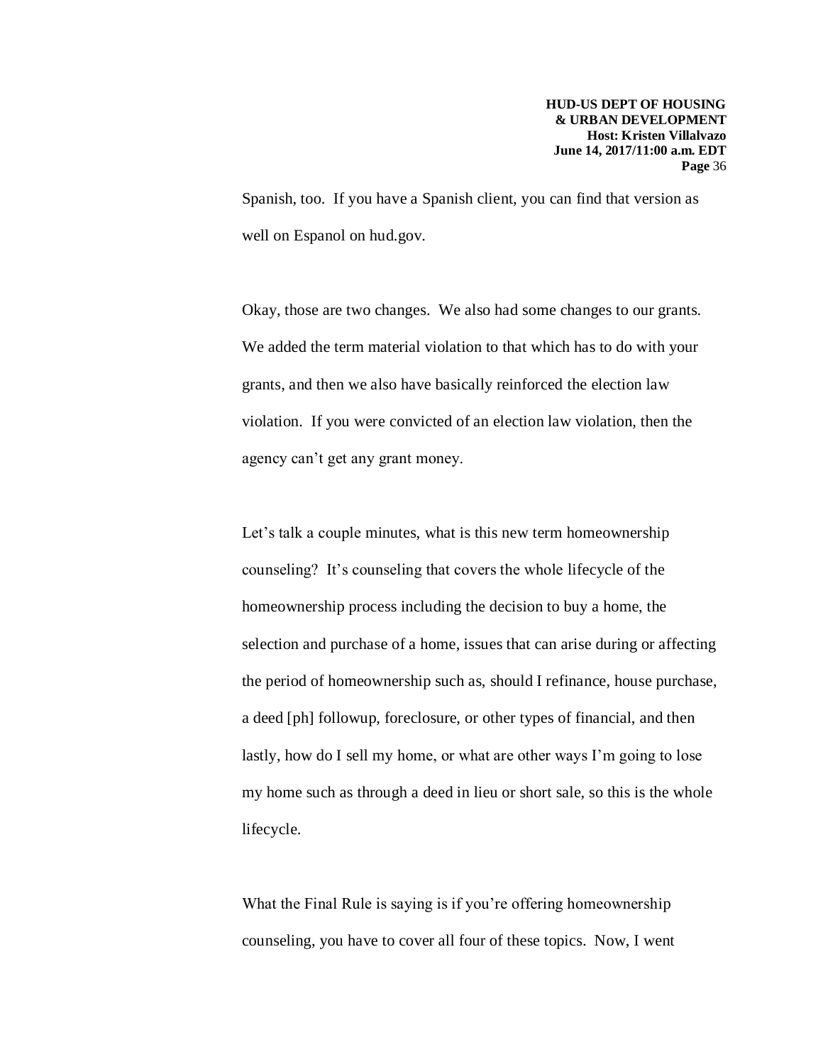Spanish, too. If you have a Spanish client, you can find that version as well on Espanol on hud.gov.

Okay, those are two changes. We also had some changes to our grants. We added the term material violation to that which has to do with your grants, and then we also have basically reinforced the election law violation. If you were convicted of an election law violation, then the agency can't get any grant money.

Let's talk a couple minutes, what is this new term homeownership counseling? It's counseling that covers the whole lifecycle of the homeownership process including the decision to buy a home, the selection and purchase of a home, issues that can arise during or affecting the period of homeownership such as, should I refinance, house purchase, a deed [ph] followup, foreclosure, or other types of financial, and then lastly, how do I sell my home, or what are other ways I'm going to lose my home such as through a deed in lieu or short sale, so this is the whole lifecycle.

What the Final Rule is saying is if you're offering homeownership counseling, you have to cover all four of these topics. Now, I went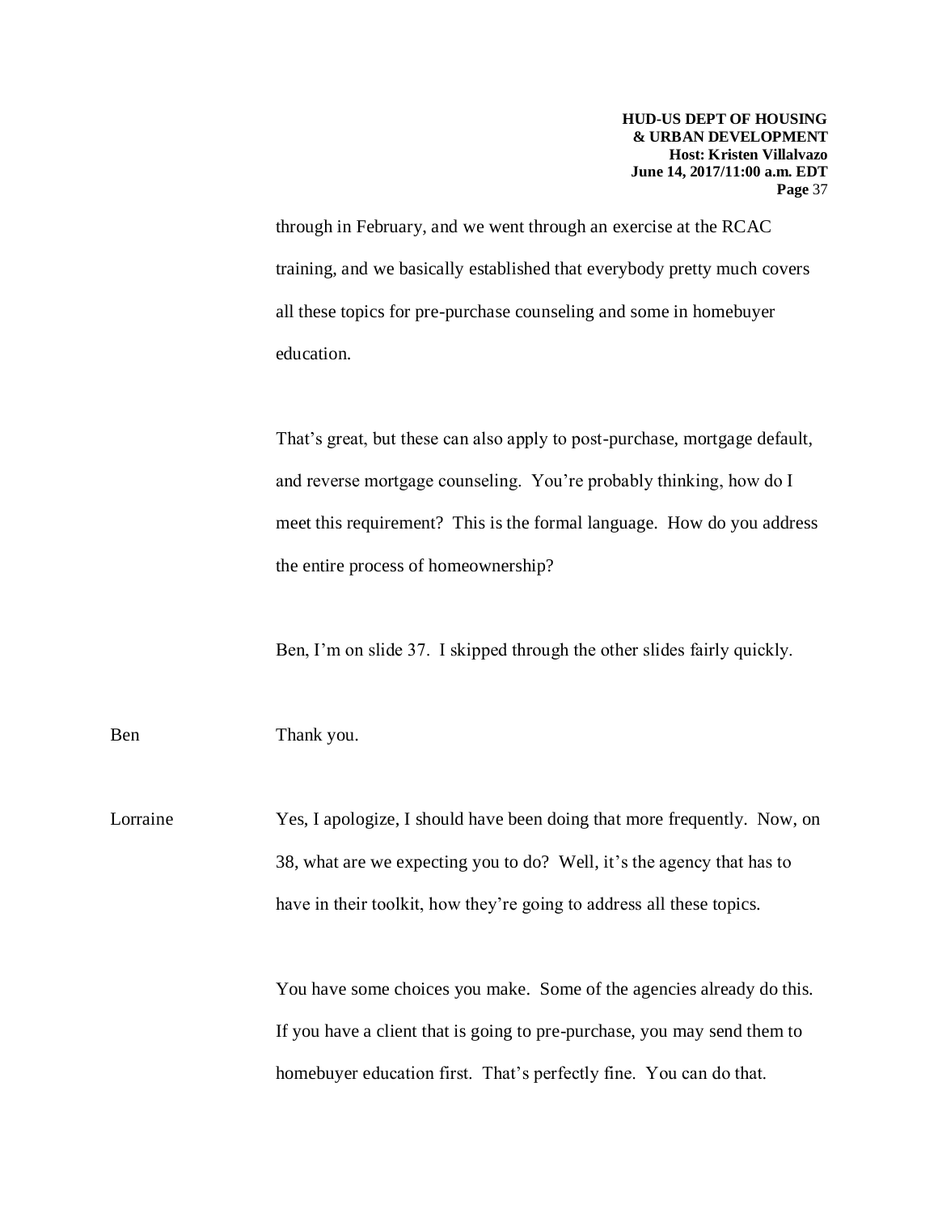through in February, and we went through an exercise at the RCAC training, and we basically established that everybody pretty much covers all these topics for pre-purchase counseling and some in homebuyer education.

That's great, but these can also apply to post-purchase, mortgage default, and reverse mortgage counseling. You're probably thinking, how do I meet this requirement? This is the formal language. How do you address the entire process of homeownership?

Ben, I'm on slide 37. I skipped through the other slides fairly quickly.

Ben — Thank you.

Lorraine — Yes, I apologize, I should have been doing that more frequently. Now, on 38, what are we expecting you to do? Well, it's the agency that has to have in their toolkit, how they're going to address all these topics.

You have some choices you make. Some of the agencies already do this. If you have a client that is going to pre-purchase, you may send them to homebuyer education first. That's perfectly fine. You can do that.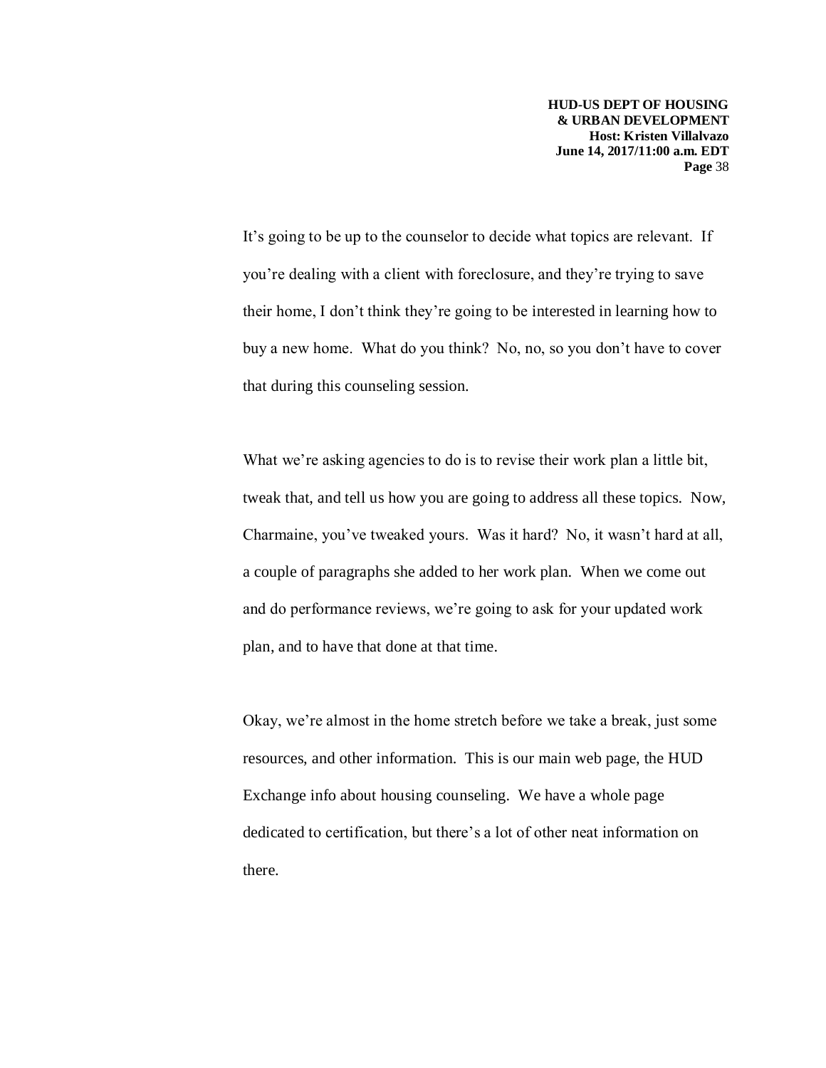It's going to be up to the counselor to decide what topics are relevant. If you're dealing with a client with foreclosure, and they're trying to save their home, I don't think they're going to be interested in learning how to buy a new home. What do you think? No, no, so you don't have to cover that during this counseling session.

What we're asking agencies to do is to revise their work plan a little bit, tweak that, and tell us how you are going to address all these topics. Now, Charmaine, you've tweaked yours. Was it hard? No, it wasn't hard at all, a couple of paragraphs she added to her work plan. When we come out and do performance reviews, we're going to ask for your updated work plan, and to have that done at that time.

Okay, we're almost in the home stretch before we take a break, just some resources, and other information. This is our main web page, the HUD Exchange info about housing counseling. We have a whole page dedicated to certification, but there's a lot of other neat information on there.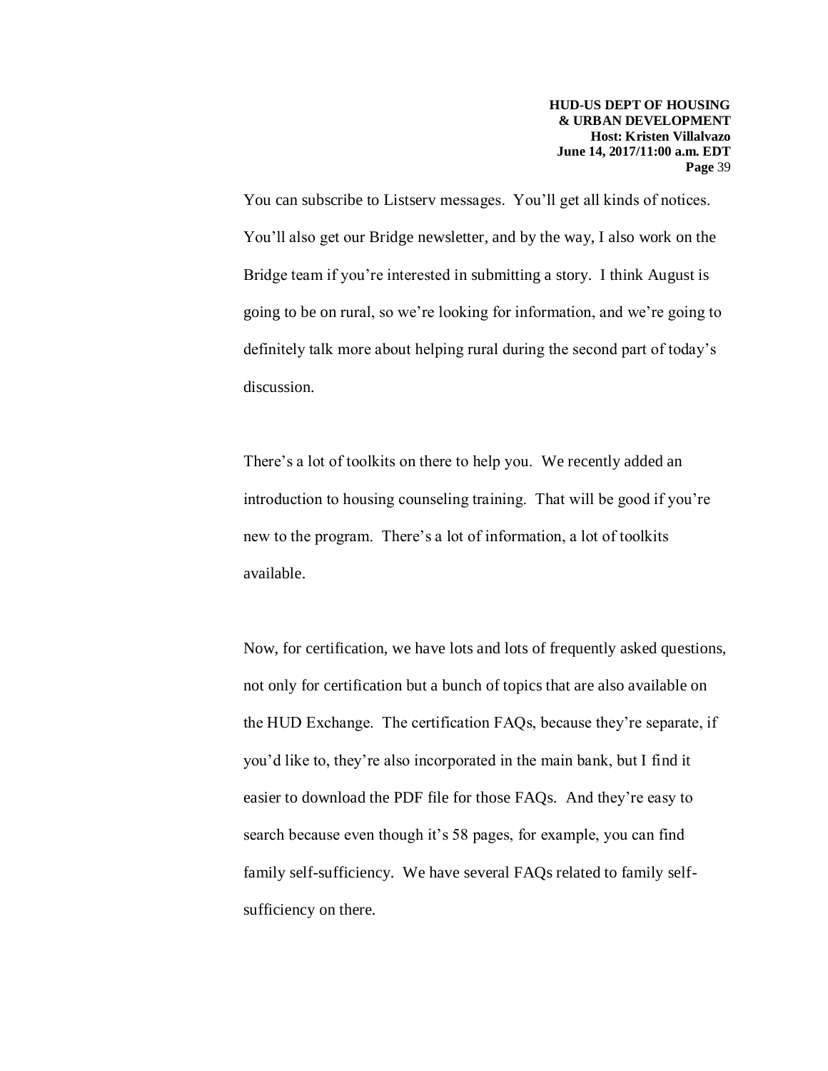You can subscribe to Listserv messages. You'll get all kinds of notices. You'll also get our Bridge newsletter, and by the way, I also work on the Bridge team if you're interested in submitting a story. I think August is going to be on rural, so we're looking for information, and we're going to definitely talk more about helping rural during the second part of today's discussion.

There's a lot of toolkits on there to help you. We recently added an introduction to housing counseling training. That will be good if you're new to the program. There's a lot of information, a lot of toolkits available.

Now, for certification, we have lots and lots of frequently asked questions, not only for certification but a bunch of topics that are also available on the HUD Exchange. The certification FAQs, because they're separate, if you'd like to, they're also incorporated in the main bank, but I find it easier to download the PDF file for those FAQs. And they're easy to search because even though it's 58 pages, for example, you can find family self-sufficiency. We have several FAQs related to family self-sufficiency on there.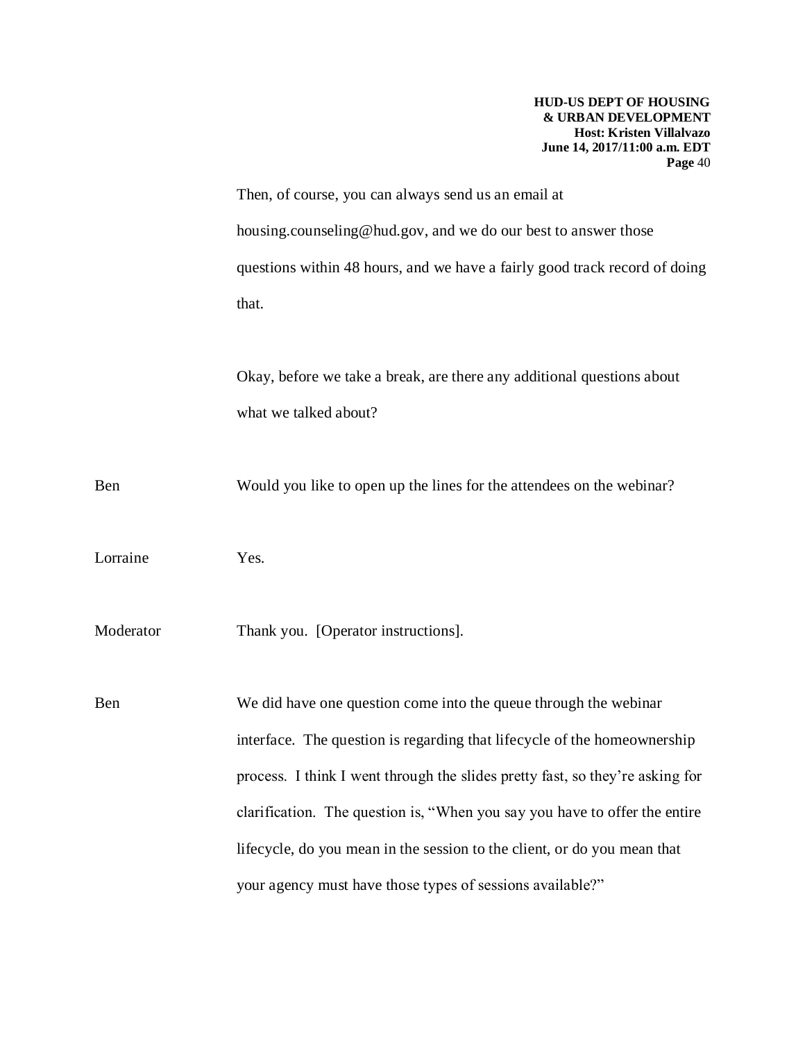Then, of course, you can always send us an email at housing.counseling@hud.gov, and we do our best to answer those questions within 48 hours, and we have a fairly good track record of doing that.

Okay, before we take a break, are there any additional questions about what we talked about?

Ben Would you like to open up the lines for the attendees on the webinar?

Lorraine Yes.

Moderator Thank you. [Operator instructions].

Ben We did have one question come into the queue through the webinar interface. The question is regarding that lifecycle of the homeownership process. I think I went through the slides pretty fast, so they're asking for clarification. The question is, "When you say you have to offer the entire lifecycle, do you mean in the session to the client, or do you mean that your agency must have those types of sessions available?"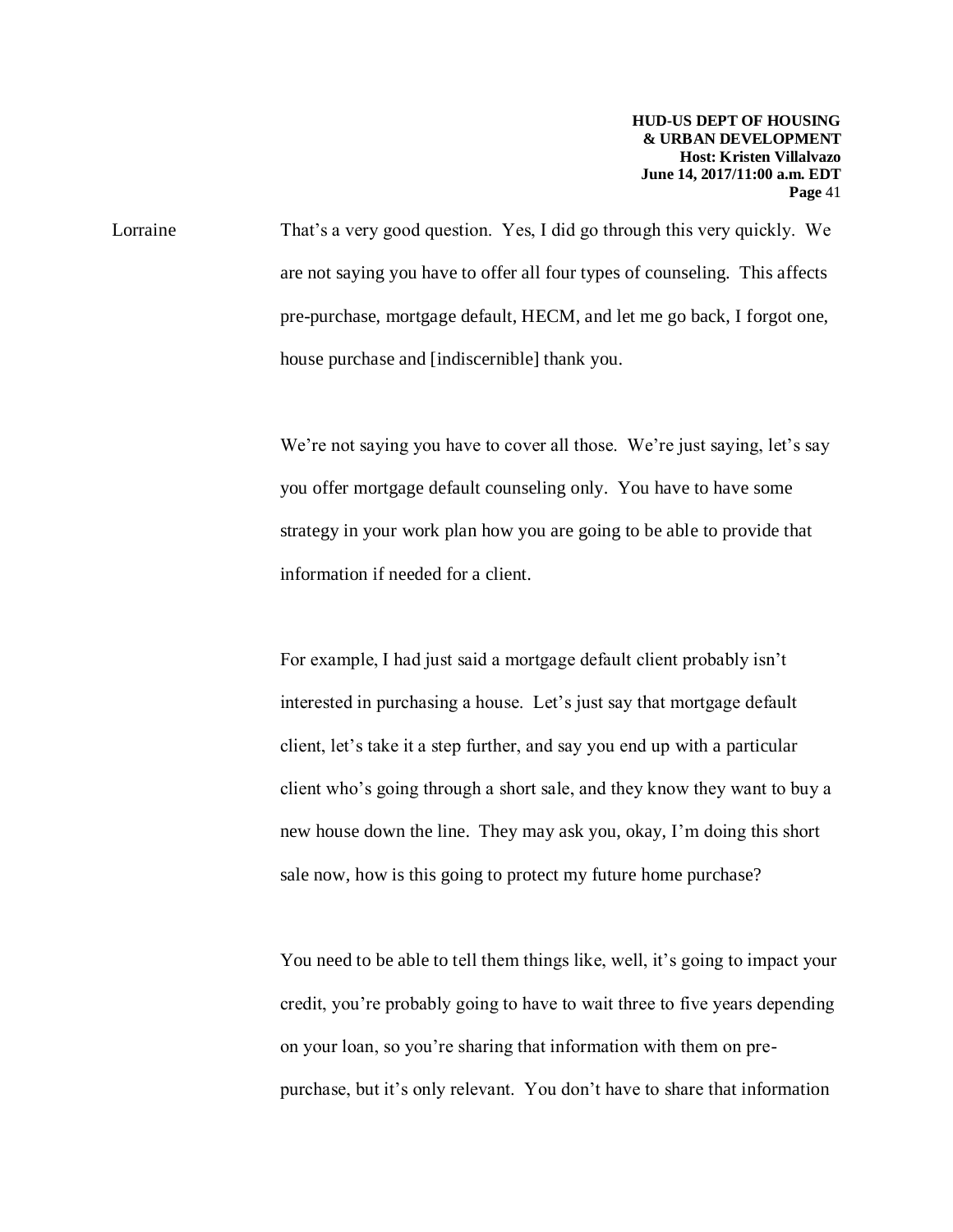Lorraine That's a very good question. Yes, I did go through this very quickly. We are not saying you have to offer all four types of counseling. This affects pre-purchase, mortgage default, HECM, and let me go back, I forgot one, house purchase and [indiscernible] thank you.

We're not saying you have to cover all those. We're just saying, let's say you offer mortgage default counseling only. You have to have some strategy in your work plan how you are going to be able to provide that information if needed for a client.

For example, I had just said a mortgage default client probably isn't interested in purchasing a house. Let's just say that mortgage default client, let's take it a step further, and say you end up with a particular client who's going through a short sale, and they know they want to buy a new house down the line. They may ask you, okay, I'm doing this short sale now, how is this going to protect my future home purchase?

You need to be able to tell them things like, well, it's going to impact your credit, you're probably going to have to wait three to five years depending on your loan, so you're sharing that information with them on pre-purchase, but it's only relevant. You don't have to share that information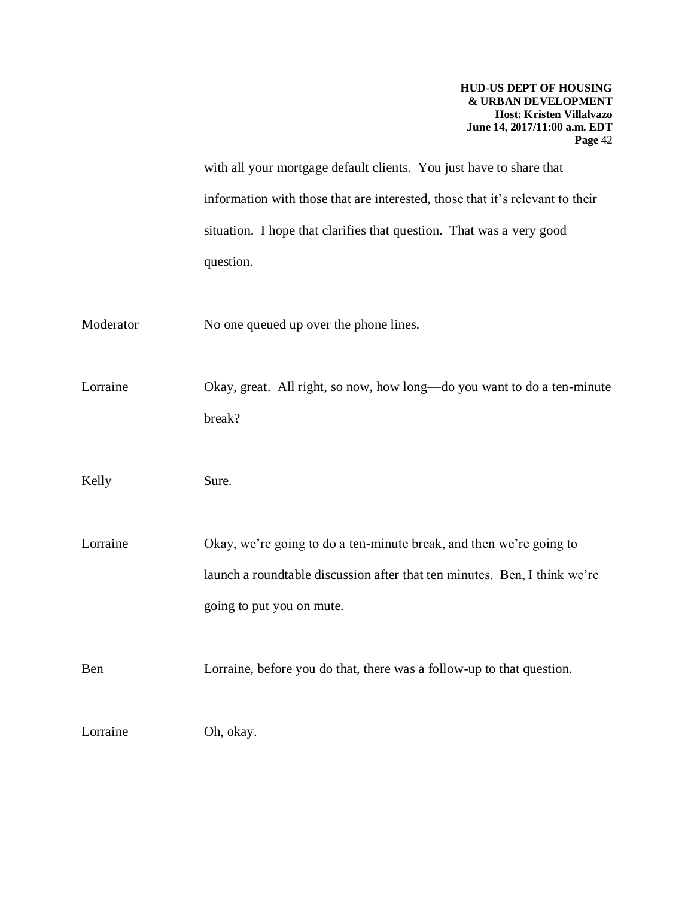with all your mortgage default clients. You just have to share that information with those that are interested, those that it's relevant to their situation. I hope that clarifies that question. That was a very good question.

Moderator: No one queued up over the phone lines.

Lorraine: Okay, great. All right, so now, how long—do you want to do a ten-minute break?

Kelly: Sure.

Lorraine: Okay, we're going to do a ten-minute break, and then we're going to launch a roundtable discussion after that ten minutes. Ben, I think we're going to put you on mute.

Ben: Lorraine, before you do that, there was a follow-up to that question.

Lorraine: Oh, okay.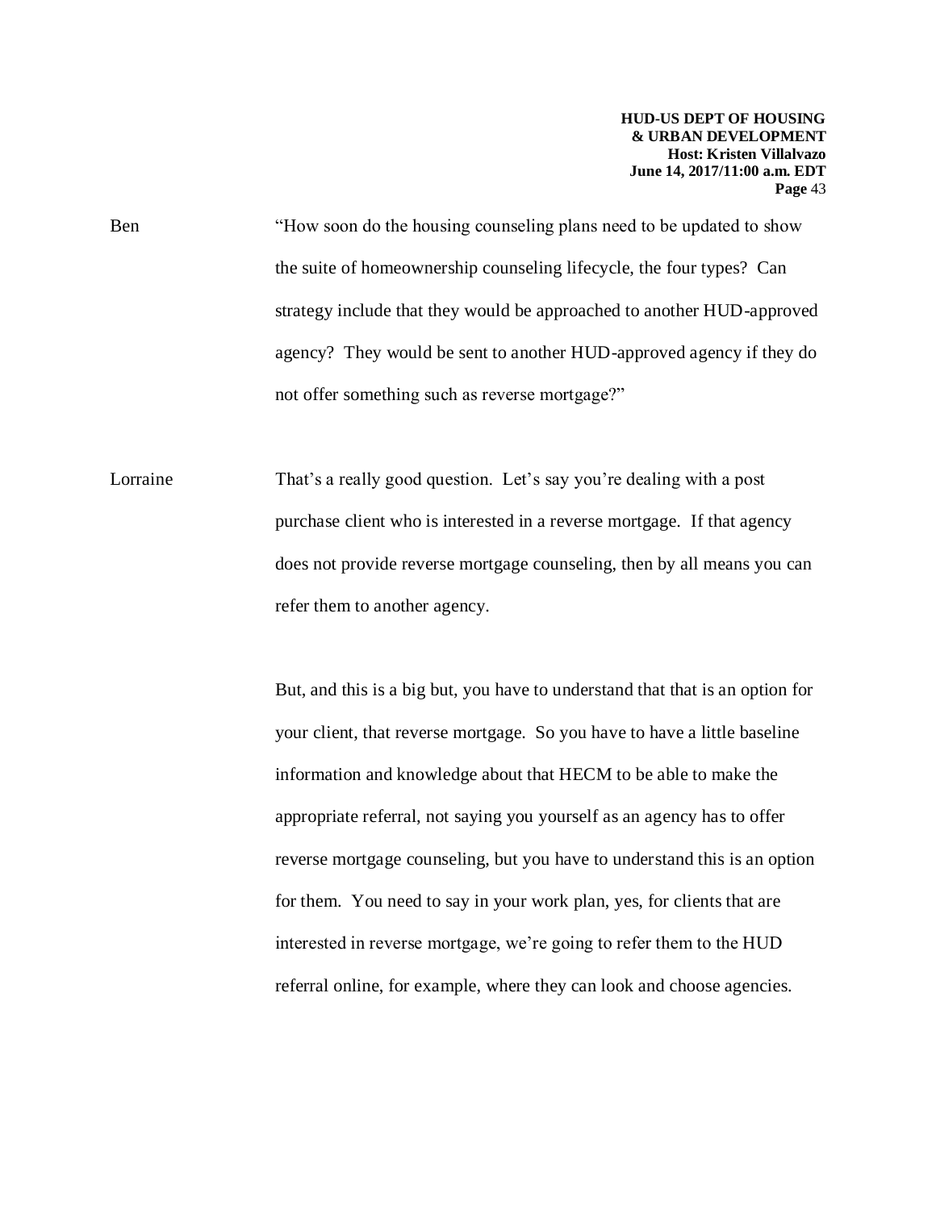Ben "How soon do the housing counseling plans need to be updated to show the suite of homeownership counseling lifecycle, the four types? Can strategy include that they would be approached to another HUD-approved agency? They would be sent to another HUD-approved agency if they do not offer something such as reverse mortgage?"

Lorraine That's a really good question. Let's say you're dealing with a post purchase client who is interested in a reverse mortgage. If that agency does not provide reverse mortgage counseling, then by all means you can refer them to another agency.

But, and this is a big but, you have to understand that that is an option for your client, that reverse mortgage. So you have to have a little baseline information and knowledge about that HECM to be able to make the appropriate referral, not saying you yourself as an agency has to offer reverse mortgage counseling, but you have to understand this is an option for them. You need to say in your work plan, yes, for clients that are interested in reverse mortgage, we're going to refer them to the HUD referral online, for example, where they can look and choose agencies.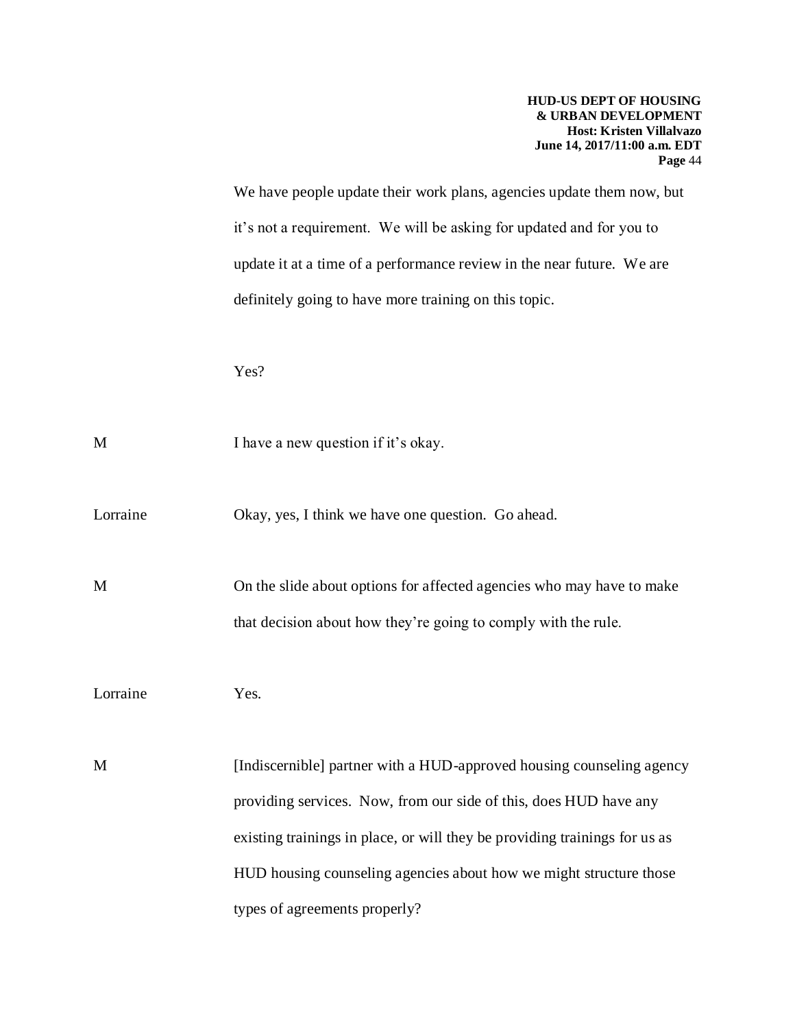We have people update their work plans, agencies update them now, but it's not a requirement. We will be asking for updated and for you to update it at a time of a performance review in the near future. We are definitely going to have more training on this topic.

Yes?

M I have a new question if it's okay.

Lorraine Okay, yes, I think we have one question. Go ahead.

M On the slide about options for affected agencies who may have to make that decision about how they're going to comply with the rule.

Lorraine Yes.

M [Indiscernible] partner with a HUD-approved housing counseling agency providing services. Now, from our side of this, does HUD have any existing trainings in place, or will they be providing trainings for us as HUD housing counseling agencies about how we might structure those types of agreements properly?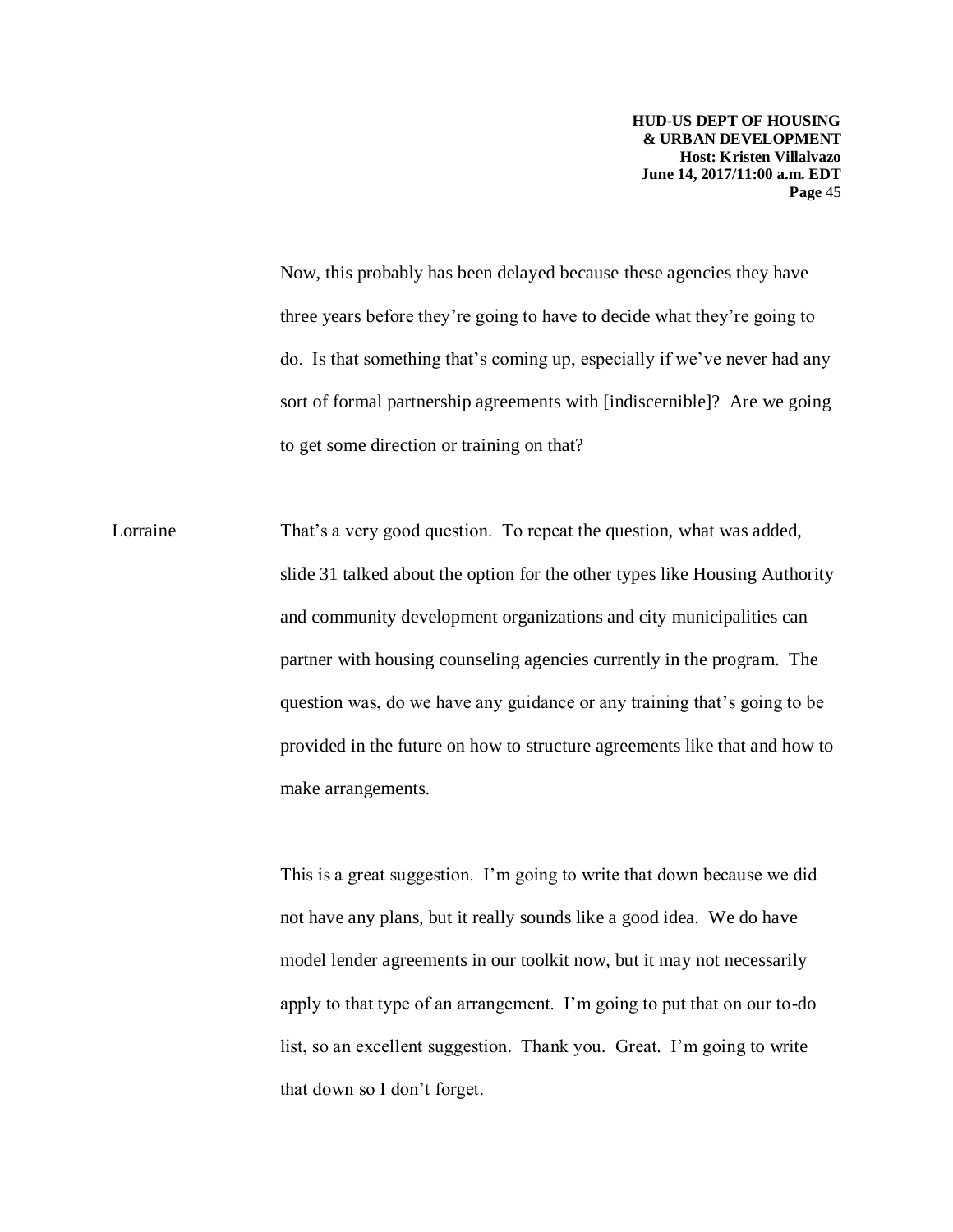Now, this probably has been delayed because these agencies they have three years before they're going to have to decide what they're going to do. Is that something that's coming up, especially if we've never had any sort of formal partnership agreements with [indiscernible]? Are we going to get some direction or training on that?

Lorraine That's a very good question. To repeat the question, what was added, slide 31 talked about the option for the other types like Housing Authority and community development organizations and city municipalities can partner with housing counseling agencies currently in the program. The question was, do we have any guidance or any training that's going to be provided in the future on how to structure agreements like that and how to make arrangements.

This is a great suggestion. I'm going to write that down because we did not have any plans, but it really sounds like a good idea. We do have model lender agreements in our toolkit now, but it may not necessarily apply to that type of an arrangement. I'm going to put that on our to-do list, so an excellent suggestion. Thank you. Great. I'm going to write that down so I don't forget.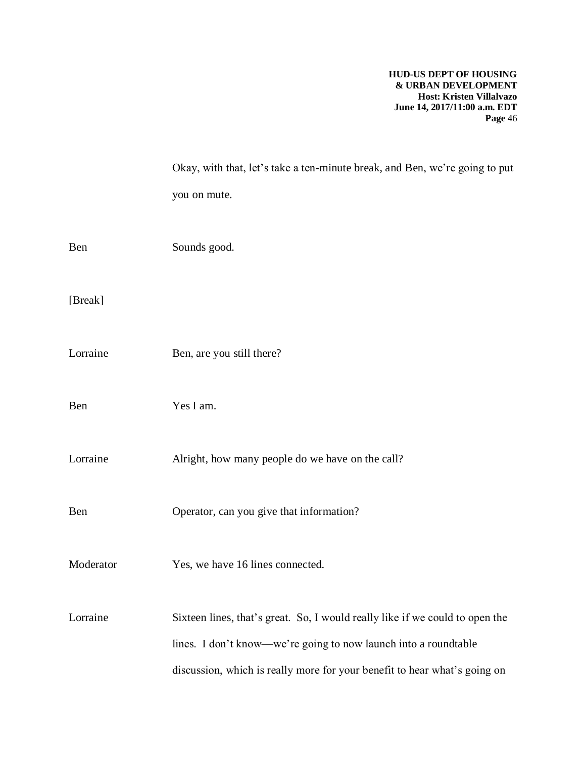Okay, with that, let's take a ten-minute break, and Ben, we're going to put you on mute.

Ben Sounds good.

[Break]

Lorraine Ben, are you still there?

Ben Yes I am.

Lorraine Alright, how many people do we have on the call?

Ben Operator, can you give that information?

Moderator Yes, we have 16 lines connected.

Lorraine Sixteen lines, that's great. So, I would really like if we could to open the lines. I don't know—we're going to now launch into a roundtable discussion, which is really more for your benefit to hear what's going on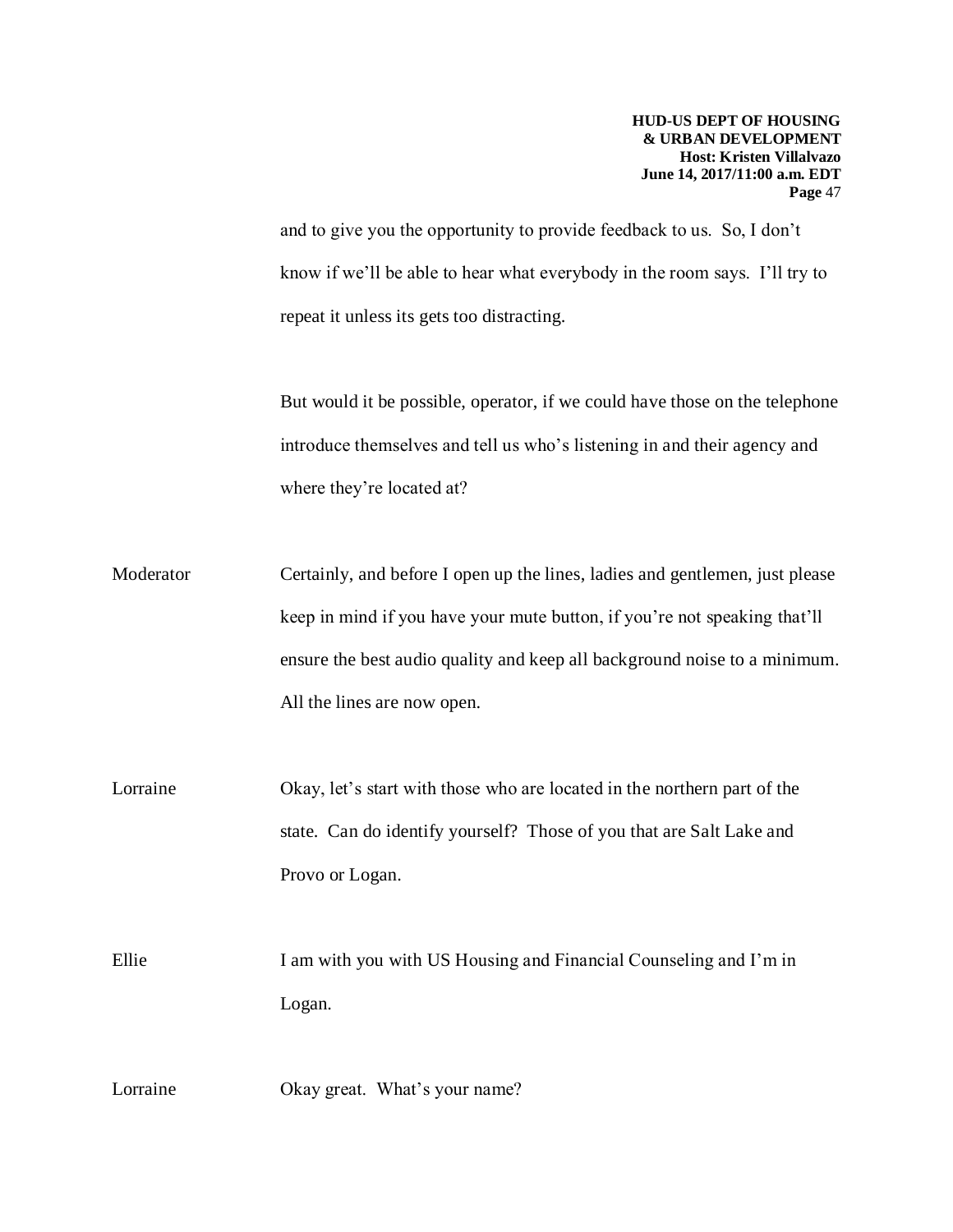and to give you the opportunity to provide feedback to us. So, I don't know if we'll be able to hear what everybody in the room says. I'll try to repeat it unless its gets too distracting.

But would it be possible, operator, if we could have those on the telephone introduce themselves and tell us who's listening in and their agency and where they're located at?

Moderator: Certainly, and before I open up the lines, ladies and gentlemen, just please keep in mind if you have your mute button, if you're not speaking that'll ensure the best audio quality and keep all background noise to a minimum. All the lines are now open.

Lorraine: Okay, let's start with those who are located in the northern part of the state. Can do identify yourself? Those of you that are Salt Lake and Provo or Logan.

Ellie: I am with you with US Housing and Financial Counseling and I'm in Logan.

Lorraine: Okay great. What's your name?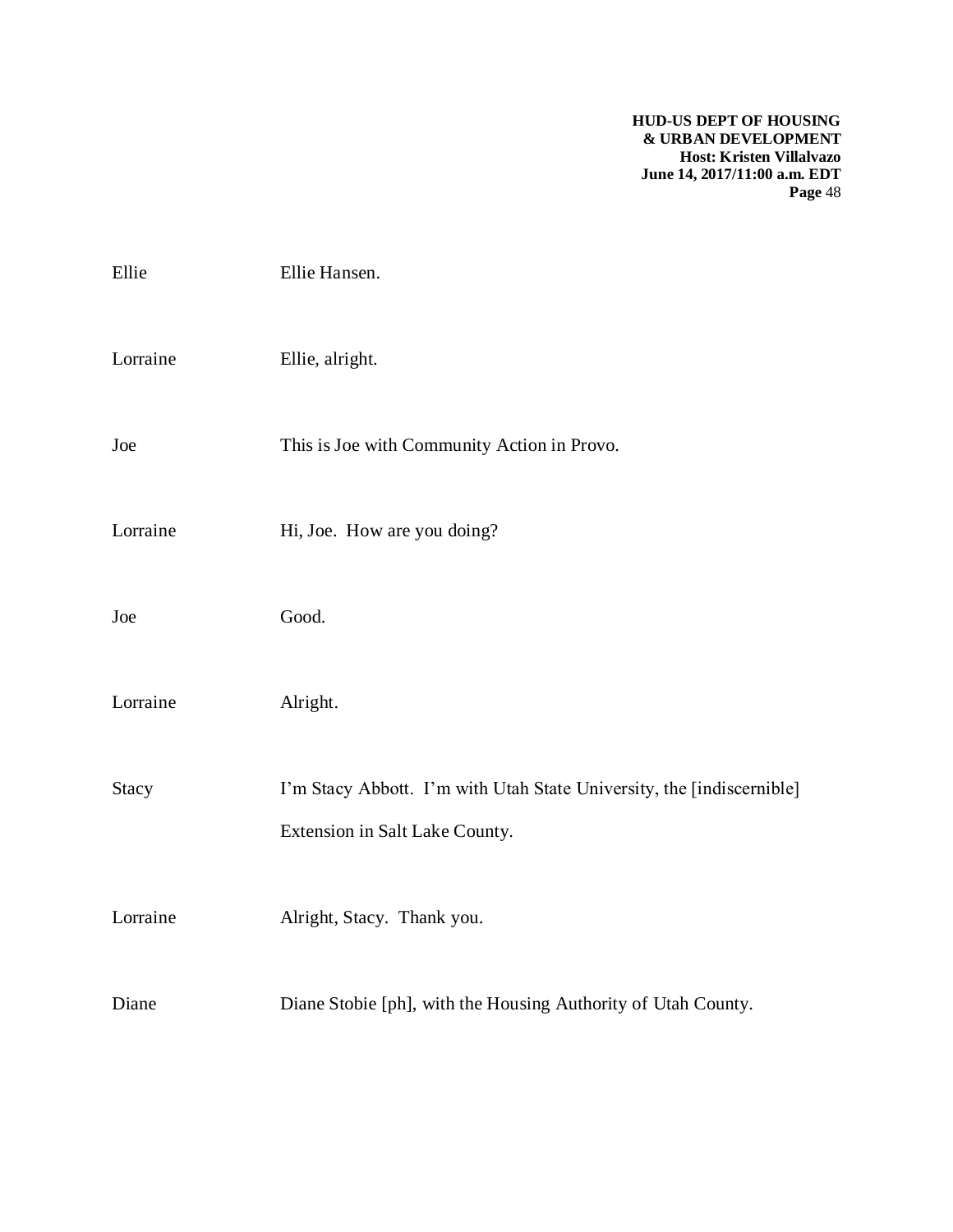Ellie Ellie Hansen.

Lorraine Ellie, alright.

Joe This is Joe with Community Action in Provo.

Lorraine Hi, Joe. How are you doing?

Joe Good.

Lorraine Alright.

Stacy I'm Stacy Abbott. I'm with Utah State University, the [indiscernible] Extension in Salt Lake County.

Lorraine Alright, Stacy. Thank you.

Diane Diane Stobie [ph], with the Housing Authority of Utah County.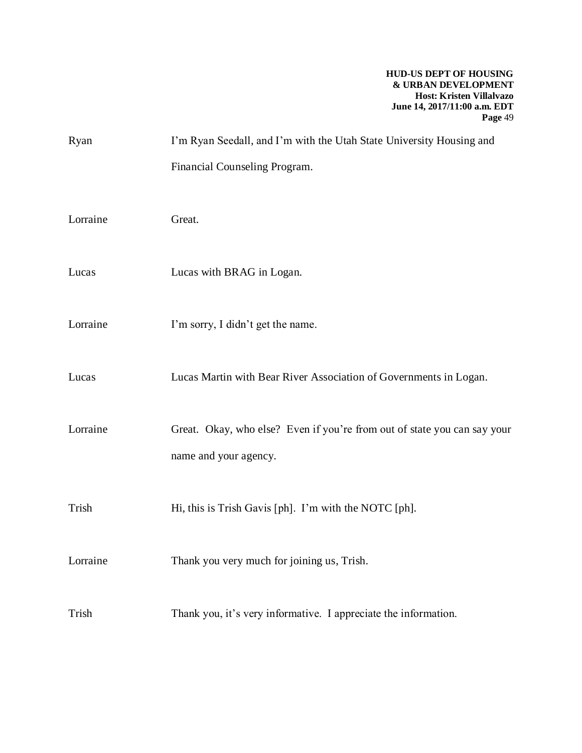Ryan I'm Ryan Seedall, and I'm with the Utah State University Housing and Financial Counseling Program.

Lorraine Great.

Lucas Lucas with BRAG in Logan.

Lorraine I'm sorry, I didn't get the name.

Lucas Lucas Martin with Bear River Association of Governments in Logan.

Lorraine Great. Okay, who else? Even if you're from out of state you can say your name and your agency.

Trish Hi, this is Trish Gavis [ph]. I'm with the NOTC [ph].

Lorraine Thank you very much for joining us, Trish.

Trish Thank you, it's very informative. I appreciate the information.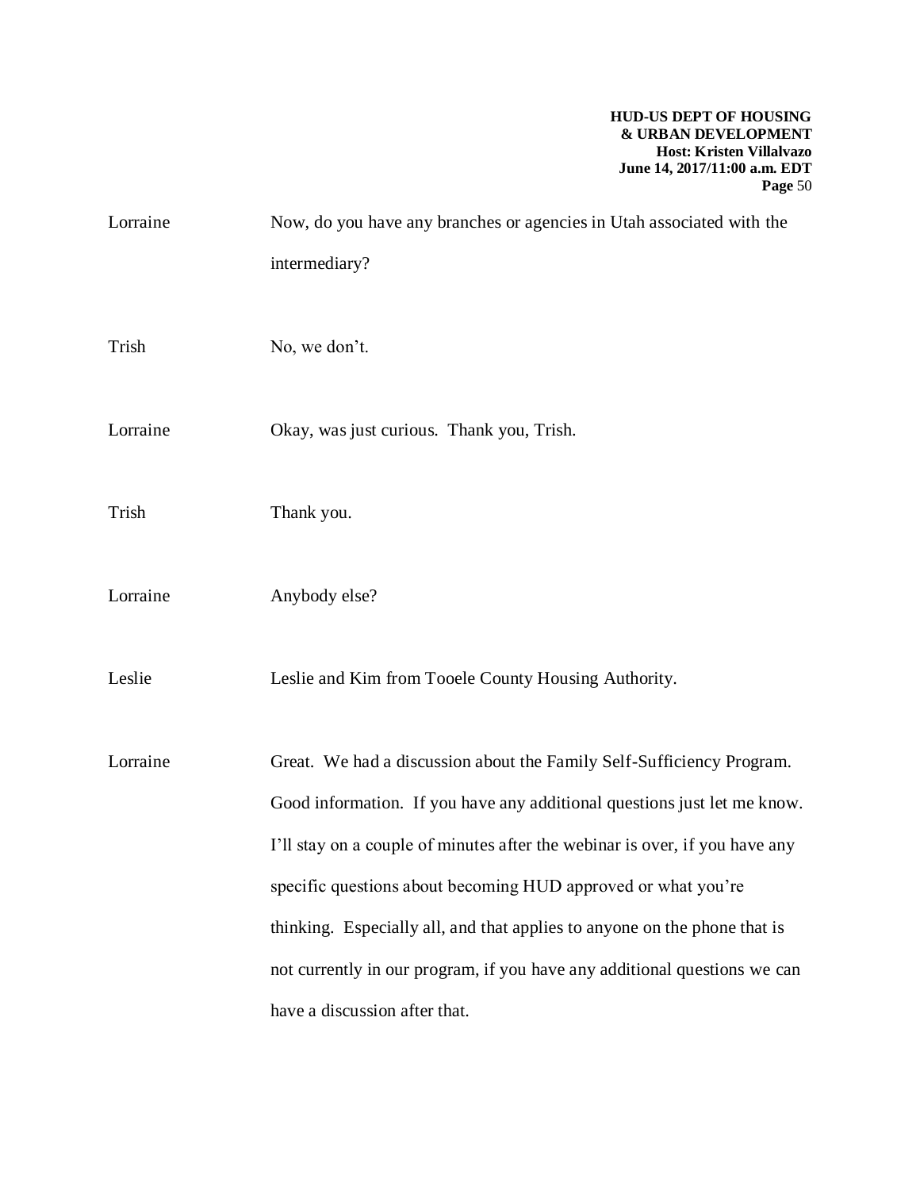Lorraine Now, do you have any branches or agencies in Utah associated with the intermediary?

Trish No, we don't.

Lorraine Okay, was just curious. Thank you, Trish.

Trish Thank you.

Lorraine Anybody else?

Leslie Leslie and Kim from Tooele County Housing Authority.

Lorraine Great. We had a discussion about the Family Self-Sufficiency Program. Good information. If you have any additional questions just let me know. I'll stay on a couple of minutes after the webinar is over, if you have any specific questions about becoming HUD approved or what you're thinking. Especially all, and that applies to anyone on the phone that is not currently in our program, if you have any additional questions we can have a discussion after that.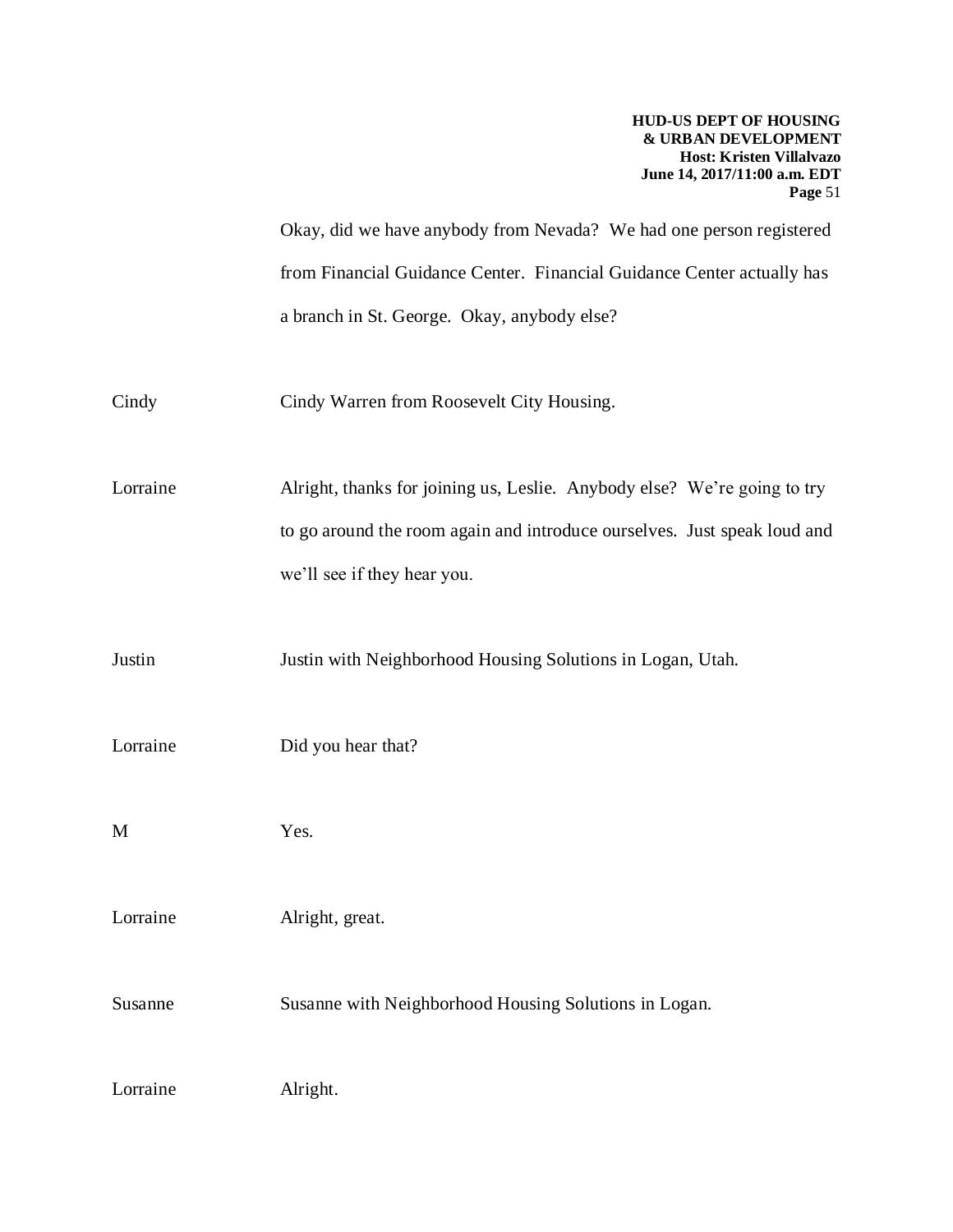Okay, did we have anybody from Nevada? We had one person registered from Financial Guidance Center. Financial Guidance Center actually has a branch in St. George. Okay, anybody else?

Cindy Cindy Warren from Roosevelt City Housing.

Lorraine Alright, thanks for joining us, Leslie. Anybody else? We're going to try to go around the room again and introduce ourselves. Just speak loud and we'll see if they hear you.

Justin Justin with Neighborhood Housing Solutions in Logan, Utah.

Lorraine Did you hear that?

M Yes.

Lorraine Alright, great.

Susanne Susanne with Neighborhood Housing Solutions in Logan.

Lorraine Alright.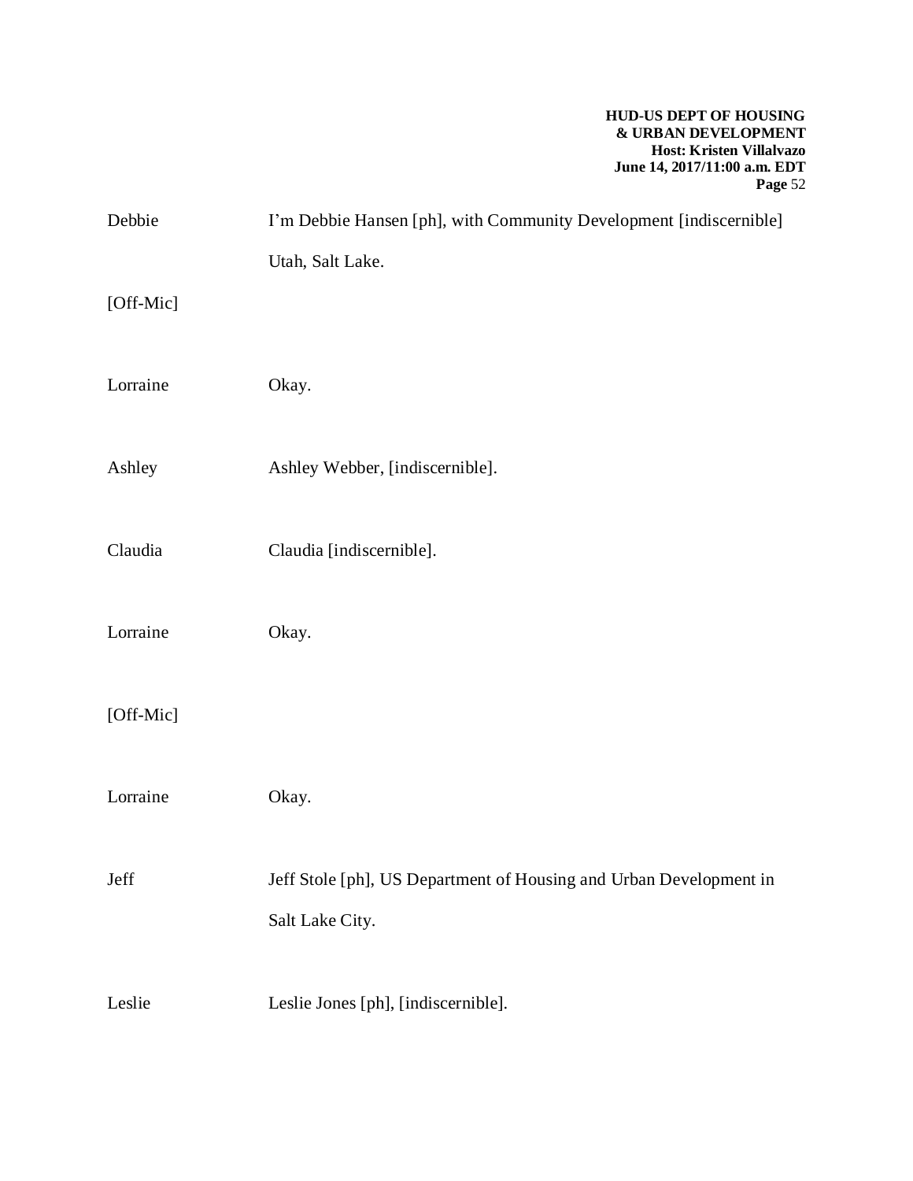Debbie I'm Debbie Hansen [ph], with Community Development [indiscernible] Utah, Salt Lake.

[Off-Mic]

Lorraine Okay.

Ashley Ashley Webber, [indiscernible].

Claudia Claudia [indiscernible].

Lorraine Okay.

[Off-Mic]

Lorraine Okay.

Jeff Jeff Stole [ph], US Department of Housing and Urban Development in Salt Lake City.

Leslie Leslie Jones [ph], [indiscernible].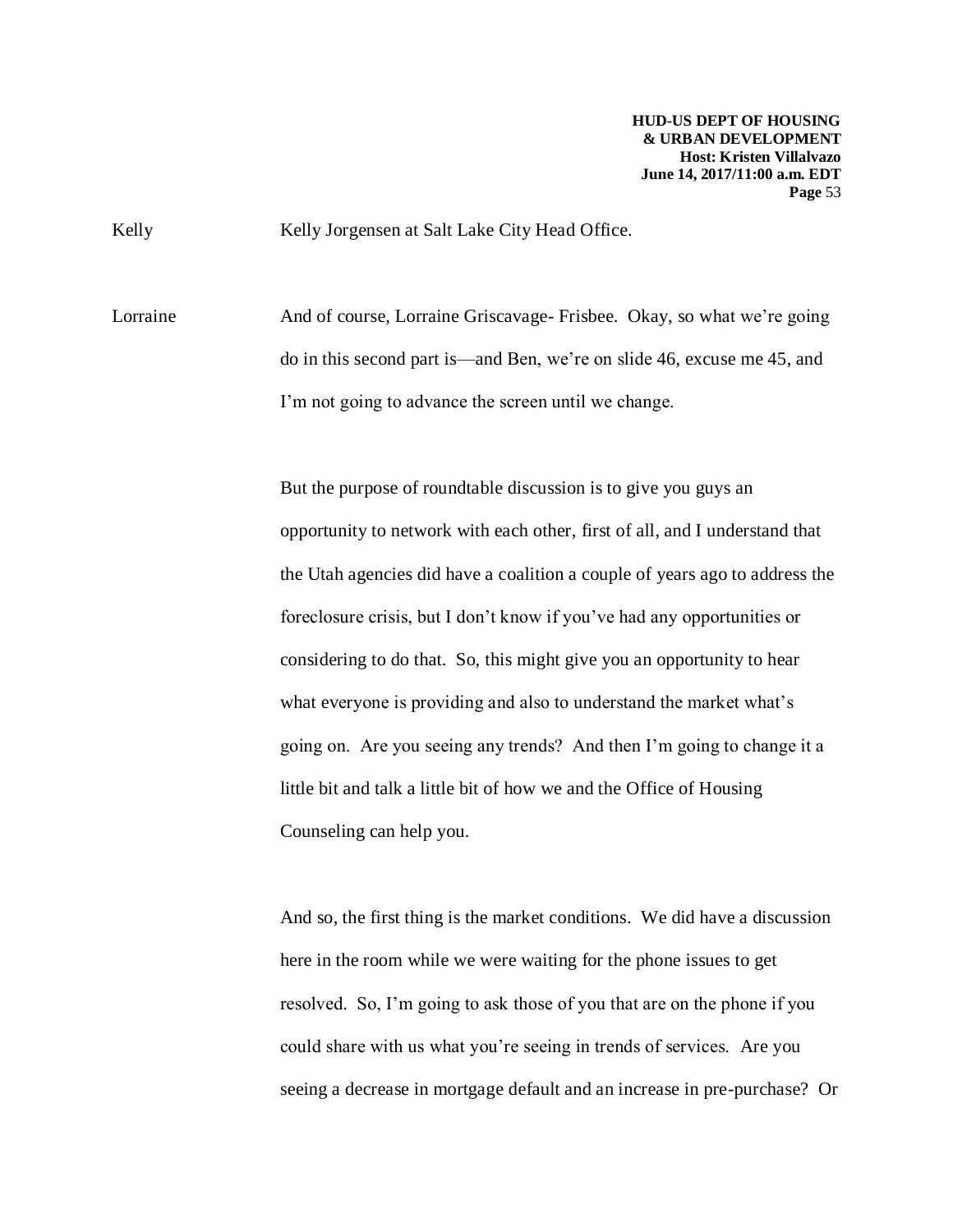Kelly Kelly Jorgensen at Salt Lake City Head Office.

Lorraine And of course, Lorraine Griscavage- Frisbee. Okay, so what we're going do in this second part is—and Ben, we're on slide 46, excuse me 45, and I'm not going to advance the screen until we change.

But the purpose of roundtable discussion is to give you guys an opportunity to network with each other, first of all, and I understand that the Utah agencies did have a coalition a couple of years ago to address the foreclosure crisis, but I don't know if you've had any opportunities or considering to do that. So, this might give you an opportunity to hear what everyone is providing and also to understand the market what's going on. Are you seeing any trends? And then I'm going to change it a little bit and talk a little bit of how we and the Office of Housing Counseling can help you.

And so, the first thing is the market conditions. We did have a discussion here in the room while we were waiting for the phone issues to get resolved. So, I'm going to ask those of you that are on the phone if you could share with us what you're seeing in trends of services. Are you seeing a decrease in mortgage default and an increase in pre-purchase? Or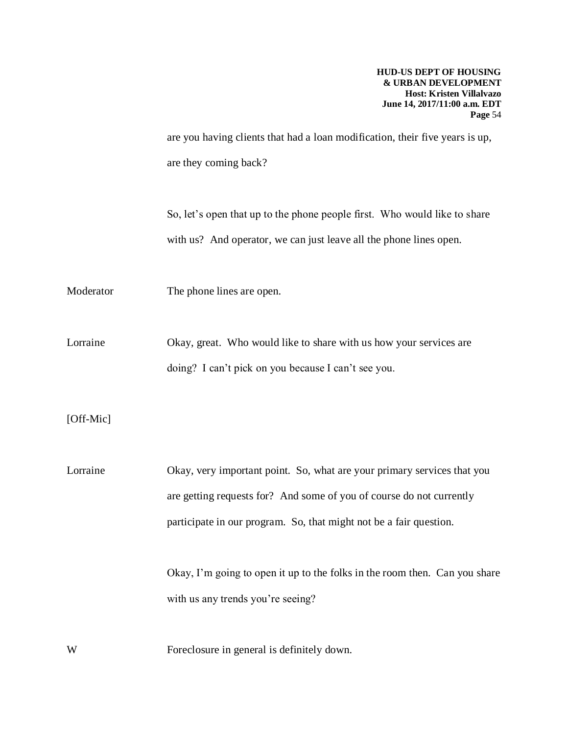are you having clients that had a loan modification, their five years is up, are they coming back?

So, let's open that up to the phone people first. Who would like to share with us? And operator, we can just leave all the phone lines open.

Moderator The phone lines are open.

Lorraine Okay, great. Who would like to share with us how your services are doing? I can't pick on you because I can't see you.

[Off-Mic]

Lorraine Okay, very important point. So, what are your primary services that you are getting requests for? And some of you of course do not currently participate in our program. So, that might not be a fair question.

Okay, I'm going to open it up to the folks in the room then. Can you share with us any trends you're seeing?

W Foreclosure in general is definitely down.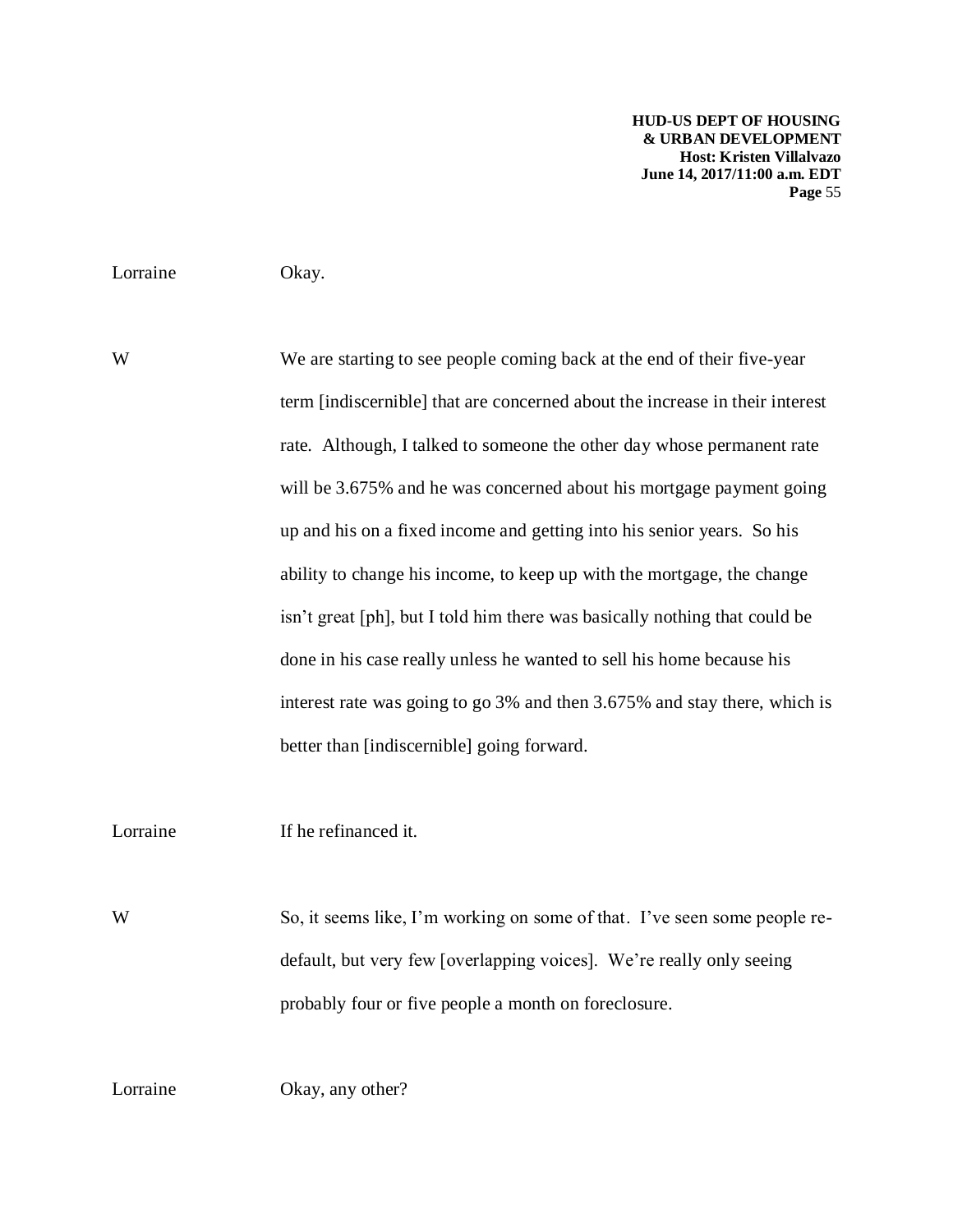Lorraine Okay.

W We are starting to see people coming back at the end of their five-year term [indiscernible] that are concerned about the increase in their interest rate. Although, I talked to someone the other day whose permanent rate will be 3.675% and he was concerned about his mortgage payment going up and his on a fixed income and getting into his senior years. So his ability to change his income, to keep up with the mortgage, the change isn't great [ph], but I told him there was basically nothing that could be done in his case really unless he wanted to sell his home because his interest rate was going to go 3% and then 3.675% and stay there, which is better than [indiscernible] going forward.

Lorraine If he refinanced it.

W So, it seems like, I'm working on some of that. I've seen some people re-default, but very few [overlapping voices]. We're really only seeing probably four or five people a month on foreclosure.

Lorraine Okay, any other?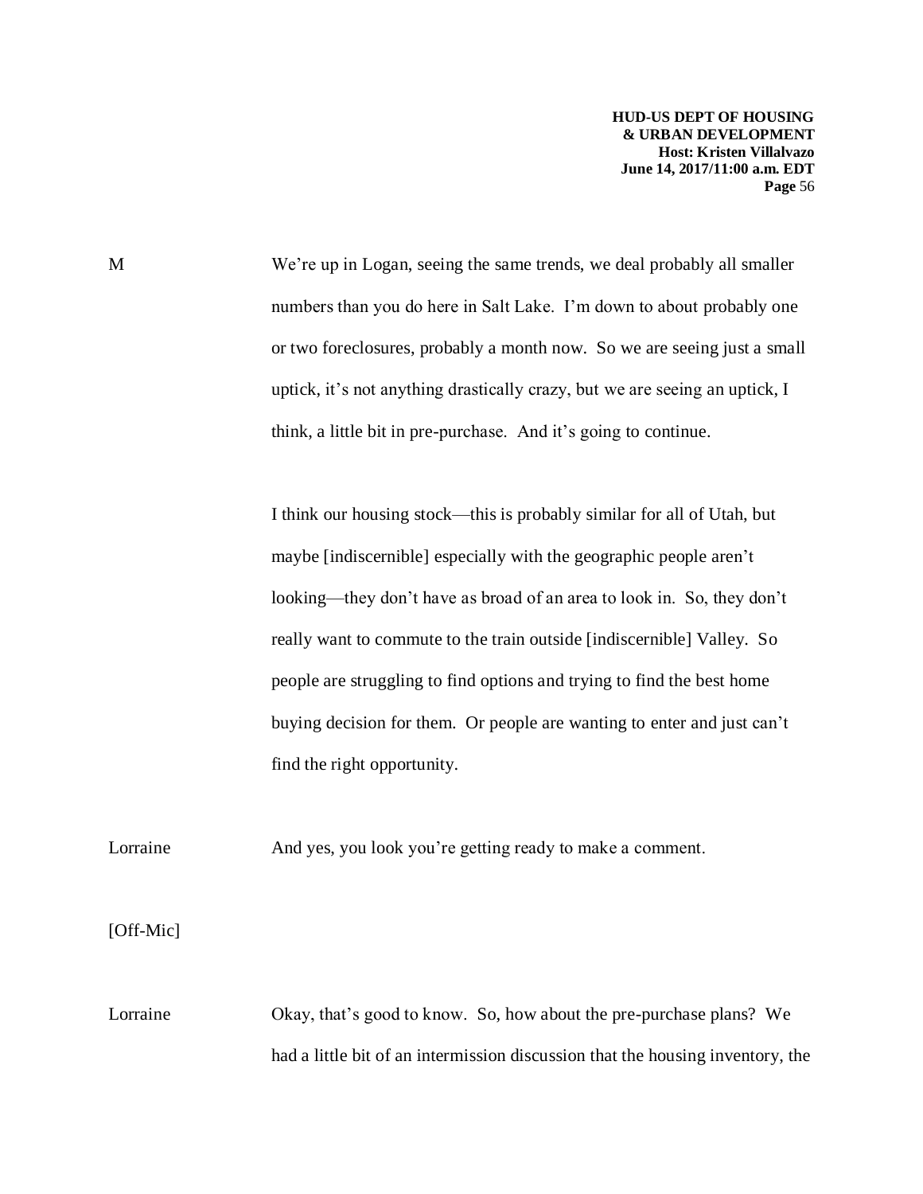M We're up in Logan, seeing the same trends, we deal probably all smaller numbers than you do here in Salt Lake. I'm down to about probably one or two foreclosures, probably a month now. So we are seeing just a small uptick, it's not anything drastically crazy, but we are seeing an uptick, I think, a little bit in pre-purchase. And it's going to continue.

I think our housing stock—this is probably similar for all of Utah, but maybe [indiscernible] especially with the geographic people aren't looking—they don't have as broad of an area to look in. So, they don't really want to commute to the train outside [indiscernible] Valley. So people are struggling to find options and trying to find the best home buying decision for them. Or people are wanting to enter and just can't find the right opportunity.

Lorraine And yes, you look you're getting ready to make a comment.

[Off-Mic]

Lorraine Okay, that's good to know. So, how about the pre-purchase plans? We had a little bit of an intermission discussion that the housing inventory, the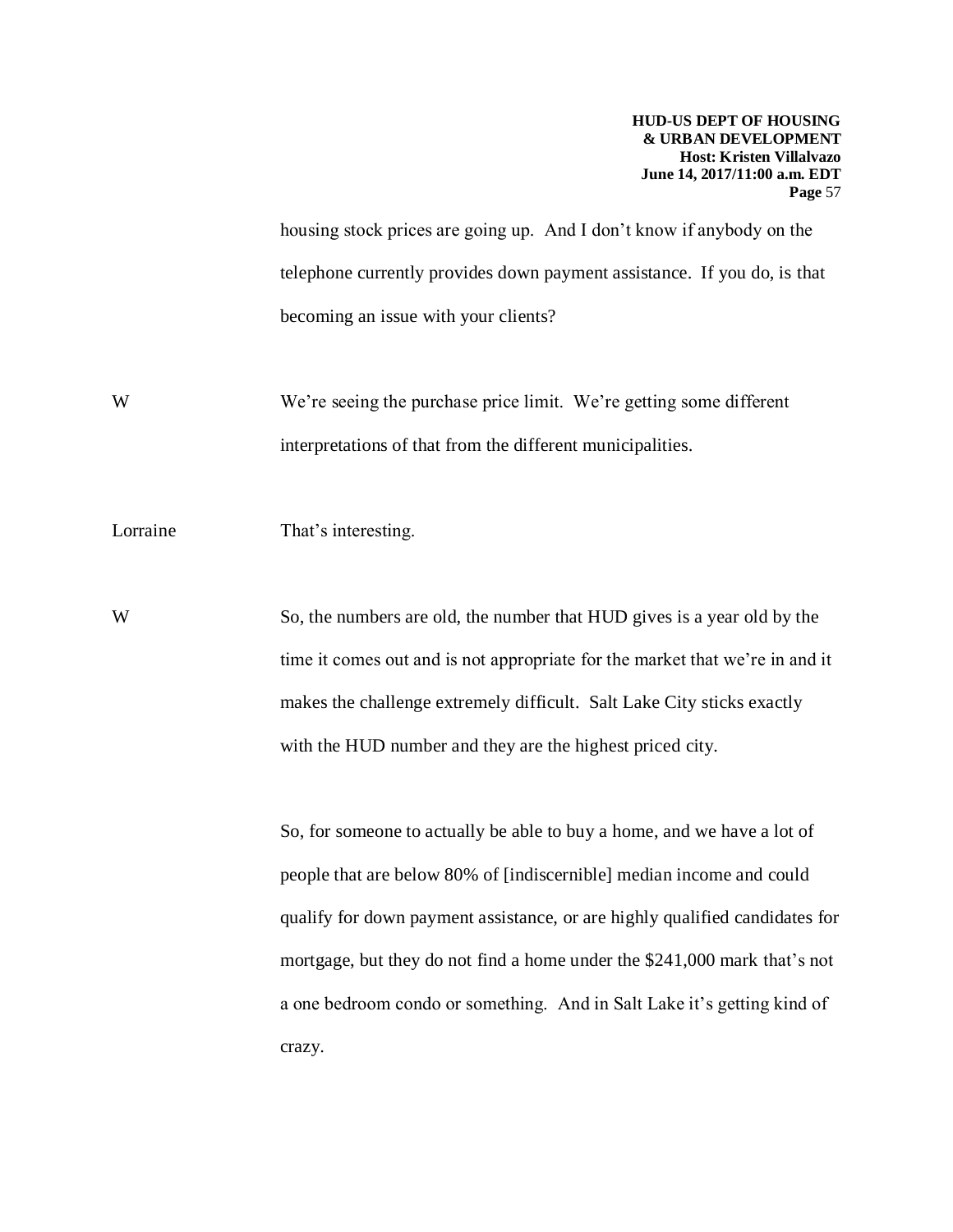housing stock prices are going up. And I don't know if anybody on the telephone currently provides down payment assistance. If you do, is that becoming an issue with your clients?

W We're seeing the purchase price limit. We're getting some different interpretations of that from the different municipalities.

Lorraine That's interesting.

W So, the numbers are old, the number that HUD gives is a year old by the time it comes out and is not appropriate for the market that we're in and it makes the challenge extremely difficult. Salt Lake City sticks exactly with the HUD number and they are the highest priced city.

So, for someone to actually be able to buy a home, and we have a lot of people that are below 80% of [indiscernible] median income and could qualify for down payment assistance, or are highly qualified candidates for mortgage, but they do not find a home under the $241,000 mark that's not a one bedroom condo or something. And in Salt Lake it's getting kind of crazy.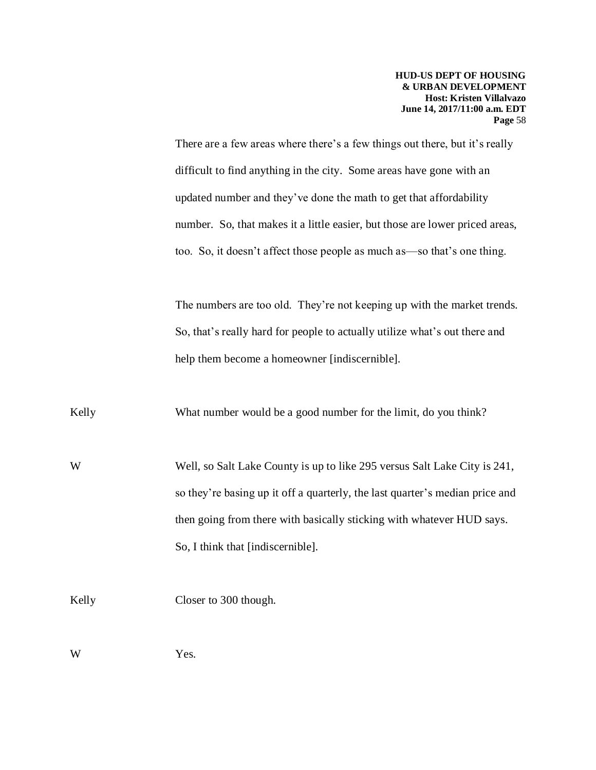There are a few areas where there's a few things out there, but it's really difficult to find anything in the city. Some areas have gone with an updated number and they've done the math to get that affordability number. So, that makes it a little easier, but those are lower priced areas, too. So, it doesn't affect those people as much as—so that's one thing.

The numbers are too old. They're not keeping up with the market trends. So, that's really hard for people to actually utilize what's out there and help them become a homeowner [indiscernible].

Kelly What number would be a good number for the limit, do you think?

W Well, so Salt Lake County is up to like 295 versus Salt Lake City is 241, so they're basing up it off a quarterly, the last quarter's median price and then going from there with basically sticking with whatever HUD says. So, I think that [indiscernible].

Kelly Closer to 300 though.

W Yes.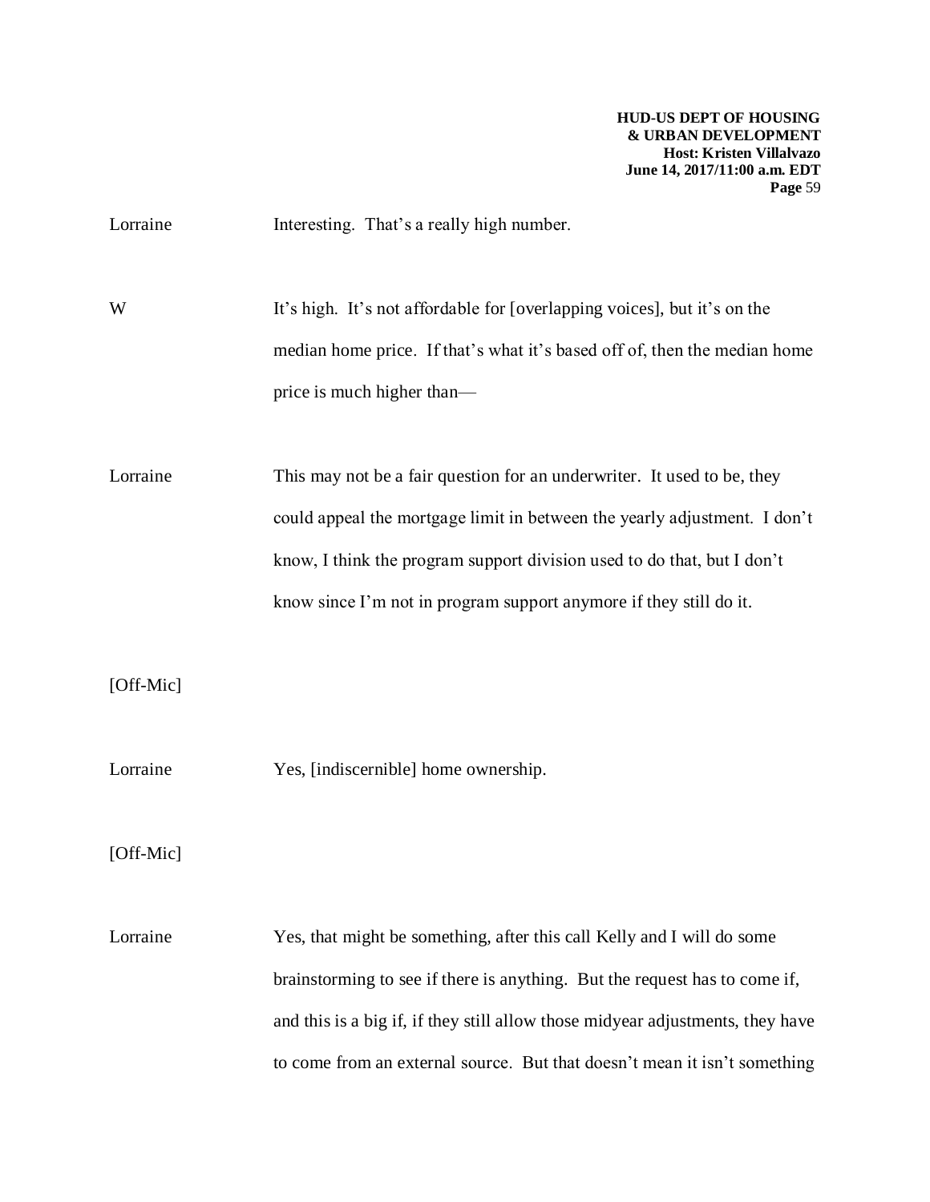Lorraine Interesting. That's a really high number.

W It's high. It's not affordable for [overlapping voices], but it's on the median home price. If that's what it's based off of, then the median home price is much higher than—

Lorraine This may not be a fair question for an underwriter. It used to be, they could appeal the mortgage limit in between the yearly adjustment. I don't know, I think the program support division used to do that, but I don't know since I'm not in program support anymore if they still do it.

[Off-Mic]

Lorraine Yes, [indiscernible] home ownership.

[Off-Mic]

Lorraine Yes, that might be something, after this call Kelly and I will do some brainstorming to see if there is anything. But the request has to come if, and this is a big if, if they still allow those midyear adjustments, they have to come from an external source. But that doesn't mean it isn't something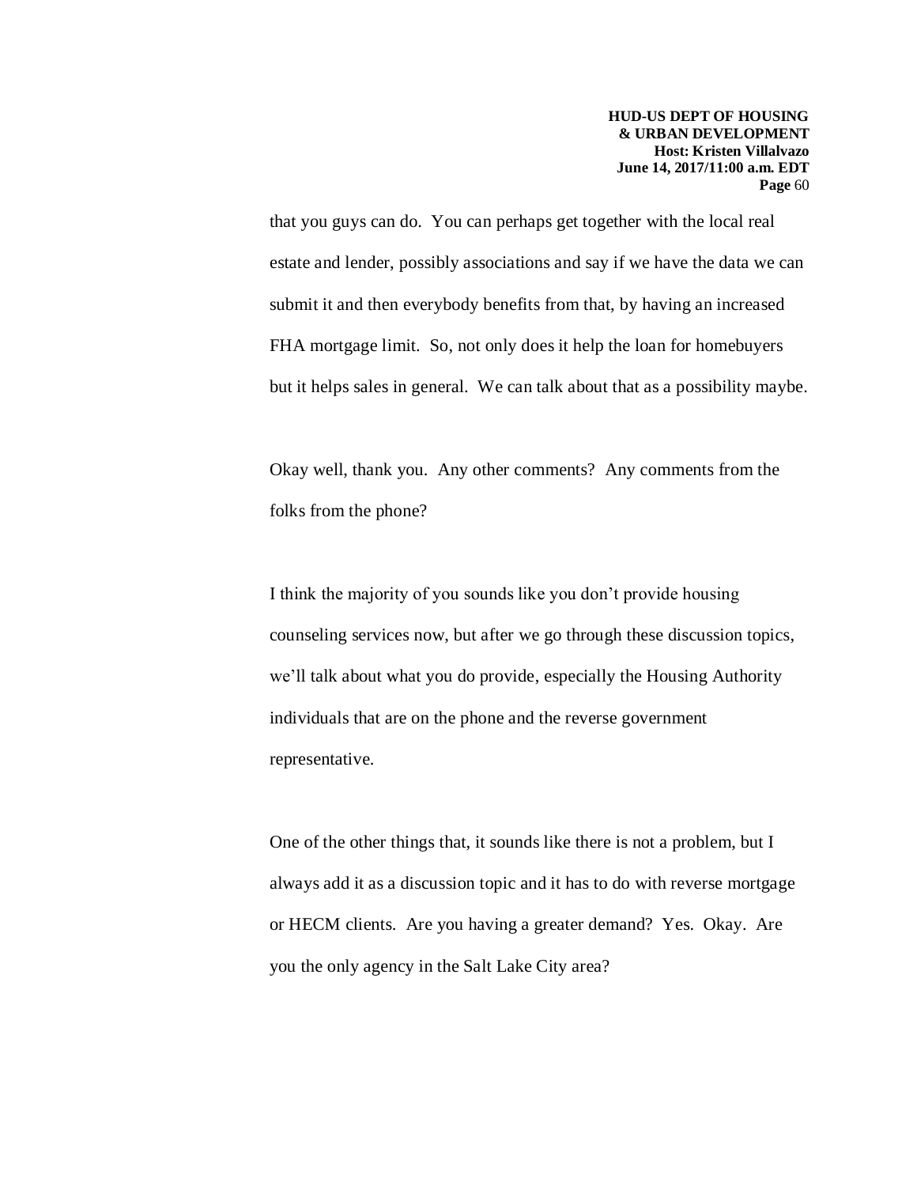that you guys can do. You can perhaps get together with the local real estate and lender, possibly associations and say if we have the data we can submit it and then everybody benefits from that, by having an increased FHA mortgage limit. So, not only does it help the loan for homebuyers but it helps sales in general. We can talk about that as a possibility maybe.

Okay well, thank you. Any other comments? Any comments from the folks from the phone?

I think the majority of you sounds like you don't provide housing counseling services now, but after we go through these discussion topics, we'll talk about what you do provide, especially the Housing Authority individuals that are on the phone and the reverse government representative.

One of the other things that, it sounds like there is not a problem, but I always add it as a discussion topic and it has to do with reverse mortgage or HECM clients. Are you having a greater demand? Yes. Okay. Are you the only agency in the Salt Lake City area?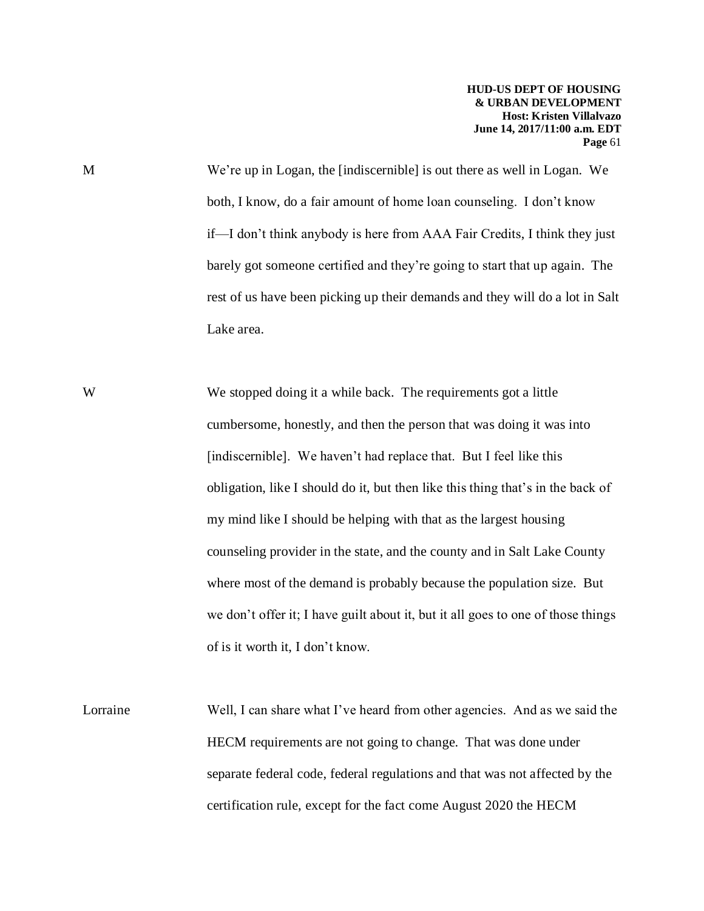M We're up in Logan, the [indiscernible] is out there as well in Logan. We both, I know, do a fair amount of home loan counseling. I don't know if—I don't think anybody is here from AAA Fair Credits, I think they just barely got someone certified and they're going to start that up again. The rest of us have been picking up their demands and they will do a lot in Salt Lake area.

W We stopped doing it a while back. The requirements got a little cumbersome, honestly, and then the person that was doing it was into [indiscernible]. We haven't had replace that. But I feel like this obligation, like I should do it, but then like this thing that's in the back of my mind like I should be helping with that as the largest housing counseling provider in the state, and the county and in Salt Lake County where most of the demand is probably because the population size. But we don't offer it; I have guilt about it, but it all goes to one of those things of is it worth it, I don't know.

Lorraine Well, I can share what I've heard from other agencies. And as we said the HECM requirements are not going to change. That was done under separate federal code, federal regulations and that was not affected by the certification rule, except for the fact come August 2020 the HECM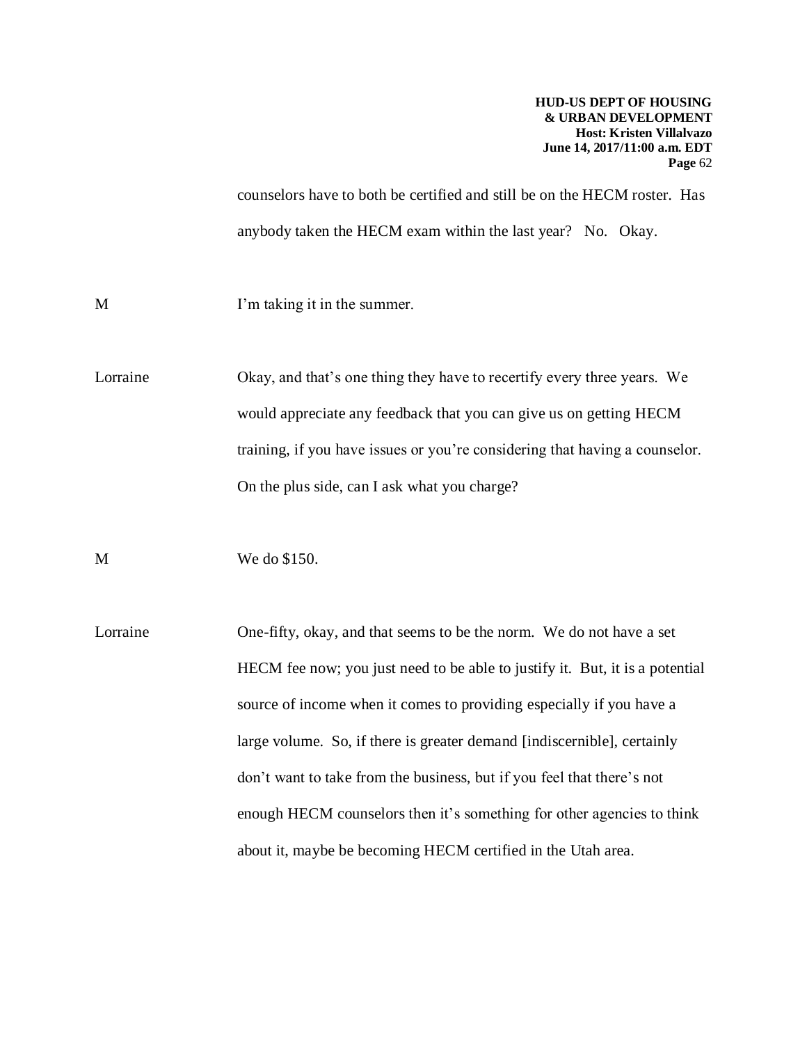counselors have to both be certified and still be on the HECM roster. Has anybody taken the HECM exam within the last year? No. Okay.

M I'm taking it in the summer.

Lorraine Okay, and that's one thing they have to recertify every three years. We would appreciate any feedback that you can give us on getting HECM training, if you have issues or you're considering that having a counselor. On the plus side, can I ask what you charge?

M We do $150.

Lorraine One-fifty, okay, and that seems to be the norm. We do not have a set HECM fee now; you just need to be able to justify it. But, it is a potential source of income when it comes to providing especially if you have a large volume. So, if there is greater demand [indiscernible], certainly don't want to take from the business, but if you feel that there's not enough HECM counselors then it's something for other agencies to think about it, maybe be becoming HECM certified in the Utah area.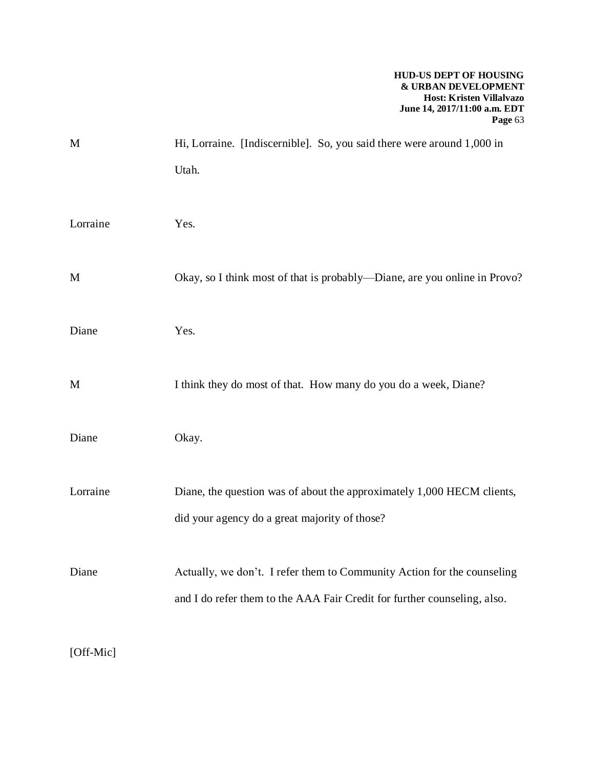M Hi, Lorraine. [Indiscernible]. So, you said there were around 1,000 in Utah.

Lorraine Yes.

M Okay, so I think most of that is probably—Diane, are you online in Provo?

Diane Yes.

M I think they do most of that. How many do you do a week, Diane?

Diane Okay.

Lorraine Diane, the question was of about the approximately 1,000 HECM clients, did your agency do a great majority of those?

Diane Actually, we don't. I refer them to Community Action for the counseling and I do refer them to the AAA Fair Credit for further counseling, also.

[Off-Mic]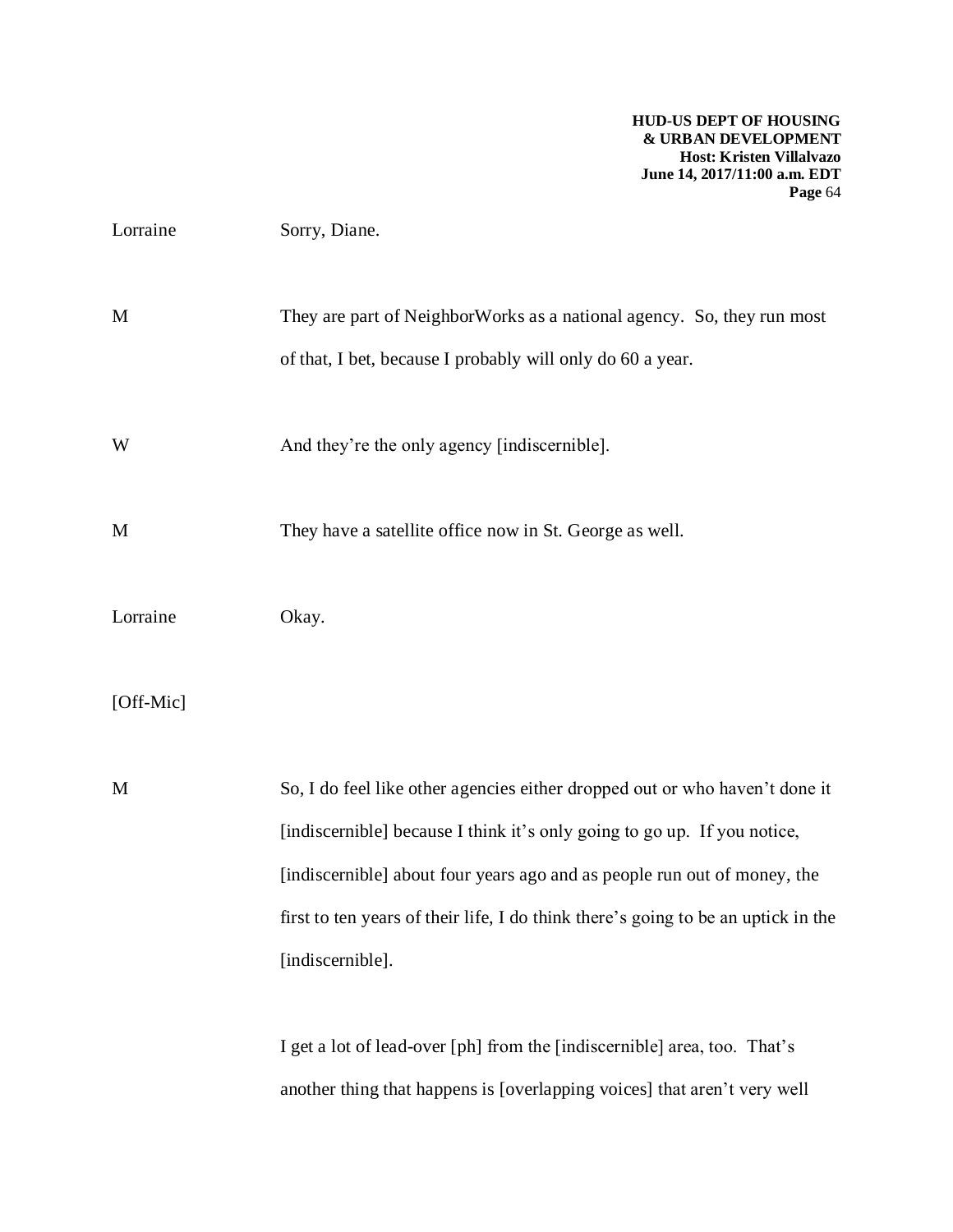Lorraine Sorry, Diane.

M They are part of NeighborWorks as a national agency. So, they run most of that, I bet, because I probably will only do 60 a year.

W And they're the only agency [indiscernible].

M They have a satellite office now in St. George as well.

Lorraine Okay.

[Off-Mic]

M So, I do feel like other agencies either dropped out or who haven't done it [indiscernible] because I think it's only going to go up. If you notice, [indiscernible] about four years ago and as people run out of money, the first to ten years of their life, I do think there's going to be an uptick in the [indiscernible].

I get a lot of lead-over [ph] from the [indiscernible] area, too. That's another thing that happens is [overlapping voices] that aren't very well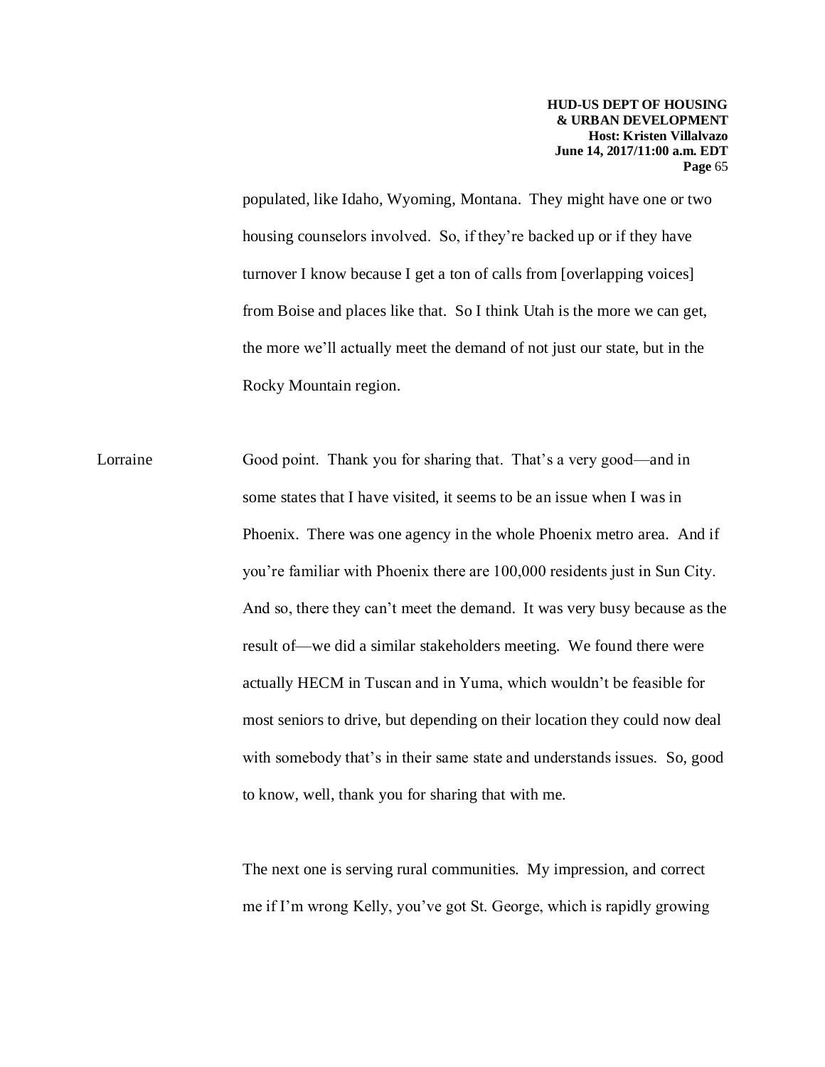populated, like Idaho, Wyoming, Montana. They might have one or two housing counselors involved. So, if they're backed up or if they have turnover I know because I get a ton of calls from [overlapping voices] from Boise and places like that. So I think Utah is the more we can get, the more we'll actually meet the demand of not just our state, but in the Rocky Mountain region.

Lorraine Good point. Thank you for sharing that. That's a very good—and in some states that I have visited, it seems to be an issue when I was in Phoenix. There was one agency in the whole Phoenix metro area. And if you're familiar with Phoenix there are 100,000 residents just in Sun City. And so, there they can't meet the demand. It was very busy because as the result of—we did a similar stakeholders meeting. We found there were actually HECM in Tuscan and in Yuma, which wouldn't be feasible for most seniors to drive, but depending on their location they could now deal with somebody that's in their same state and understands issues. So, good to know, well, thank you for sharing that with me.

The next one is serving rural communities. My impression, and correct me if I'm wrong Kelly, you've got St. George, which is rapidly growing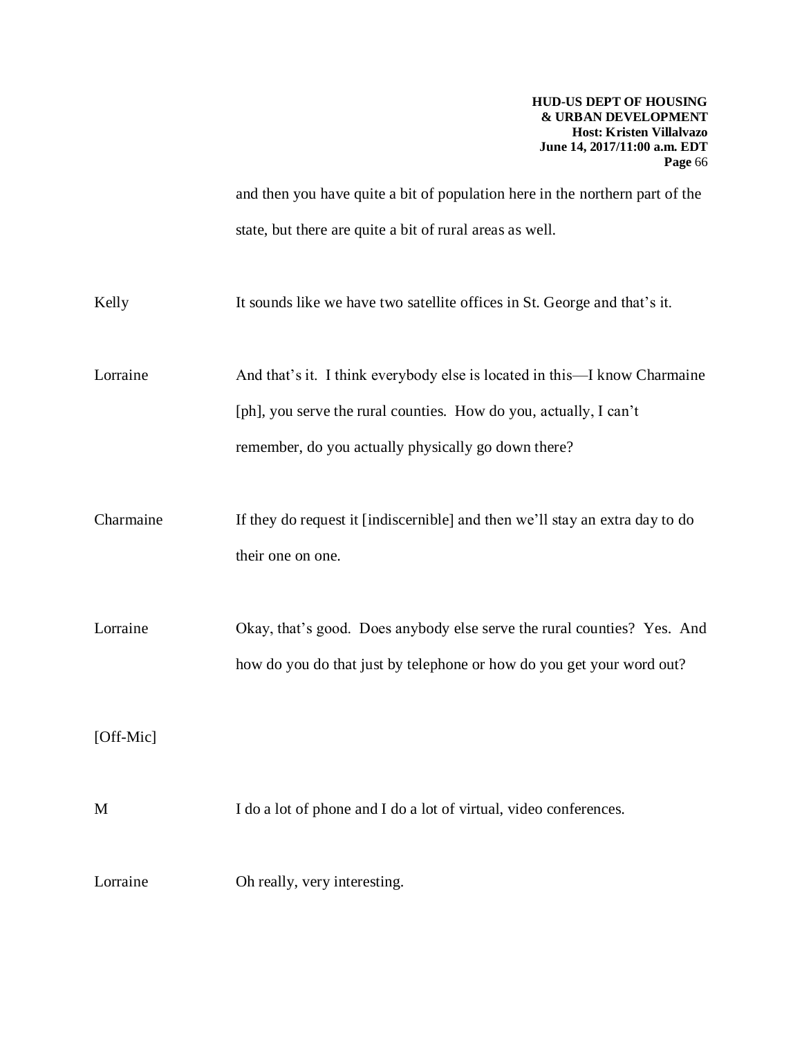and then you have quite a bit of population here in the northern part of the state, but there are quite a bit of rural areas as well.

Kelly It sounds like we have two satellite offices in St. George and that's it.

Lorraine And that's it. I think everybody else is located in this—I know Charmaine [ph], you serve the rural counties. How do you, actually, I can't remember, do you actually physically go down there?

Charmaine If they do request it [indiscernible] and then we'll stay an extra day to do their one on one.

Lorraine Okay, that's good. Does anybody else serve the rural counties? Yes. And how do you do that just by telephone or how do you get your word out?

[Off-Mic]

M I do a lot of phone and I do a lot of virtual, video conferences.

Lorraine Oh really, very interesting.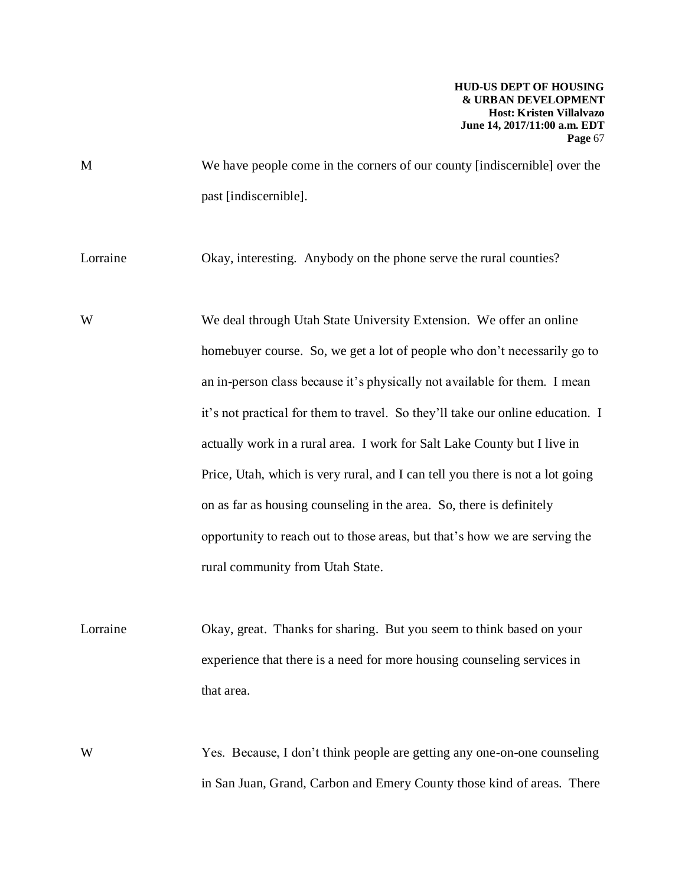M We have people come in the corners of our county [indiscernible] over the past [indiscernible].

Lorraine Okay, interesting. Anybody on the phone serve the rural counties?

W We deal through Utah State University Extension. We offer an online homebuyer course. So, we get a lot of people who don't necessarily go to an in-person class because it's physically not available for them. I mean it's not practical for them to travel. So they'll take our online education. I actually work in a rural area. I work for Salt Lake County but I live in Price, Utah, which is very rural, and I can tell you there is not a lot going on as far as housing counseling in the area. So, there is definitely opportunity to reach out to those areas, but that's how we are serving the rural community from Utah State.

Lorraine Okay, great. Thanks for sharing. But you seem to think based on your experience that there is a need for more housing counseling services in that area.

W Yes. Because, I don't think people are getting any one-on-one counseling in San Juan, Grand, Carbon and Emery County those kind of areas. There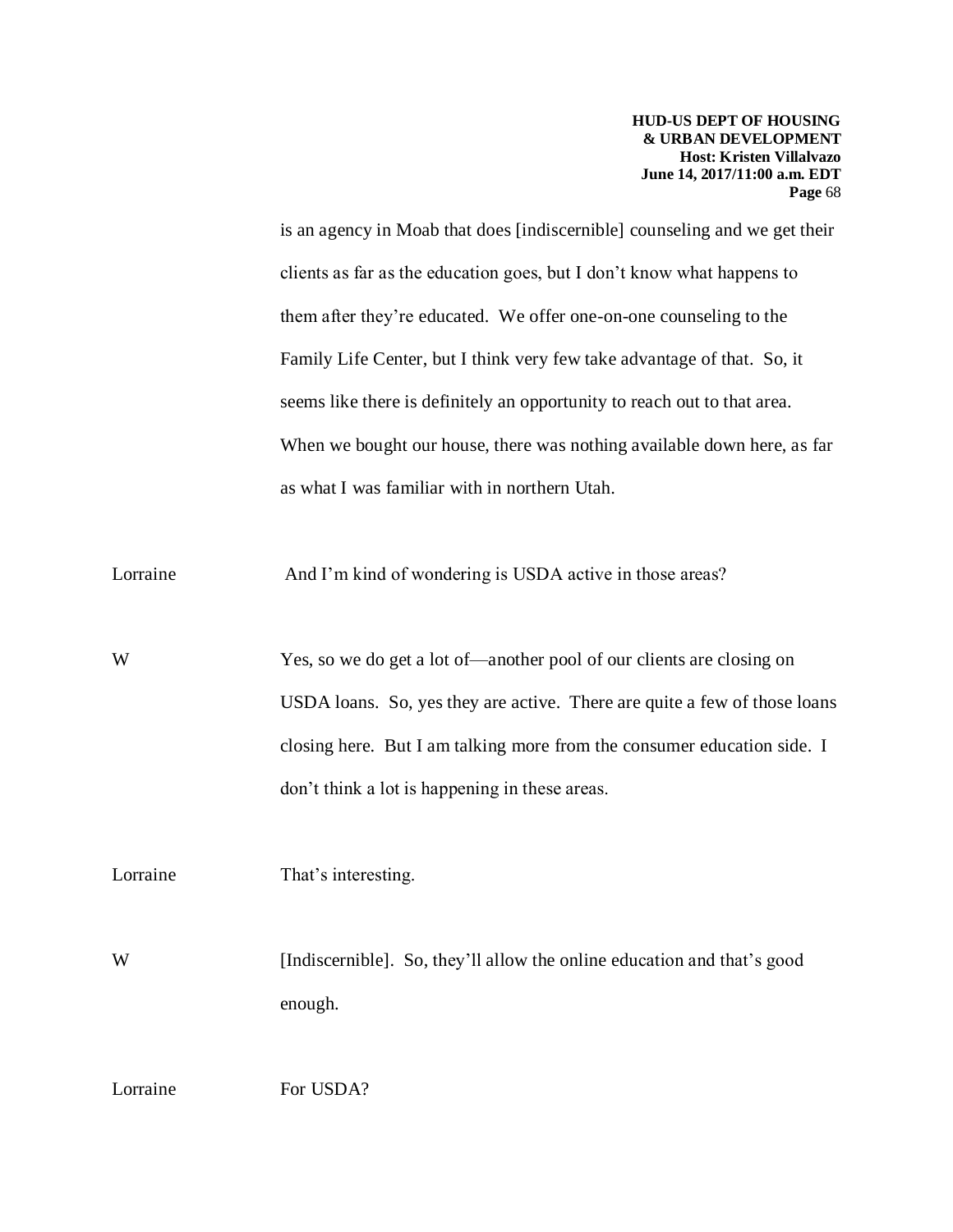is an agency in Moab that does [indiscernible] counseling and we get their clients as far as the education goes, but I don't know what happens to them after they're educated. We offer one-on-one counseling to the Family Life Center, but I think very few take advantage of that. So, it seems like there is definitely an opportunity to reach out to that area. When we bought our house, there was nothing available down here, as far as what I was familiar with in northern Utah.

Lorraine And I'm kind of wondering is USDA active in those areas?

W Yes, so we do get a lot of—another pool of our clients are closing on USDA loans. So, yes they are active. There are quite a few of those loans closing here. But I am talking more from the consumer education side. I don't think a lot is happening in these areas.

Lorraine That's interesting.

W [Indiscernible]. So, they'll allow the online education and that's good enough.

Lorraine For USDA?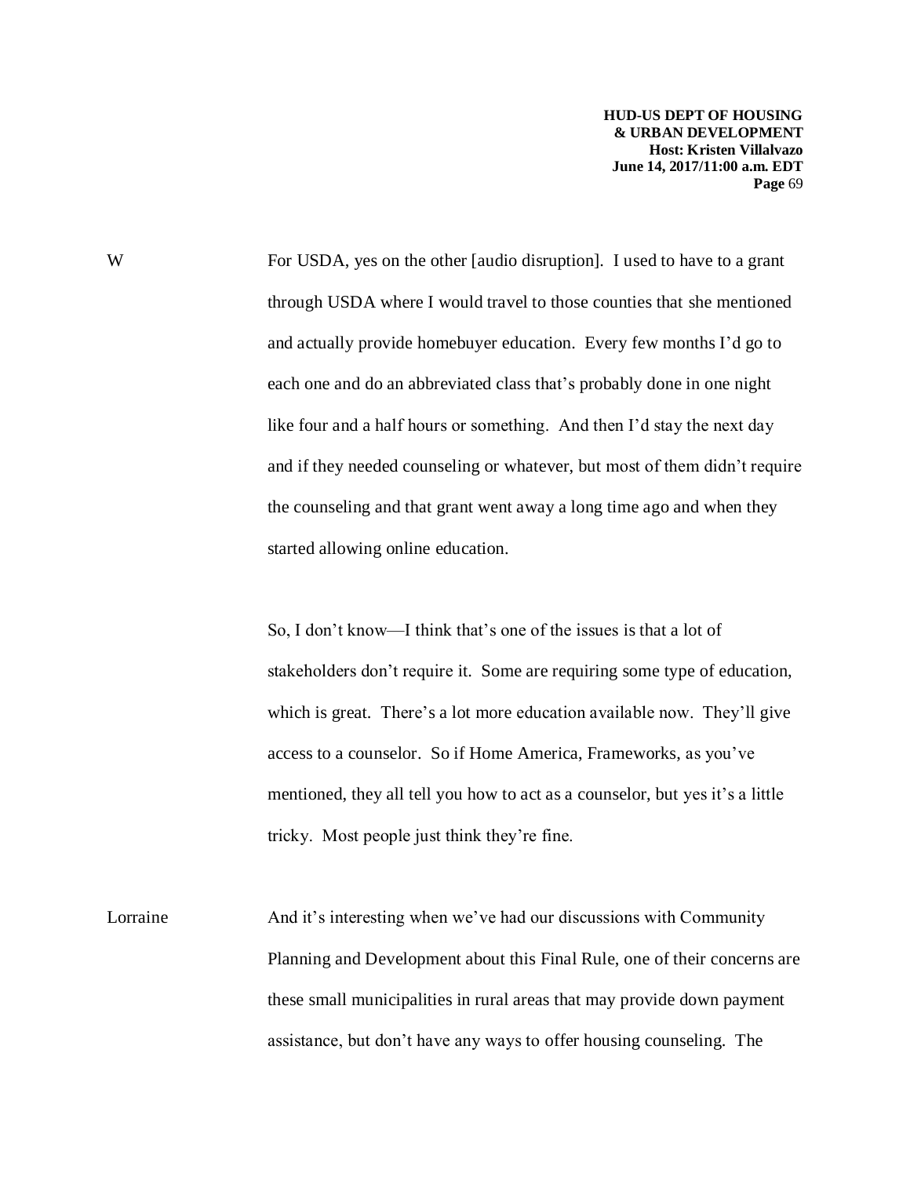W For USDA, yes on the other [audio disruption]. I used to have to a grant through USDA where I would travel to those counties that she mentioned and actually provide homebuyer education. Every few months I'd go to each one and do an abbreviated class that's probably done in one night like four and a half hours or something. And then I'd stay the next day and if they needed counseling or whatever, but most of them didn't require the counseling and that grant went away a long time ago and when they started allowing online education.

So, I don't know—I think that's one of the issues is that a lot of stakeholders don't require it. Some are requiring some type of education, which is great. There's a lot more education available now. They'll give access to a counselor. So if Home America, Frameworks, as you've mentioned, they all tell you how to act as a counselor, but yes it's a little tricky. Most people just think they're fine.

Lorraine And it's interesting when we've had our discussions with Community Planning and Development about this Final Rule, one of their concerns are these small municipalities in rural areas that may provide down payment assistance, but don't have any ways to offer housing counseling. The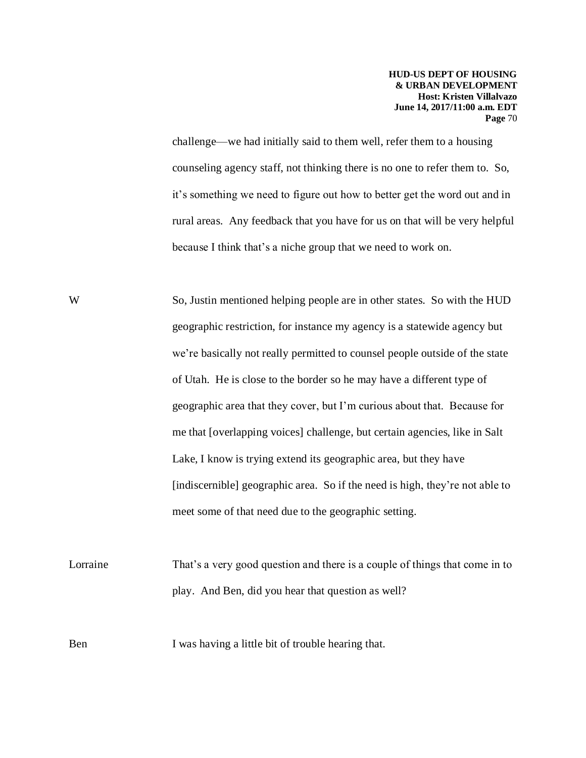challenge—we had initially said to them well, refer them to a housing counseling agency staff, not thinking there is no one to refer them to. So, it's something we need to figure out how to better get the word out and in rural areas. Any feedback that you have for us on that will be very helpful because I think that's a niche group that we need to work on.

W So, Justin mentioned helping people are in other states. So with the HUD geographic restriction, for instance my agency is a statewide agency but we're basically not really permitted to counsel people outside of the state of Utah. He is close to the border so he may have a different type of geographic area that they cover, but I'm curious about that. Because for me that [overlapping voices] challenge, but certain agencies, like in Salt Lake, I know is trying extend its geographic area, but they have [indiscernible] geographic area. So if the need is high, they're not able to meet some of that need due to the geographic setting.

Lorraine That's a very good question and there is a couple of things that come in to play. And Ben, did you hear that question as well?

Ben I was having a little bit of trouble hearing that.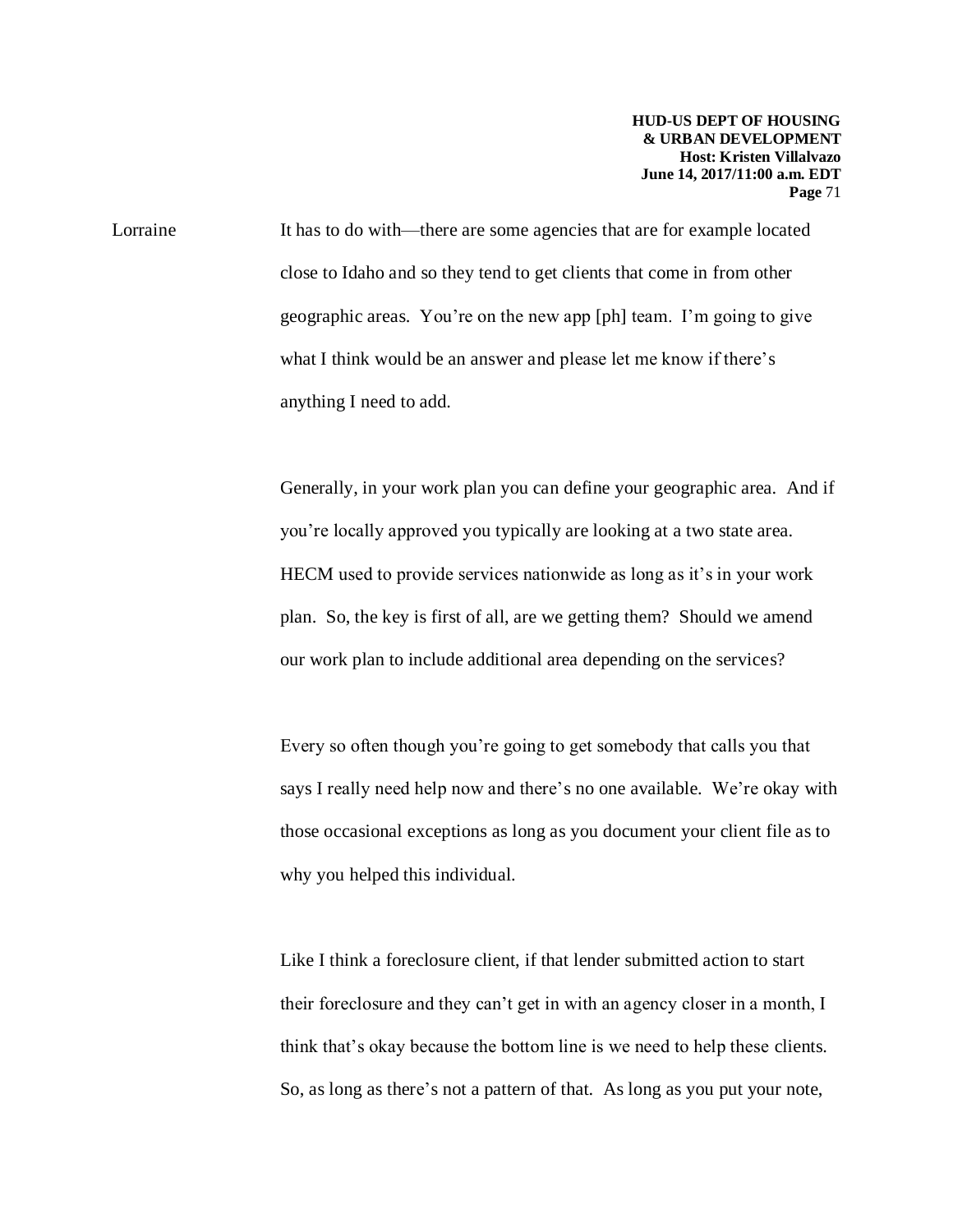Lorraine It has to do with—there are some agencies that are for example located close to Idaho and so they tend to get clients that come in from other geographic areas. You're on the new app [ph] team. I'm going to give what I think would be an answer and please let me know if there's anything I need to add.

Generally, in your work plan you can define your geographic area. And if you're locally approved you typically are looking at a two state area. HECM used to provide services nationwide as long as it's in your work plan. So, the key is first of all, are we getting them? Should we amend our work plan to include additional area depending on the services?

Every so often though you're going to get somebody that calls you that says I really need help now and there's no one available. We're okay with those occasional exceptions as long as you document your client file as to why you helped this individual.

Like I think a foreclosure client, if that lender submitted action to start their foreclosure and they can't get in with an agency closer in a month, I think that's okay because the bottom line is we need to help these clients. So, as long as there's not a pattern of that. As long as you put your note,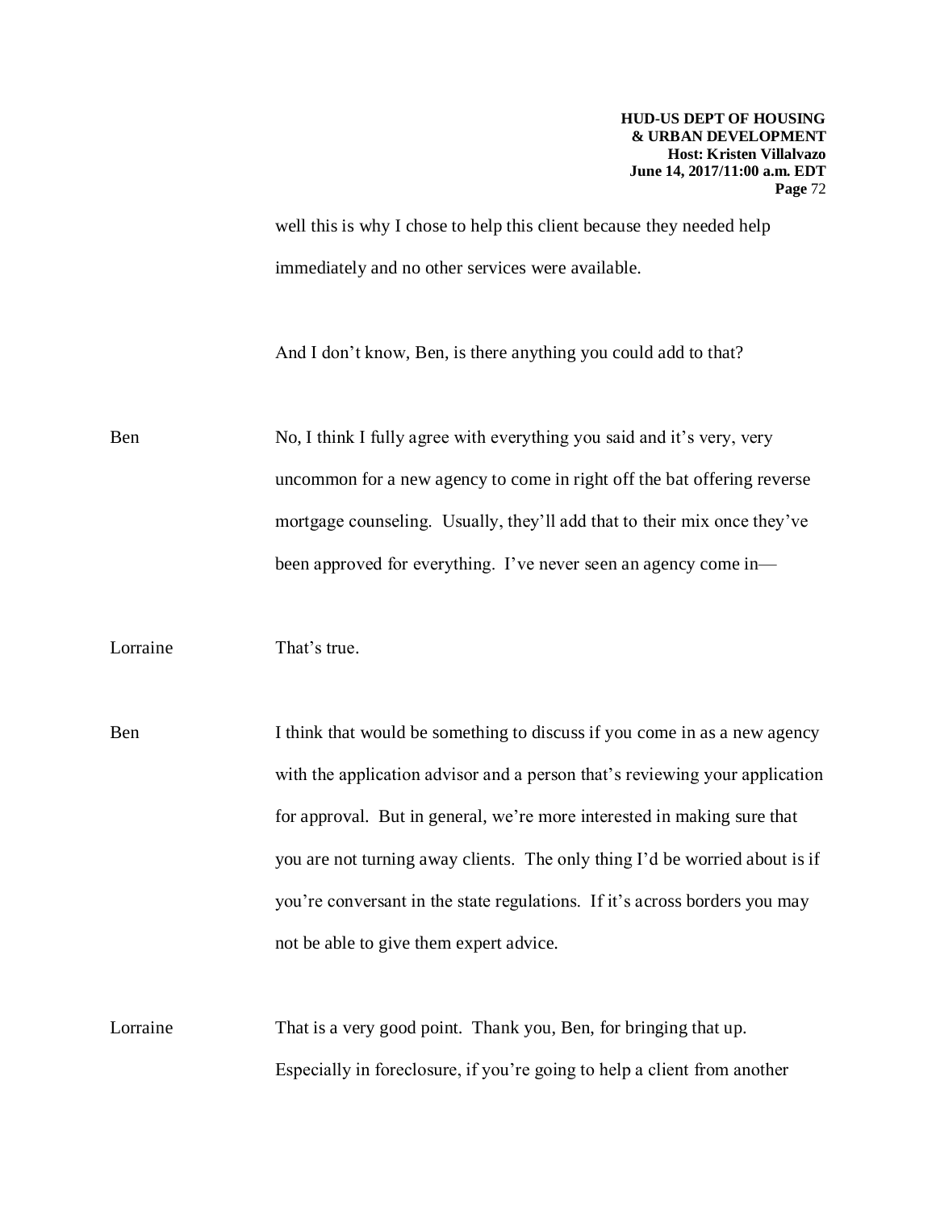well this is why I chose to help this client because they needed help immediately and no other services were available.

And I don't know, Ben, is there anything you could add to that?

Ben No, I think I fully agree with everything you said and it's very, very uncommon for a new agency to come in right off the bat offering reverse mortgage counseling. Usually, they'll add that to their mix once they've been approved for everything. I've never seen an agency come in—

Lorraine That's true.

Ben I think that would be something to discuss if you come in as a new agency with the application advisor and a person that's reviewing your application for approval. But in general, we're more interested in making sure that you are not turning away clients. The only thing I'd be worried about is if you're conversant in the state regulations. If it's across borders you may not be able to give them expert advice.

Lorraine That is a very good point. Thank you, Ben, for bringing that up. Especially in foreclosure, if you're going to help a client from another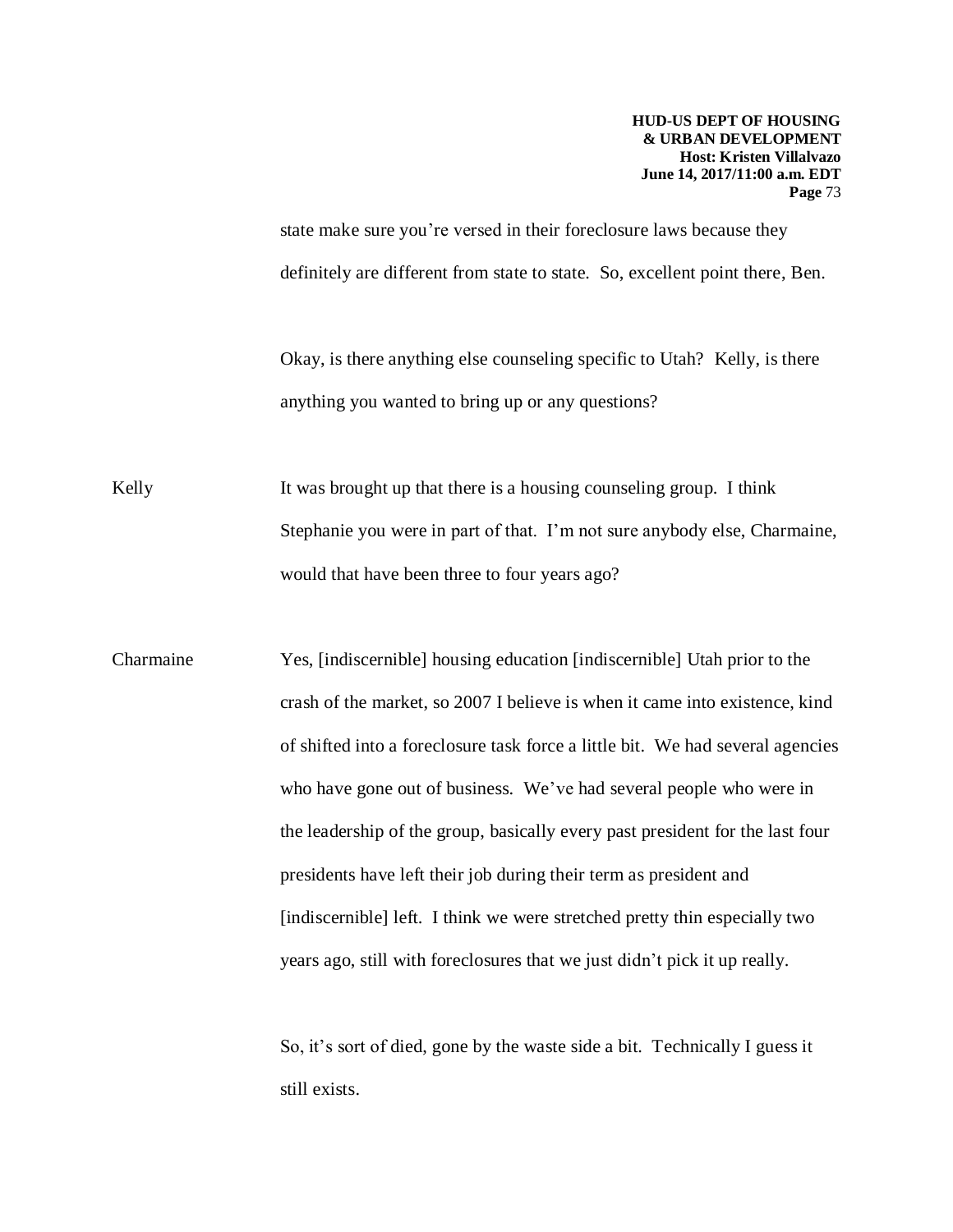state make sure you're versed in their foreclosure laws because they definitely are different from state to state. So, excellent point there, Ben.

Okay, is there anything else counseling specific to Utah? Kelly, is there anything you wanted to bring up or any questions?

Kelly: It was brought up that there is a housing counseling group. I think Stephanie you were in part of that. I'm not sure anybody else, Charmaine, would that have been three to four years ago?

Charmaine: Yes, [indiscernible] housing education [indiscernible] Utah prior to the crash of the market, so 2007 I believe is when it came into existence, kind of shifted into a foreclosure task force a little bit. We had several agencies who have gone out of business. We've had several people who were in the leadership of the group, basically every past president for the last four presidents have left their job during their term as president and [indiscernible] left. I think we were stretched pretty thin especially two years ago, still with foreclosures that we just didn't pick it up really.

So, it's sort of died, gone by the waste side a bit. Technically I guess it still exists.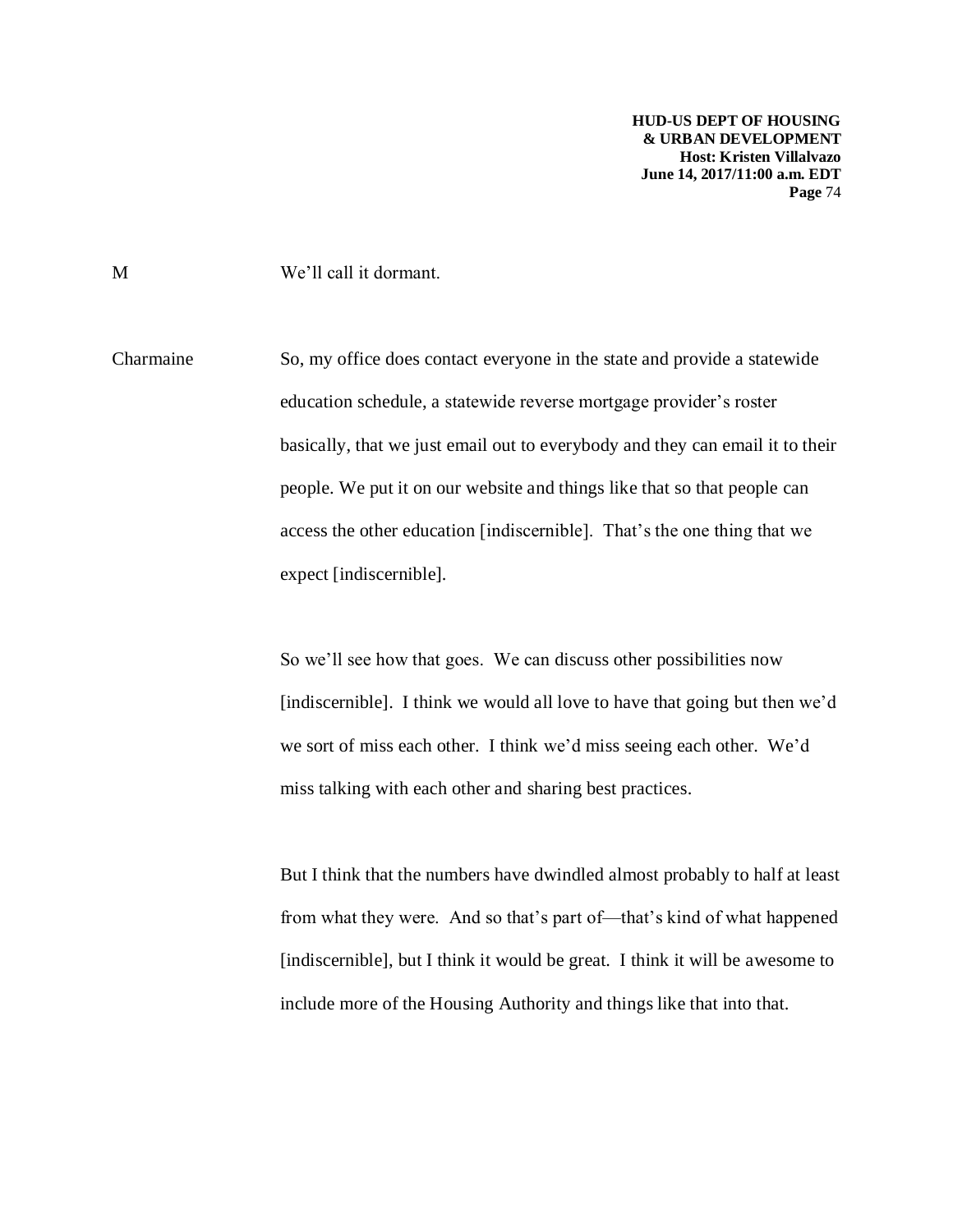M We'll call it dormant.

Charmaine So, my office does contact everyone in the state and provide a statewide education schedule, a statewide reverse mortgage provider's roster basically, that we just email out to everybody and they can email it to their people. We put it on our website and things like that so that people can access the other education [indiscernible]. That's the one thing that we expect [indiscernible].

So we'll see how that goes. We can discuss other possibilities now [indiscernible]. I think we would all love to have that going but then we'd we sort of miss each other. I think we'd miss seeing each other. We'd miss talking with each other and sharing best practices.

But I think that the numbers have dwindled almost probably to half at least from what they were. And so that's part of—that's kind of what happened [indiscernible], but I think it would be great. I think it will be awesome to include more of the Housing Authority and things like that into that.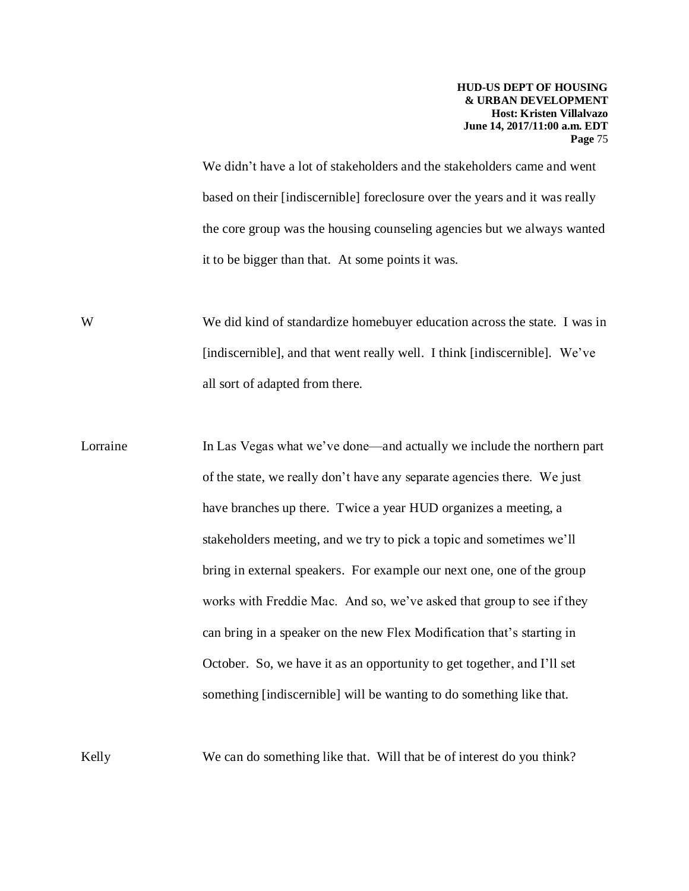We didn't have a lot of stakeholders and the stakeholders came and went based on their [indiscernible] foreclosure over the years and it was really the core group was the housing counseling agencies but we always wanted it to be bigger than that. At some points it was.

W We did kind of standardize homebuyer education across the state. I was in [indiscernible], and that went really well. I think [indiscernible]. We've all sort of adapted from there.

Lorraine In Las Vegas what we've done—and actually we include the northern part of the state, we really don't have any separate agencies there. We just have branches up there. Twice a year HUD organizes a meeting, a stakeholders meeting, and we try to pick a topic and sometimes we'll bring in external speakers. For example our next one, one of the group works with Freddie Mac. And so, we've asked that group to see if they can bring in a speaker on the new Flex Modification that's starting in October. So, we have it as an opportunity to get together, and I'll set something [indiscernible] will be wanting to do something like that.

Kelly We can do something like that. Will that be of interest do you think?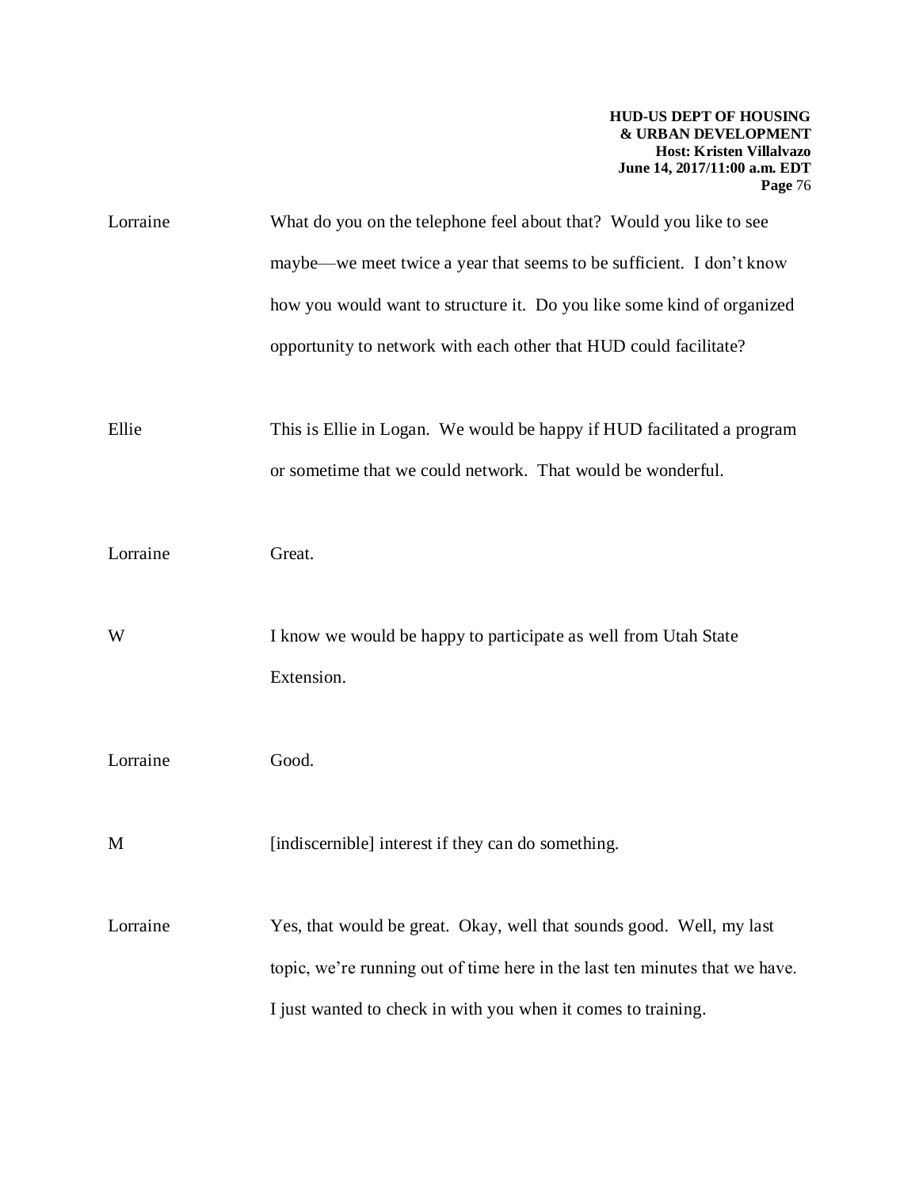Lorraine What do you on the telephone feel about that? Would you like to see maybe—we meet twice a year that seems to be sufficient. I don't know how you would want to structure it. Do you like some kind of organized opportunity to network with each other that HUD could facilitate?

Ellie This is Ellie in Logan. We would be happy if HUD facilitated a program or sometime that we could network. That would be wonderful.

Lorraine Great.

W I know we would be happy to participate as well from Utah State Extension.

Lorraine Good.

M [indiscernible] interest if they can do something.

Lorraine Yes, that would be great. Okay, well that sounds good. Well, my last topic, we're running out of time here in the last ten minutes that we have. I just wanted to check in with you when it comes to training.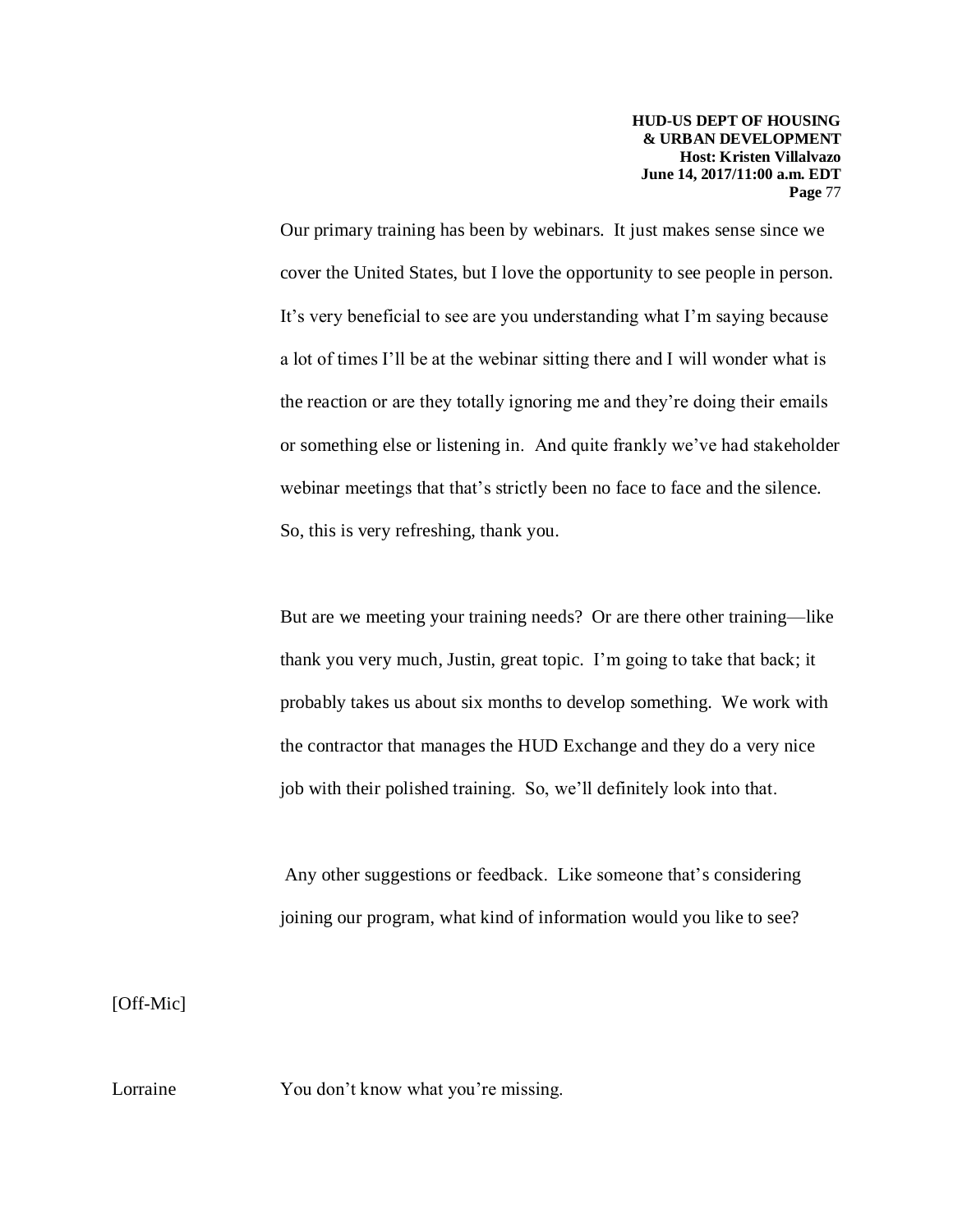Our primary training has been by webinars. It just makes sense since we cover the United States, but I love the opportunity to see people in person. It's very beneficial to see are you understanding what I'm saying because a lot of times I'll be at the webinar sitting there and I will wonder what is the reaction or are they totally ignoring me and they're doing their emails or something else or listening in. And quite frankly we've had stakeholder webinar meetings that that's strictly been no face to face and the silence. So, this is very refreshing, thank you.

But are we meeting your training needs? Or are there other training—like thank you very much, Justin, great topic. I'm going to take that back; it probably takes us about six months to develop something. We work with the contractor that manages the HUD Exchange and they do a very nice job with their polished training. So, we'll definitely look into that.

Any other suggestions or feedback. Like someone that's considering joining our program, what kind of information would you like to see?

[Off-Mic]

Lorraine You don't know what you're missing.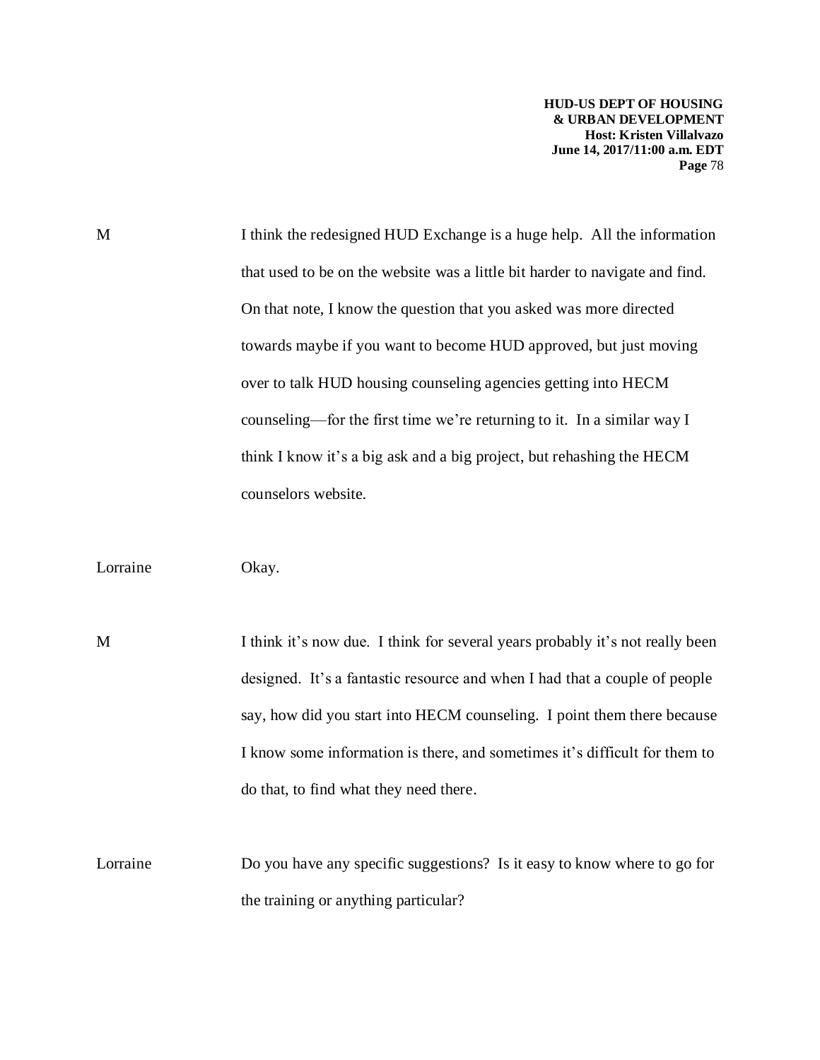M I think the redesigned HUD Exchange is a huge help. All the information that used to be on the website was a little bit harder to navigate and find. On that note, I know the question that you asked was more directed towards maybe if you want to become HUD approved, but just moving over to talk HUD housing counseling agencies getting into HECM counseling—for the first time we're returning to it. In a similar way I think I know it's a big ask and a big project, but rehashing the HECM counselors website.

Lorraine Okay.

M I think it's now due. I think for several years probably it's not really been designed. It's a fantastic resource and when I had that a couple of people say, how did you start into HECM counseling. I point them there because I know some information is there, and sometimes it's difficult for them to do that, to find what they need there.

Lorraine Do you have any specific suggestions? Is it easy to know where to go for the training or anything particular?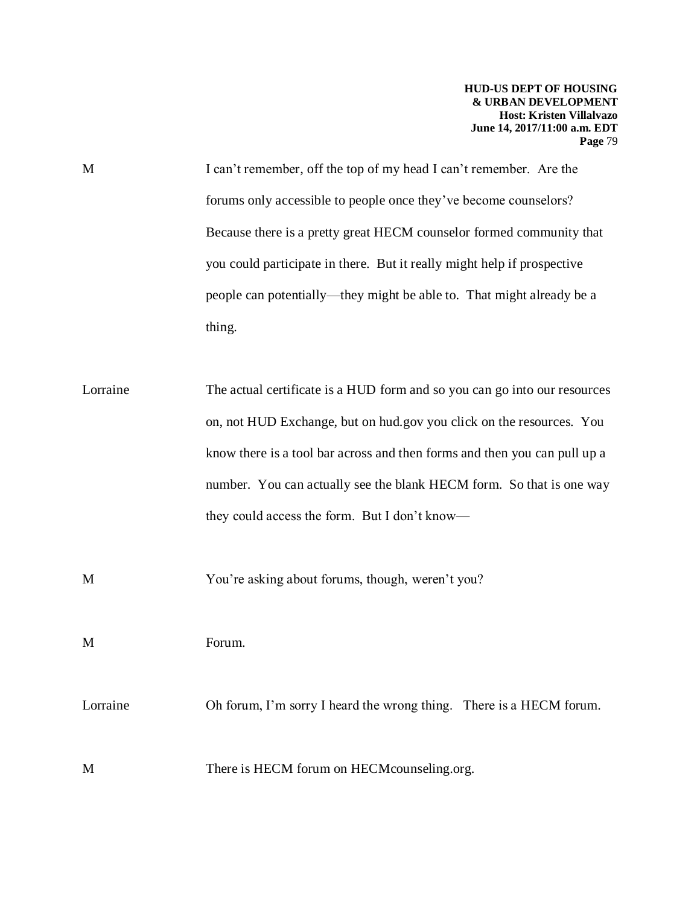M I can't remember, off the top of my head I can't remember. Are the forums only accessible to people once they've become counselors? Because there is a pretty great HECM counselor formed community that you could participate in there. But it really might help if prospective people can potentially—they might be able to. That might already be a thing.

Lorraine The actual certificate is a HUD form and so you can go into our resources on, not HUD Exchange, but on hud.gov you click on the resources. You know there is a tool bar across and then forms and then you can pull up a number. You can actually see the blank HECM form. So that is one way they could access the form. But I don't know—

M You're asking about forums, though, weren't you?

M Forum.

Lorraine Oh forum, I'm sorry I heard the wrong thing. There is a HECM forum.

M There is HECM forum on HECMcounseling.org.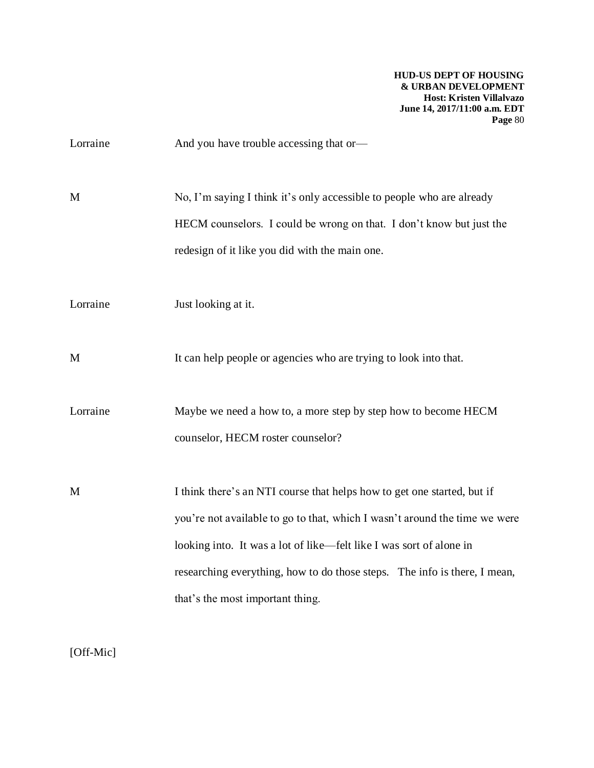Lorraine And you have trouble accessing that or—

M No, I'm saying I think it's only accessible to people who are already HECM counselors. I could be wrong on that. I don't know but just the redesign of it like you did with the main one.

Lorraine Just looking at it.

M It can help people or agencies who are trying to look into that.

Lorraine Maybe we need a how to, a more step by step how to become HECM counselor, HECM roster counselor?

M I think there's an NTI course that helps how to get one started, but if you're not available to go to that, which I wasn't around the time we were looking into. It was a lot of like—felt like I was sort of alone in researching everything, how to do those steps. The info is there, I mean, that's the most important thing.

[Off-Mic]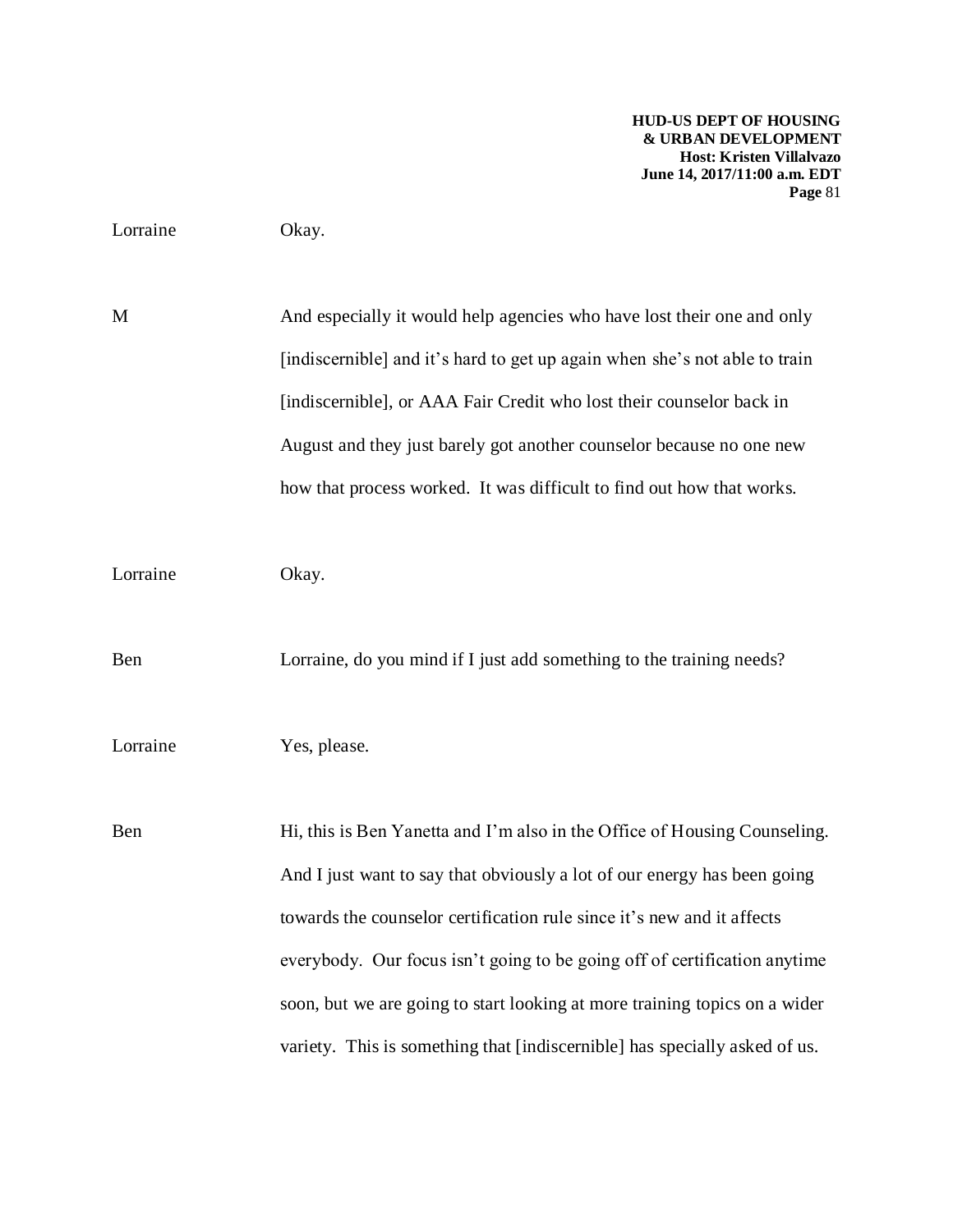Lorraine Okay.

M And especially it would help agencies who have lost their one and only [indiscernible] and it's hard to get up again when she's not able to train [indiscernible], or AAA Fair Credit who lost their counselor back in August and they just barely got another counselor because no one new how that process worked. It was difficult to find out how that works.

Lorraine Okay.

Ben Lorraine, do you mind if I just add something to the training needs?

Lorraine Yes, please.

Ben Hi, this is Ben Yanetta and I'm also in the Office of Housing Counseling. And I just want to say that obviously a lot of our energy has been going towards the counselor certification rule since it's new and it affects everybody. Our focus isn't going to be going off of certification anytime soon, but we are going to start looking at more training topics on a wider variety. This is something that [indiscernible] has specially asked of us.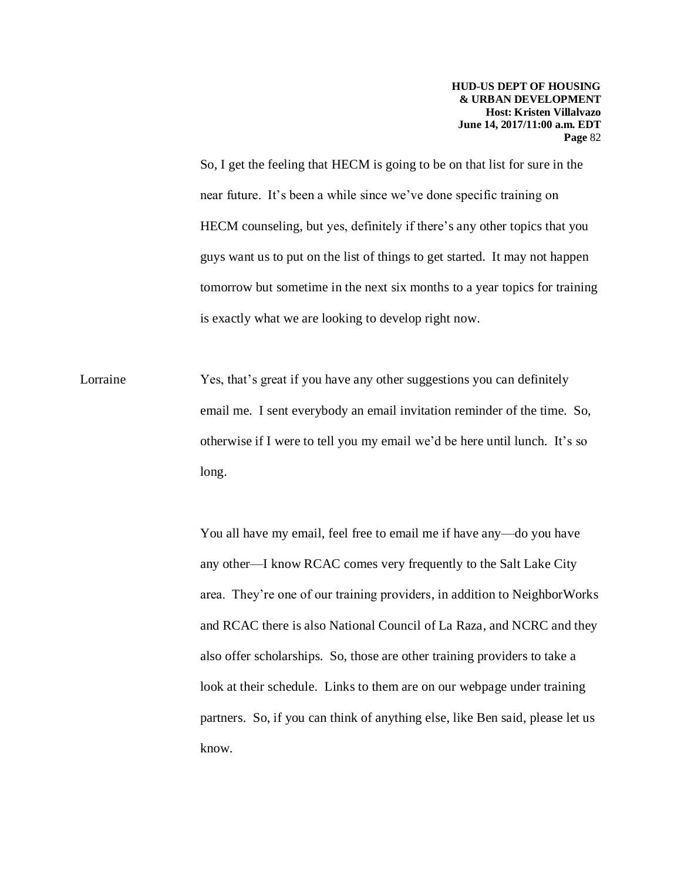So, I get the feeling that HECM is going to be on that list for sure in the near future. It's been a while since we've done specific training on HECM counseling, but yes, definitely if there's any other topics that you guys want us to put on the list of things to get started. It may not happen tomorrow but sometime in the next six months to a year topics for training is exactly what we are looking to develop right now.

Lorraine Yes, that's great if you have any other suggestions you can definitely email me. I sent everybody an email invitation reminder of the time. So, otherwise if I were to tell you my email we'd be here until lunch. It's so long.

You all have my email, feel free to email me if have any—do you have any other—I know RCAC comes very frequently to the Salt Lake City area. They're one of our training providers, in addition to NeighborWorks and RCAC there is also National Council of La Raza, and NCRC and they also offer scholarships. So, those are other training providers to take a look at their schedule. Links to them are on our webpage under training partners. So, if you can think of anything else, like Ben said, please let us know.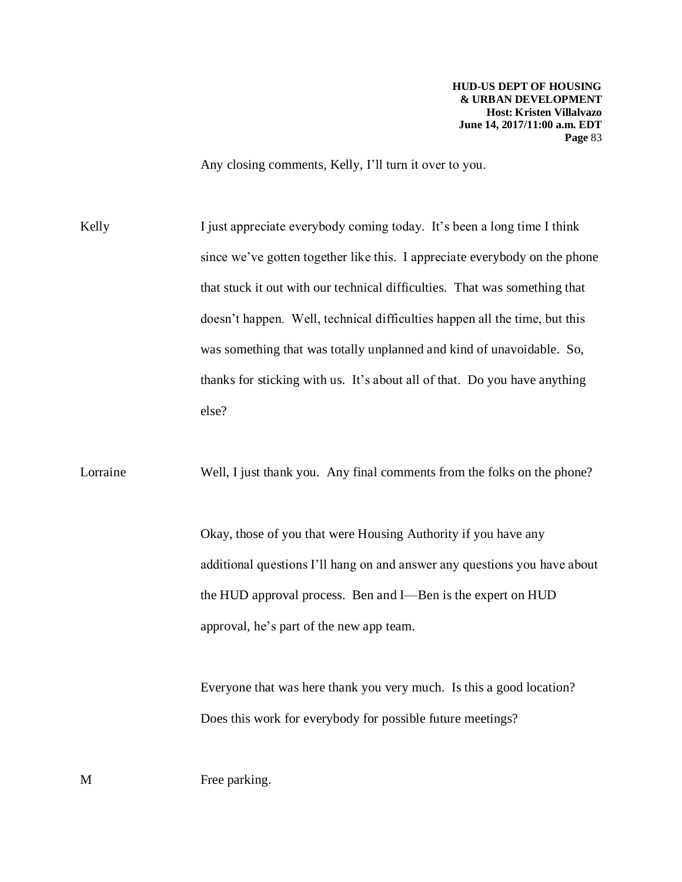Any closing comments, Kelly, I'll turn it over to you.

Kelly I just appreciate everybody coming today. It's been a long time I think since we've gotten together like this. I appreciate everybody on the phone that stuck it out with our technical difficulties. That was something that doesn't happen. Well, technical difficulties happen all the time, but this was something that was totally unplanned and kind of unavoidable. So, thanks for sticking with us. It's about all of that. Do you have anything else?

Lorraine Well, I just thank you. Any final comments from the folks on the phone?

Okay, those of you that were Housing Authority if you have any additional questions I'll hang on and answer any questions you have about the HUD approval process. Ben and I—Ben is the expert on HUD approval, he's part of the new app team.

Everyone that was here thank you very much. Is this a good location? Does this work for everybody for possible future meetings?

M Free parking.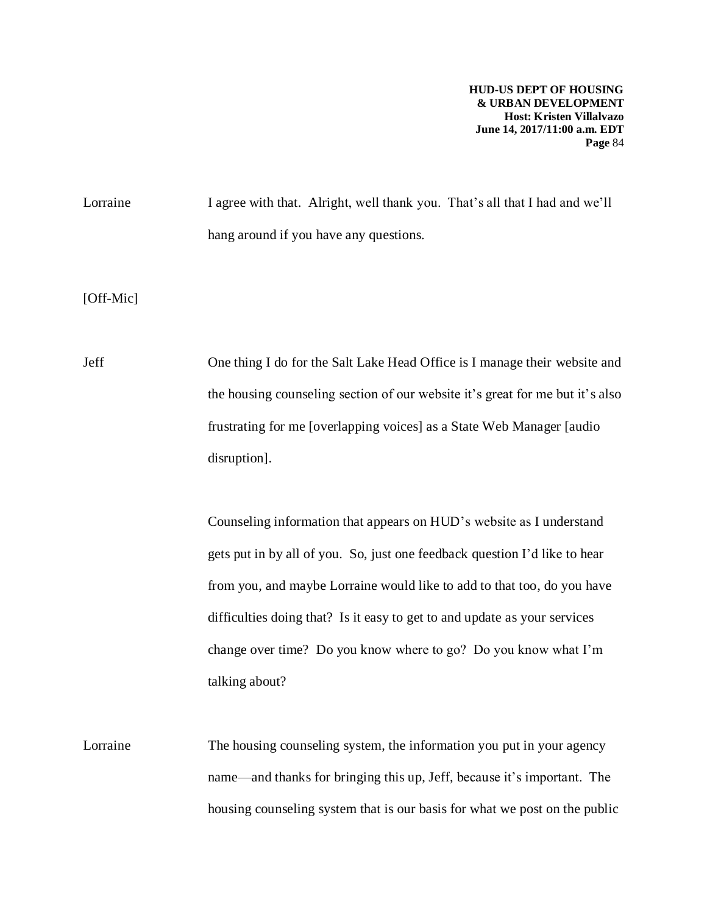Lorraine I agree with that. Alright, well thank you. That's all that I had and we'll hang around if you have any questions.

[Off-Mic]

Jeff One thing I do for the Salt Lake Head Office is I manage their website and the housing counseling section of our website it's great for me but it's also frustrating for me [overlapping voices] as a State Web Manager [audio disruption].

Counseling information that appears on HUD's website as I understand gets put in by all of you. So, just one feedback question I'd like to hear from you, and maybe Lorraine would like to add to that too, do you have difficulties doing that? Is it easy to get to and update as your services change over time? Do you know where to go? Do you know what I'm talking about?

Lorraine The housing counseling system, the information you put in your agency name—and thanks for bringing this up, Jeff, because it's important. The housing counseling system that is our basis for what we post on the public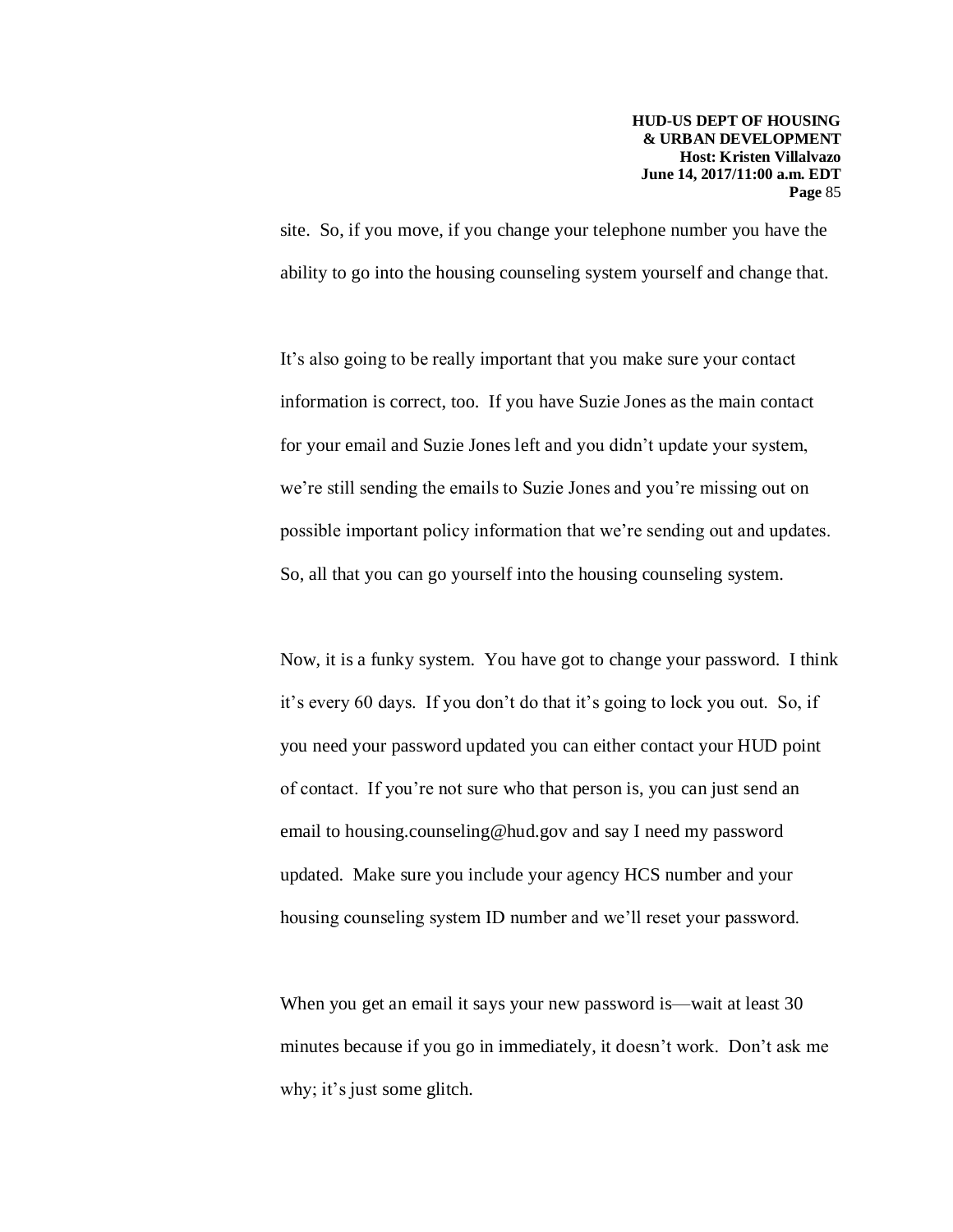site. So, if you move, if you change your telephone number you have the ability to go into the housing counseling system yourself and change that.

It's also going to be really important that you make sure your contact information is correct, too. If you have Suzie Jones as the main contact for your email and Suzie Jones left and you didn't update your system, we're still sending the emails to Suzie Jones and you're missing out on possible important policy information that we're sending out and updates. So, all that you can go yourself into the housing counseling system.

Now, it is a funky system. You have got to change your password. I think it's every 60 days. If you don't do that it's going to lock you out. So, if you need your password updated you can either contact your HUD point of contact. If you're not sure who that person is, you can just send an email to housing.counseling@hud.gov and say I need my password updated. Make sure you include your agency HCS number and your housing counseling system ID number and we'll reset your password.

When you get an email it says your new password is—wait at least 30 minutes because if you go in immediately, it doesn't work. Don't ask me why; it's just some glitch.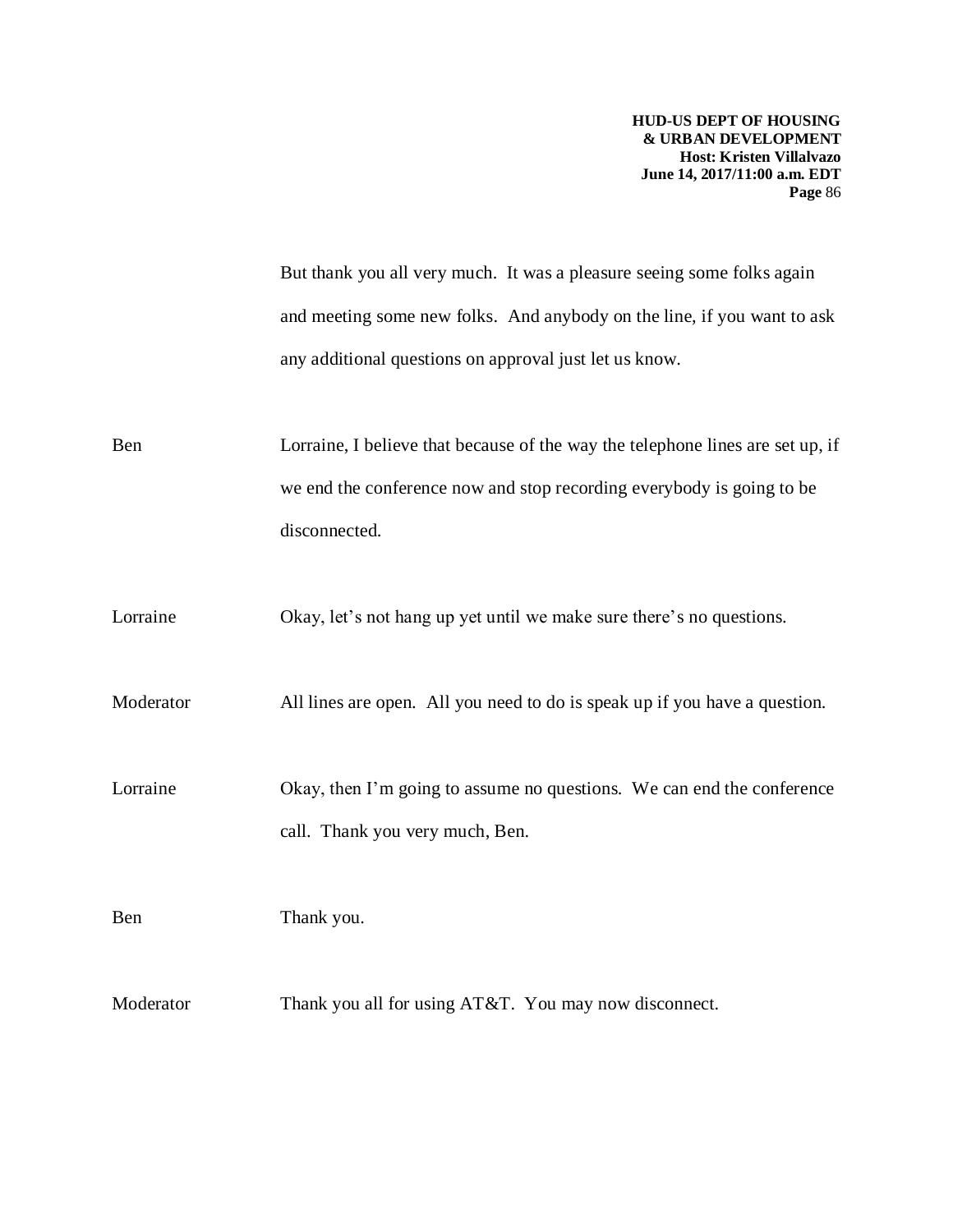But thank you all very much. It was a pleasure seeing some folks again and meeting some new folks. And anybody on the line, if you want to ask any additional questions on approval just let us know.

Ben: Lorraine, I believe that because of the way the telephone lines are set up, if we end the conference now and stop recording everybody is going to be disconnected.

Lorraine: Okay, let's not hang up yet until we make sure there's no questions.

Moderator: All lines are open. All you need to do is speak up if you have a question.

Lorraine: Okay, then I'm going to assume no questions. We can end the conference call. Thank you very much, Ben.

Ben: Thank you.

Moderator: Thank you all for using AT&T. You may now disconnect.